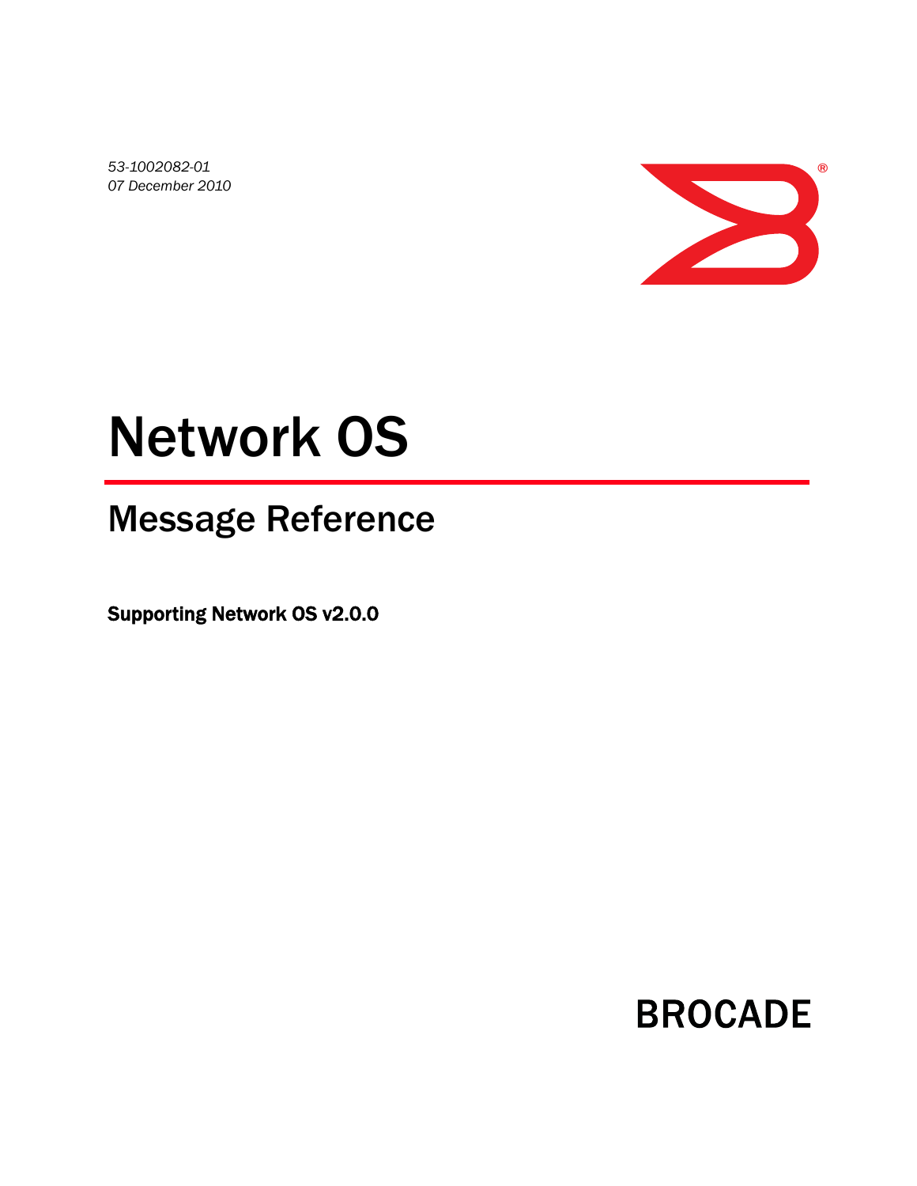*53-1002082-01*
*07 December 2010*

# Network OS

## Message Reference

**Supporting Network OS v2.0.0**

BROCADE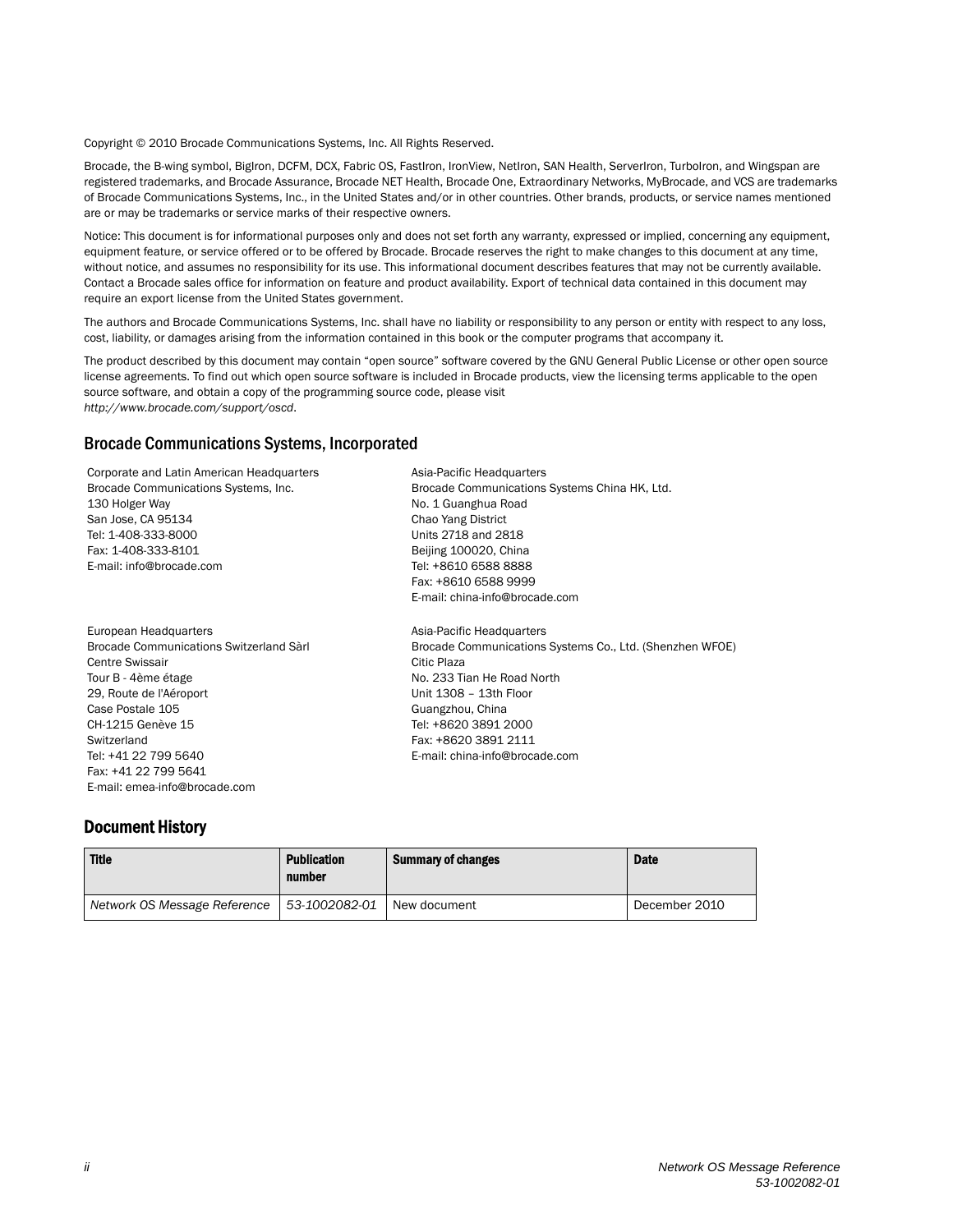Copyright © 2010 Brocade Communications Systems, Inc. All Rights Reserved.

Brocade, the B-wing symbol, BigIron, DCFM, DCX, Fabric OS, FastIron, IronView, NetIron, SAN Health, ServerIron, TurboIron, and Wingspan are registered trademarks, and Brocade Assurance, Brocade NET Health, Brocade One, Extraordinary Networks, MyBrocade, and VCS are trademarks of Brocade Communications Systems, Inc., in the United States and/or in other countries. Other brands, products, or service names mentioned are or may be trademarks or service marks of their respective owners.

Notice: This document is for informational purposes only and does not set forth any warranty, expressed or implied, concerning any equipment, equipment feature, or service offered or to be offered by Brocade. Brocade reserves the right to make changes to this document at any time, without notice, and assumes no responsibility for its use. This informational document describes features that may not be currently available. Contact a Brocade sales office for information on feature and product availability. Export of technical data contained in this document may require an export license from the United States government.

The authors and Brocade Communications Systems, Inc. shall have no liability or responsibility to any person or entity with respect to any loss, cost, liability, or damages arising from the information contained in this book or the computer programs that accompany it.

The product described by this document may contain "open source" software covered by the GNU General Public License or other open source license agreements. To find out which open source software is included in Brocade products, view the licensing terms applicable to the open source software, and obtain a copy of the programming source code, please visit *http://www.brocade.com/support/oscd*.

## Brocade Communications Systems, Incorporated

Corporate and Latin American Headquarters
Brocade Communications Systems, Inc.
130 Holger Way
San Jose, CA 95134
Tel: 1-408-333-8000
Fax: 1-408-333-8101
E-mail: info@brocade.com

Asia-Pacific Headquarters
Brocade Communications Systems China HK, Ltd.
No. 1 Guanghua Road
Chao Yang District
Units 2718 and 2818
Beijing 100020, China
Tel: +8610 6588 8888
Fax: +8610 6588 9999
E-mail: china-info@brocade.com

European Headquarters
Brocade Communications Switzerland Sàrl
Centre Swissair
Tour B - 4ème étage
29, Route de l'Aéroport
Case Postale 105
CH-1215 Genève 15
Switzerland
Tel: +41 22 799 5640
Fax: +41 22 799 5641
E-mail: emea-info@brocade.com

Asia-Pacific Headquarters
Brocade Communications Systems Co., Ltd. (Shenzhen WFOE)
Citic Plaza
No. 233 Tian He Road North
Unit 1308 – 13th Floor
Guangzhou, China
Tel: +8620 3891 2000
Fax: +8620 3891 2111
E-mail: china-info@brocade.com

## Document History

| Title | Publication number | Summary of changes | Date |
|---|---|---|---|
| *Network OS Message Reference* | *53-1002082-01* | New document | December 2010 |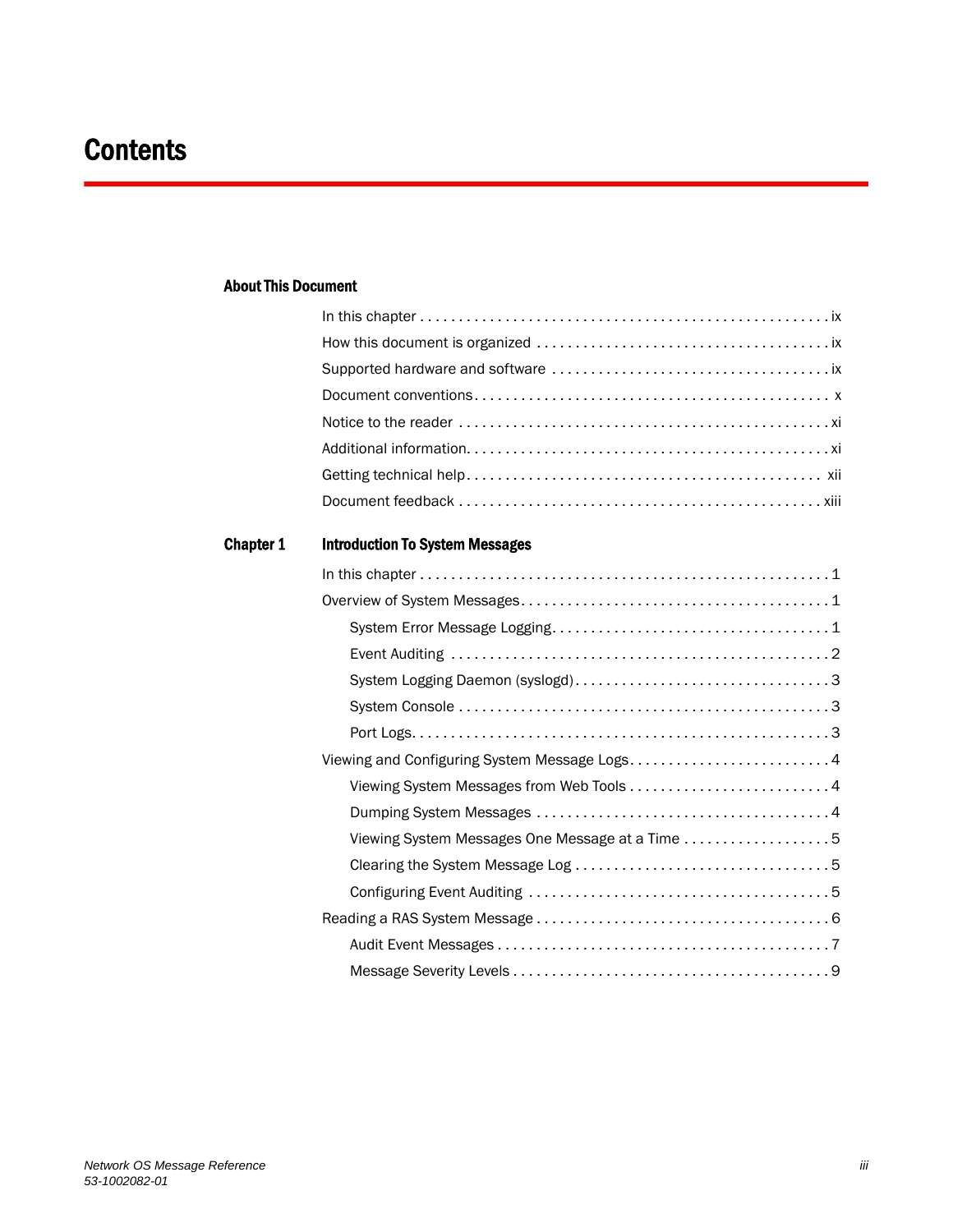# Contents

### About This Document

In this chapter . . . . . . . . . . . . . . . . . . . . . . . . . . . . . . . . . . . . . . . . . . . . . . . . . . . ix

How this document is organized . . . . . . . . . . . . . . . . . . . . . . . . . . . . . . . . . . . . . ix

Supported hardware and software . . . . . . . . . . . . . . . . . . . . . . . . . . . . . . . . . . . ix

Document conventions. . . . . . . . . . . . . . . . . . . . . . . . . . . . . . . . . . . . . . . . . . . . . x

Notice to the reader . . . . . . . . . . . . . . . . . . . . . . . . . . . . . . . . . . . . . . . . . . . . . xi

Additional information. . . . . . . . . . . . . . . . . . . . . . . . . . . . . . . . . . . . . . . . . . . . . xi

Getting technical help. . . . . . . . . . . . . . . . . . . . . . . . . . . . . . . . . . . . . . . . . . . . xii

Document feedback . . . . . . . . . . . . . . . . . . . . . . . . . . . . . . . . . . . . . . . . . . . . . xiii

### Chapter 1 Introduction To System Messages

In this chapter . . . . . . . . . . . . . . . . . . . . . . . . . . . . . . . . . . . . . . . . . . . . . . . . . . . 1

Overview of System Messages. . . . . . . . . . . . . . . . . . . . . . . . . . . . . . . . . . . . . . . 1

- System Error Message Logging. . . . . . . . . . . . . . . . . . . . . . . . . . . . . . . . . . 1
- Event Auditing . . . . . . . . . . . . . . . . . . . . . . . . . . . . . . . . . . . . . . . . . . . . . . . 2
- System Logging Daemon (syslogd). . . . . . . . . . . . . . . . . . . . . . . . . . . . . . . . 3
- System Console . . . . . . . . . . . . . . . . . . . . . . . . . . . . . . . . . . . . . . . . . . . . . . 3
- Port Logs. . . . . . . . . . . . . . . . . . . . . . . . . . . . . . . . . . . . . . . . . . . . . . . . . . . . 3

Viewing and Configuring System Message Logs. . . . . . . . . . . . . . . . . . . . . . . . . 4

- Viewing System Messages from Web Tools . . . . . . . . . . . . . . . . . . . . . . . . . 4
- Dumping System Messages . . . . . . . . . . . . . . . . . . . . . . . . . . . . . . . . . . . . 4
- Viewing System Messages One Message at a Time . . . . . . . . . . . . . . . . . . 5
- Clearing the System Message Log . . . . . . . . . . . . . . . . . . . . . . . . . . . . . . . 5
- Configuring Event Auditing . . . . . . . . . . . . . . . . . . . . . . . . . . . . . . . . . . . . . 5

Reading a RAS System Message . . . . . . . . . . . . . . . . . . . . . . . . . . . . . . . . . . . . 6

- Audit Event Messages . . . . . . . . . . . . . . . . . . . . . . . . . . . . . . . . . . . . . . . . . 7
- Message Severity Levels . . . . . . . . . . . . . . . . . . . . . . . . . . . . . . . . . . . . . . . 9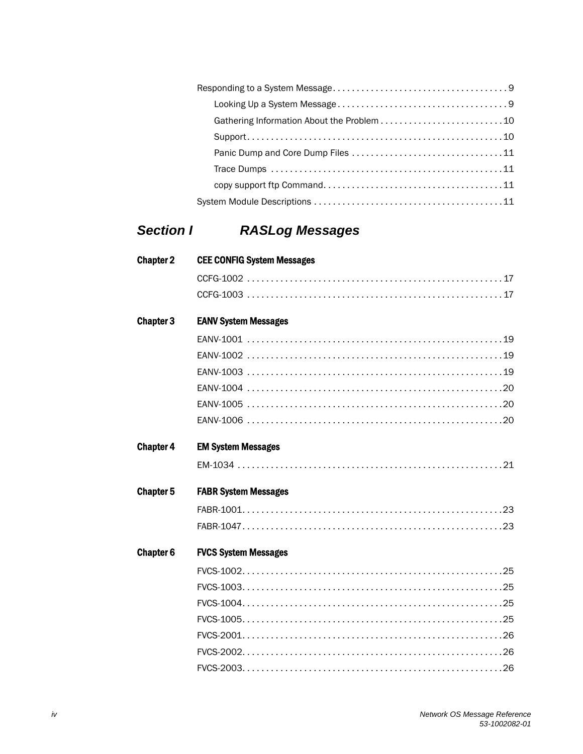Responding to a System Message . . . . . . . . . . . . . . . . . . . . . . . . . . . . . . . . . . . . 9

Looking Up a System Message . . . . . . . . . . . . . . . . . . . . . . . . . . . . . . . . . . . 9

Gathering Information About the Problem . . . . . . . . . . . . . . . . . . . . . . . . . 10

Support. . . . . . . . . . . . . . . . . . . . . . . . . . . . . . . . . . . . . . . . . . . . . . . . . . . . 10

Panic Dump and Core Dump Files . . . . . . . . . . . . . . . . . . . . . . . . . . . . . . . 11

Trace Dumps . . . . . . . . . . . . . . . . . . . . . . . . . . . . . . . . . . . . . . . . . . . . . . . . 11

copy support ftp Command. . . . . . . . . . . . . . . . . . . . . . . . . . . . . . . . . . . . . 11

System Module Descriptions . . . . . . . . . . . . . . . . . . . . . . . . . . . . . . . . . . . . . . . 11

## *Section I RASLog Messages*

### Chapter 2 CEE CONFIG System Messages

CCFG-1002 . . . . . . . . . . . . . . . . . . . . . . . . . . . . . . . . . . . . . . . . . . . . . . . . . . . . . 17

CCFG-1003 . . . . . . . . . . . . . . . . . . . . . . . . . . . . . . . . . . . . . . . . . . . . . . . . . . . . . 17

### Chapter 3 EANV System Messages

EANV-1001 . . . . . . . . . . . . . . . . . . . . . . . . . . . . . . . . . . . . . . . . . . . . . . . . . . . . . 19

EANV-1002 . . . . . . . . . . . . . . . . . . . . . . . . . . . . . . . . . . . . . . . . . . . . . . . . . . . . . 19

EANV-1003 . . . . . . . . . . . . . . . . . . . . . . . . . . . . . . . . . . . . . . . . . . . . . . . . . . . . . 19

EANV-1004 . . . . . . . . . . . . . . . . . . . . . . . . . . . . . . . . . . . . . . . . . . . . . . . . . . . . . 20

EANV-1005 . . . . . . . . . . . . . . . . . . . . . . . . . . . . . . . . . . . . . . . . . . . . . . . . . . . . . 20

EANV-1006 . . . . . . . . . . . . . . . . . . . . . . . . . . . . . . . . . . . . . . . . . . . . . . . . . . . . . 20

### Chapter 4 EM System Messages

EM-1034 . . . . . . . . . . . . . . . . . . . . . . . . . . . . . . . . . . . . . . . . . . . . . . . . . . . . . . . 21

### Chapter 5 FABR System Messages

FABR-1001. . . . . . . . . . . . . . . . . . . . . . . . . . . . . . . . . . . . . . . . . . . . . . . . . . . . . . 23

FABR-1047. . . . . . . . . . . . . . . . . . . . . . . . . . . . . . . . . . . . . . . . . . . . . . . . . . . . . . 23

### Chapter 6 FVCS System Messages

FVCS-1002. . . . . . . . . . . . . . . . . . . . . . . . . . . . . . . . . . . . . . . . . . . . . . . . . . . . . . 25

FVCS-1003. . . . . . . . . . . . . . . . . . . . . . . . . . . . . . . . . . . . . . . . . . . . . . . . . . . . . . 25

FVCS-1004. . . . . . . . . . . . . . . . . . . . . . . . . . . . . . . . . . . . . . . . . . . . . . . . . . . . . . 25

FVCS-1005. . . . . . . . . . . . . . . . . . . . . . . . . . . . . . . . . . . . . . . . . . . . . . . . . . . . . . 25

FVCS-2001. . . . . . . . . . . . . . . . . . . . . . . . . . . . . . . . . . . . . . . . . . . . . . . . . . . . . . 26

FVCS-2002. . . . . . . . . . . . . . . . . . . . . . . . . . . . . . . . . . . . . . . . . . . . . . . . . . . . . . 26

FVCS-2003. . . . . . . . . . . . . . . . . . . . . . . . . . . . . . . . . . . . . . . . . . . . . . . . . . . . . . 26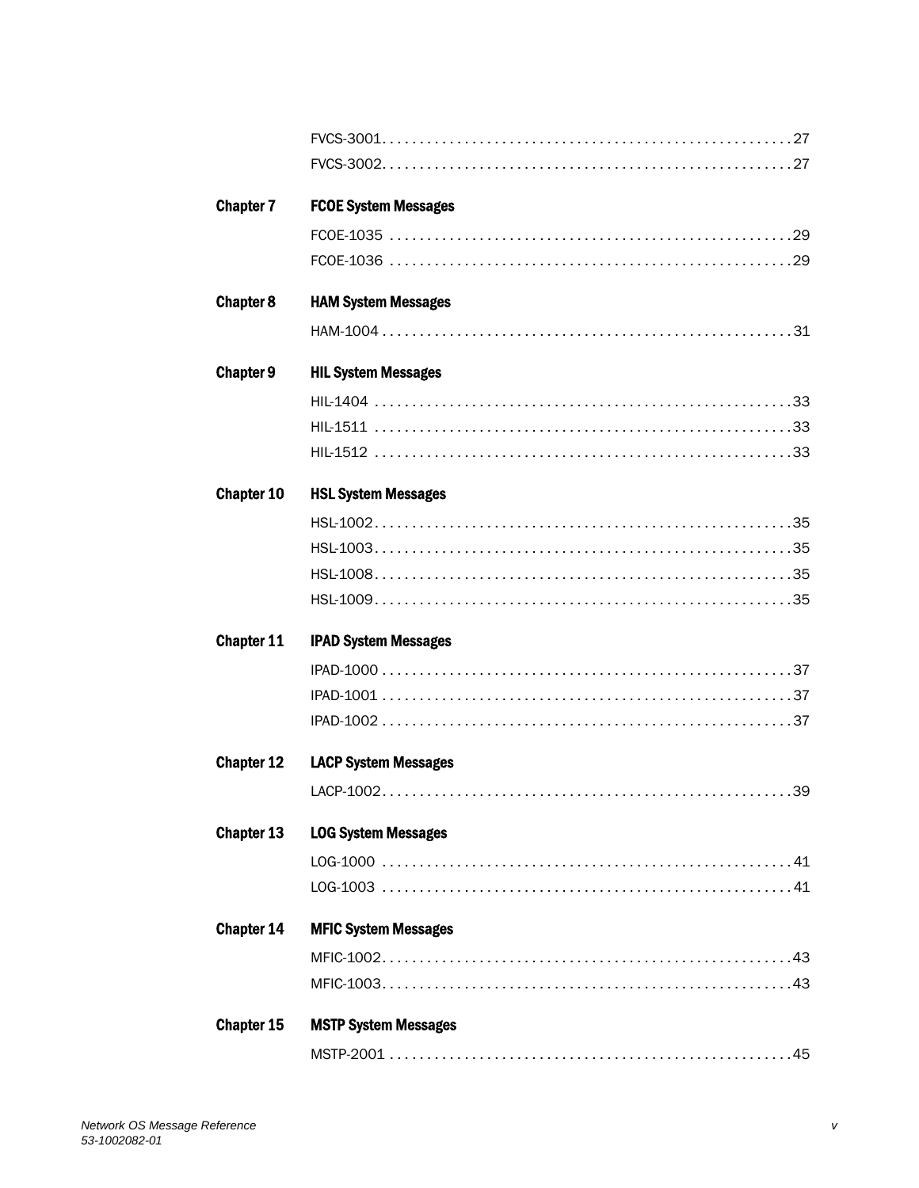FVCS-3001 . . . . . . . . . . . . . . . . . . . . . . . . . . . . . . . . . . . . . . . . . . . . . . . . . . . . 27

FVCS-3002 . . . . . . . . . . . . . . . . . . . . . . . . . . . . . . . . . . . . . . . . . . . . . . . . . . . . 27

**Chapter 7 FCOE System Messages**

FCOE-1035 . . . . . . . . . . . . . . . . . . . . . . . . . . . . . . . . . . . . . . . . . . . . . . . . . . . 29

FCOE-1036 . . . . . . . . . . . . . . . . . . . . . . . . . . . . . . . . . . . . . . . . . . . . . . . . . . . 29

**Chapter 8 HAM System Messages**

HAM-1004 . . . . . . . . . . . . . . . . . . . . . . . . . . . . . . . . . . . . . . . . . . . . . . . . . . . . 31

**Chapter 9 HIL System Messages**

HIL-1404 . . . . . . . . . . . . . . . . . . . . . . . . . . . . . . . . . . . . . . . . . . . . . . . . . . . . . 33

HIL-1511 . . . . . . . . . . . . . . . . . . . . . . . . . . . . . . . . . . . . . . . . . . . . . . . . . . . . . 33

HIL-1512 . . . . . . . . . . . . . . . . . . . . . . . . . . . . . . . . . . . . . . . . . . . . . . . . . . . . . 33

**Chapter 10 HSL System Messages**

HSL-1002 . . . . . . . . . . . . . . . . . . . . . . . . . . . . . . . . . . . . . . . . . . . . . . . . . . . . . 35

HSL-1003 . . . . . . . . . . . . . . . . . . . . . . . . . . . . . . . . . . . . . . . . . . . . . . . . . . . . . 35

HSL-1008 . . . . . . . . . . . . . . . . . . . . . . . . . . . . . . . . . . . . . . . . . . . . . . . . . . . . . 35

HSL-1009 . . . . . . . . . . . . . . . . . . . . . . . . . . . . . . . . . . . . . . . . . . . . . . . . . . . . . 35

**Chapter 11 IPAD System Messages**

IPAD-1000 . . . . . . . . . . . . . . . . . . . . . . . . . . . . . . . . . . . . . . . . . . . . . . . . . . . . 37

IPAD-1001 . . . . . . . . . . . . . . . . . . . . . . . . . . . . . . . . . . . . . . . . . . . . . . . . . . . . 37

IPAD-1002 . . . . . . . . . . . . . . . . . . . . . . . . . . . . . . . . . . . . . . . . . . . . . . . . . . . . 37

**Chapter 12 LACP System Messages**

LACP-1002 . . . . . . . . . . . . . . . . . . . . . . . . . . . . . . . . . . . . . . . . . . . . . . . . . . . . 39

**Chapter 13 LOG System Messages**

LOG-1000 . . . . . . . . . . . . . . . . . . . . . . . . . . . . . . . . . . . . . . . . . . . . . . . . . . . . . 41

LOG-1003 . . . . . . . . . . . . . . . . . . . . . . . . . . . . . . . . . . . . . . . . . . . . . . . . . . . . . 41

**Chapter 14 MFIC System Messages**

MFIC-1002 . . . . . . . . . . . . . . . . . . . . . . . . . . . . . . . . . . . . . . . . . . . . . . . . . . . . 43

MFIC-1003 . . . . . . . . . . . . . . . . . . . . . . . . . . . . . . . . . . . . . . . . . . . . . . . . . . . . 43

**Chapter 15 MSTP System Messages**

MSTP-2001 . . . . . . . . . . . . . . . . . . . . . . . . . . . . . . . . . . . . . . . . . . . . . . . . . . . . 45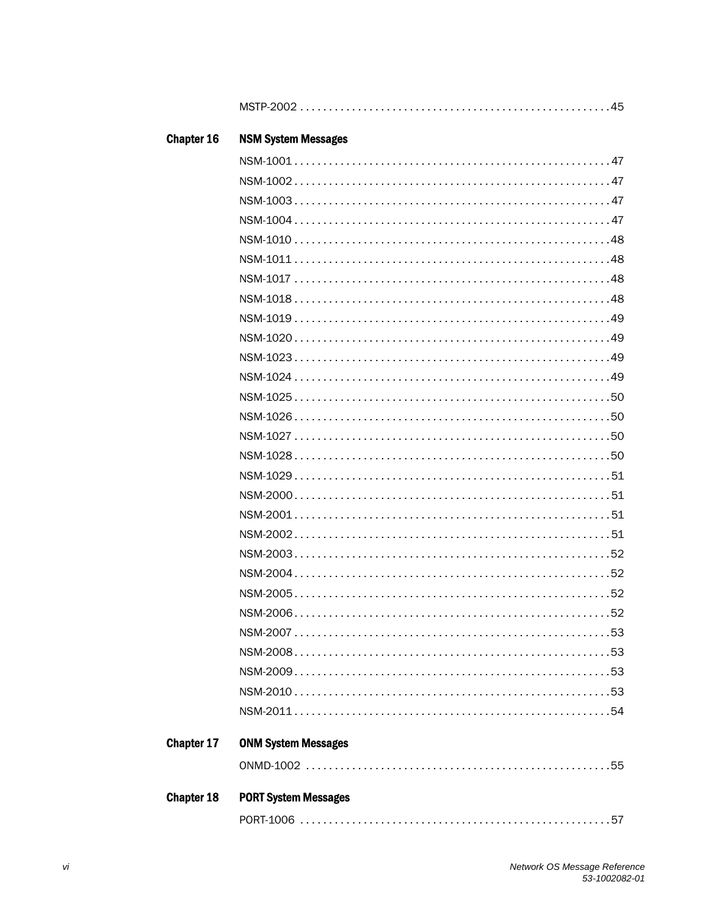MSTP-2002 . . . . . . . . . . . . . . . . . . . . . . . . . . . . . . . . . . . . . . . . . . . . . . . . . . . . 45

**Chapter 16 NSM System Messages**

NSM-1001 . . . . . . . . . . . . . . . . . . . . . . . . . . . . . . . . . . . . . . . . . . . . . . . . . . . . . 47
NSM-1002 . . . . . . . . . . . . . . . . . . . . . . . . . . . . . . . . . . . . . . . . . . . . . . . . . . . . . 47
NSM-1003 . . . . . . . . . . . . . . . . . . . . . . . . . . . . . . . . . . . . . . . . . . . . . . . . . . . . . 47
NSM-1004 . . . . . . . . . . . . . . . . . . . . . . . . . . . . . . . . . . . . . . . . . . . . . . . . . . . . . 47
NSM-1010 . . . . . . . . . . . . . . . . . . . . . . . . . . . . . . . . . . . . . . . . . . . . . . . . . . . . . 48
NSM-1011 . . . . . . . . . . . . . . . . . . . . . . . . . . . . . . . . . . . . . . . . . . . . . . . . . . . . . 48
NSM-1017 . . . . . . . . . . . . . . . . . . . . . . . . . . . . . . . . . . . . . . . . . . . . . . . . . . . . . 48
NSM-1018 . . . . . . . . . . . . . . . . . . . . . . . . . . . . . . . . . . . . . . . . . . . . . . . . . . . . . 48
NSM-1019 . . . . . . . . . . . . . . . . . . . . . . . . . . . . . . . . . . . . . . . . . . . . . . . . . . . . . 49
NSM-1020 . . . . . . . . . . . . . . . . . . . . . . . . . . . . . . . . . . . . . . . . . . . . . . . . . . . . . 49
NSM-1023 . . . . . . . . . . . . . . . . . . . . . . . . . . . . . . . . . . . . . . . . . . . . . . . . . . . . . 49
NSM-1024 . . . . . . . . . . . . . . . . . . . . . . . . . . . . . . . . . . . . . . . . . . . . . . . . . . . . . 49
NSM-1025 . . . . . . . . . . . . . . . . . . . . . . . . . . . . . . . . . . . . . . . . . . . . . . . . . . . . . 50
NSM-1026 . . . . . . . . . . . . . . . . . . . . . . . . . . . . . . . . . . . . . . . . . . . . . . . . . . . . . 50
NSM-1027 . . . . . . . . . . . . . . . . . . . . . . . . . . . . . . . . . . . . . . . . . . . . . . . . . . . . . 50
NSM-1028 . . . . . . . . . . . . . . . . . . . . . . . . . . . . . . . . . . . . . . . . . . . . . . . . . . . . . 50
NSM-1029 . . . . . . . . . . . . . . . . . . . . . . . . . . . . . . . . . . . . . . . . . . . . . . . . . . . . . 51
NSM-2000 . . . . . . . . . . . . . . . . . . . . . . . . . . . . . . . . . . . . . . . . . . . . . . . . . . . . . 51
NSM-2001 . . . . . . . . . . . . . . . . . . . . . . . . . . . . . . . . . . . . . . . . . . . . . . . . . . . . . 51
NSM-2002 . . . . . . . . . . . . . . . . . . . . . . . . . . . . . . . . . . . . . . . . . . . . . . . . . . . . . 51
NSM-2003 . . . . . . . . . . . . . . . . . . . . . . . . . . . . . . . . . . . . . . . . . . . . . . . . . . . . . 52
NSM-2004 . . . . . . . . . . . . . . . . . . . . . . . . . . . . . . . . . . . . . . . . . . . . . . . . . . . . . 52
NSM-2005 . . . . . . . . . . . . . . . . . . . . . . . . . . . . . . . . . . . . . . . . . . . . . . . . . . . . . 52
NSM-2006 . . . . . . . . . . . . . . . . . . . . . . . . . . . . . . . . . . . . . . . . . . . . . . . . . . . . . 52
NSM-2007 . . . . . . . . . . . . . . . . . . . . . . . . . . . . . . . . . . . . . . . . . . . . . . . . . . . . . 53
NSM-2008 . . . . . . . . . . . . . . . . . . . . . . . . . . . . . . . . . . . . . . . . . . . . . . . . . . . . . 53
NSM-2009 . . . . . . . . . . . . . . . . . . . . . . . . . . . . . . . . . . . . . . . . . . . . . . . . . . . . . 53
NSM-2010 . . . . . . . . . . . . . . . . . . . . . . . . . . . . . . . . . . . . . . . . . . . . . . . . . . . . . 53
NSM-2011 . . . . . . . . . . . . . . . . . . . . . . . . . . . . . . . . . . . . . . . . . . . . . . . . . . . . . 54

**Chapter 17 ONM System Messages**

ONMD-1002 . . . . . . . . . . . . . . . . . . . . . . . . . . . . . . . . . . . . . . . . . . . . . . . . . . . . 55

**Chapter 18 PORT System Messages**

PORT-1006 . . . . . . . . . . . . . . . . . . . . . . . . . . . . . . . . . . . . . . . . . . . . . . . . . . . . 57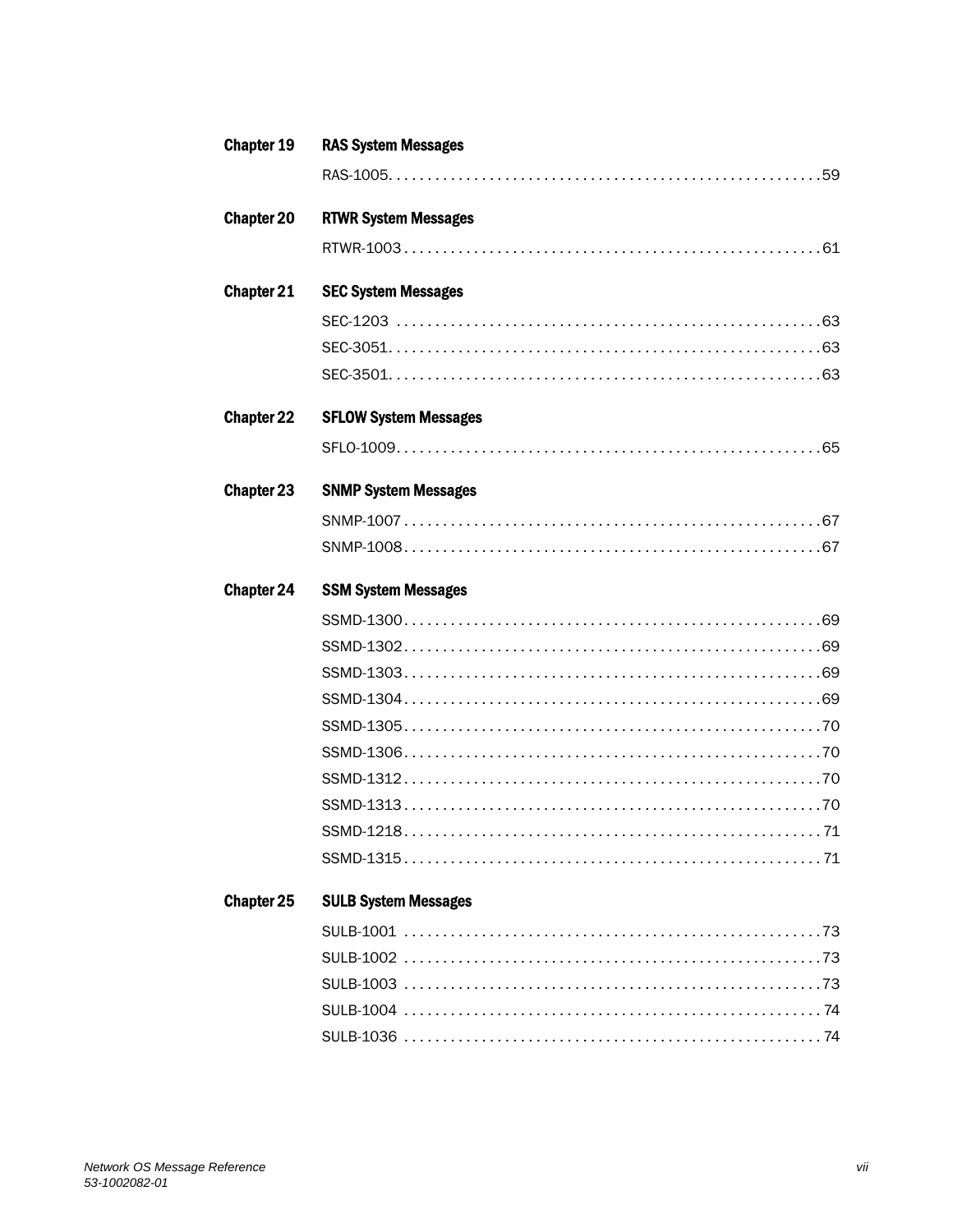**Chapter 19 RAS System Messages**

RAS-1005. . . . . . . . . . . . . . . . . . . . . . . . . . . . . . . . . . . . . . . . . . . . . . . . . . . . . . 59

**Chapter 20 RTWR System Messages**

RTWR-1003 . . . . . . . . . . . . . . . . . . . . . . . . . . . . . . . . . . . . . . . . . . . . . . . . . . . . 61

**Chapter 21 SEC System Messages**

SEC-1203 . . . . . . . . . . . . . . . . . . . . . . . . . . . . . . . . . . . . . . . . . . . . . . . . . . . . . 63

SEC-3051. . . . . . . . . . . . . . . . . . . . . . . . . . . . . . . . . . . . . . . . . . . . . . . . . . . . . . 63

SEC-3501. . . . . . . . . . . . . . . . . . . . . . . . . . . . . . . . . . . . . . . . . . . . . . . . . . . . . . 63

**Chapter 22 SFLOW System Messages**

SFLO-1009. . . . . . . . . . . . . . . . . . . . . . . . . . . . . . . . . . . . . . . . . . . . . . . . . . . . . 65

**Chapter 23 SNMP System Messages**

SNMP-1007 . . . . . . . . . . . . . . . . . . . . . . . . . . . . . . . . . . . . . . . . . . . . . . . . . . . . 67

SNMP-1008. . . . . . . . . . . . . . . . . . . . . . . . . . . . . . . . . . . . . . . . . . . . . . . . . . . . . 67

**Chapter 24 SSM System Messages**

SSMD-1300. . . . . . . . . . . . . . . . . . . . . . . . . . . . . . . . . . . . . . . . . . . . . . . . . . . . . 69

SSMD-1302. . . . . . . . . . . . . . . . . . . . . . . . . . . . . . . . . . . . . . . . . . . . . . . . . . . . . 69

SSMD-1303. . . . . . . . . . . . . . . . . . . . . . . . . . . . . . . . . . . . . . . . . . . . . . . . . . . . . 69

SSMD-1304. . . . . . . . . . . . . . . . . . . . . . . . . . . . . . . . . . . . . . . . . . . . . . . . . . . . . 69

SSMD-1305. . . . . . . . . . . . . . . . . . . . . . . . . . . . . . . . . . . . . . . . . . . . . . . . . . . . . 70

SSMD-1306. . . . . . . . . . . . . . . . . . . . . . . . . . . . . . . . . . . . . . . . . . . . . . . . . . . . . 70

SSMD-1312. . . . . . . . . . . . . . . . . . . . . . . . . . . . . . . . . . . . . . . . . . . . . . . . . . . . . 70

SSMD-1313. . . . . . . . . . . . . . . . . . . . . . . . . . . . . . . . . . . . . . . . . . . . . . . . . . . . . 70

SSMD-1218. . . . . . . . . . . . . . . . . . . . . . . . . . . . . . . . . . . . . . . . . . . . . . . . . . . . . 71

SSMD-1315. . . . . . . . . . . . . . . . . . . . . . . . . . . . . . . . . . . . . . . . . . . . . . . . . . . . . 71

**Chapter 25 SULB System Messages**

SULB-1001 . . . . . . . . . . . . . . . . . . . . . . . . . . . . . . . . . . . . . . . . . . . . . . . . . . . . . 73

SULB-1002 . . . . . . . . . . . . . . . . . . . . . . . . . . . . . . . . . . . . . . . . . . . . . . . . . . . . . 73

SULB-1003 . . . . . . . . . . . . . . . . . . . . . . . . . . . . . . . . . . . . . . . . . . . . . . . . . . . . . 73

SULB-1004 . . . . . . . . . . . . . . . . . . . . . . . . . . . . . . . . . . . . . . . . . . . . . . . . . . . . . 74

SULB-1036 . . . . . . . . . . . . . . . . . . . . . . . . . . . . . . . . . . . . . . . . . . . . . . . . . . . . . 74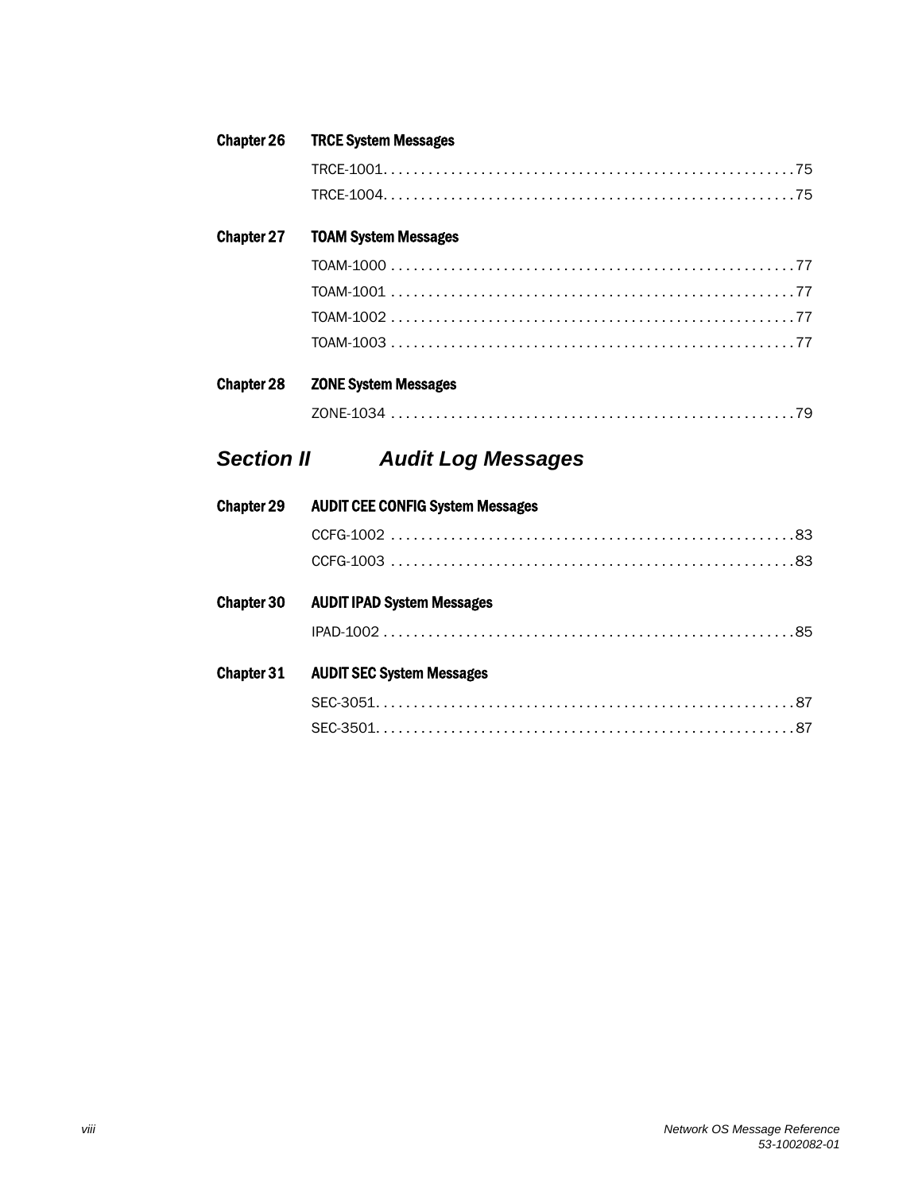**Chapter 26 TRCE System Messages**

TRCE-1001. . . . . . . . . . . . . . . . . . . . . . . . . . . . . . . . . . . . . . . . . . . . . . . . . . . . . 75

TRCE-1004. . . . . . . . . . . . . . . . . . . . . . . . . . . . . . . . . . . . . . . . . . . . . . . . . . . . . . 75

**Chapter 27 TOAM System Messages**

TOAM-1000 . . . . . . . . . . . . . . . . . . . . . . . . . . . . . . . . . . . . . . . . . . . . . . . . . . . . . 77

TOAM-1001 . . . . . . . . . . . . . . . . . . . . . . . . . . . . . . . . . . . . . . . . . . . . . . . . . . . . . 77

TOAM-1002 . . . . . . . . . . . . . . . . . . . . . . . . . . . . . . . . . . . . . . . . . . . . . . . . . . . . . 77

TOAM-1003 . . . . . . . . . . . . . . . . . . . . . . . . . . . . . . . . . . . . . . . . . . . . . . . . . . . . . 77

**Chapter 28 ZONE System Messages**

ZONE-1034 . . . . . . . . . . . . . . . . . . . . . . . . . . . . . . . . . . . . . . . . . . . . . . . . . . . . . 79

## *Section II Audit Log Messages*

**Chapter 29 AUDIT CEE CONFIG System Messages**

CCFG-1002 . . . . . . . . . . . . . . . . . . . . . . . . . . . . . . . . . . . . . . . . . . . . . . . . . . . . . 83

CCFG-1003 . . . . . . . . . . . . . . . . . . . . . . . . . . . . . . . . . . . . . . . . . . . . . . . . . . . . . 83

**Chapter 30 AUDIT IPAD System Messages**

IPAD-1002 . . . . . . . . . . . . . . . . . . . . . . . . . . . . . . . . . . . . . . . . . . . . . . . . . . . . . . 85

**Chapter 31 AUDIT SEC System Messages**

SEC-3051. . . . . . . . . . . . . . . . . . . . . . . . . . . . . . . . . . . . . . . . . . . . . . . . . . . . . . . 87

SEC-3501. . . . . . . . . . . . . . . . . . . . . . . . . . . . . . . . . . . . . . . . . . . . . . . . . . . . . . . 87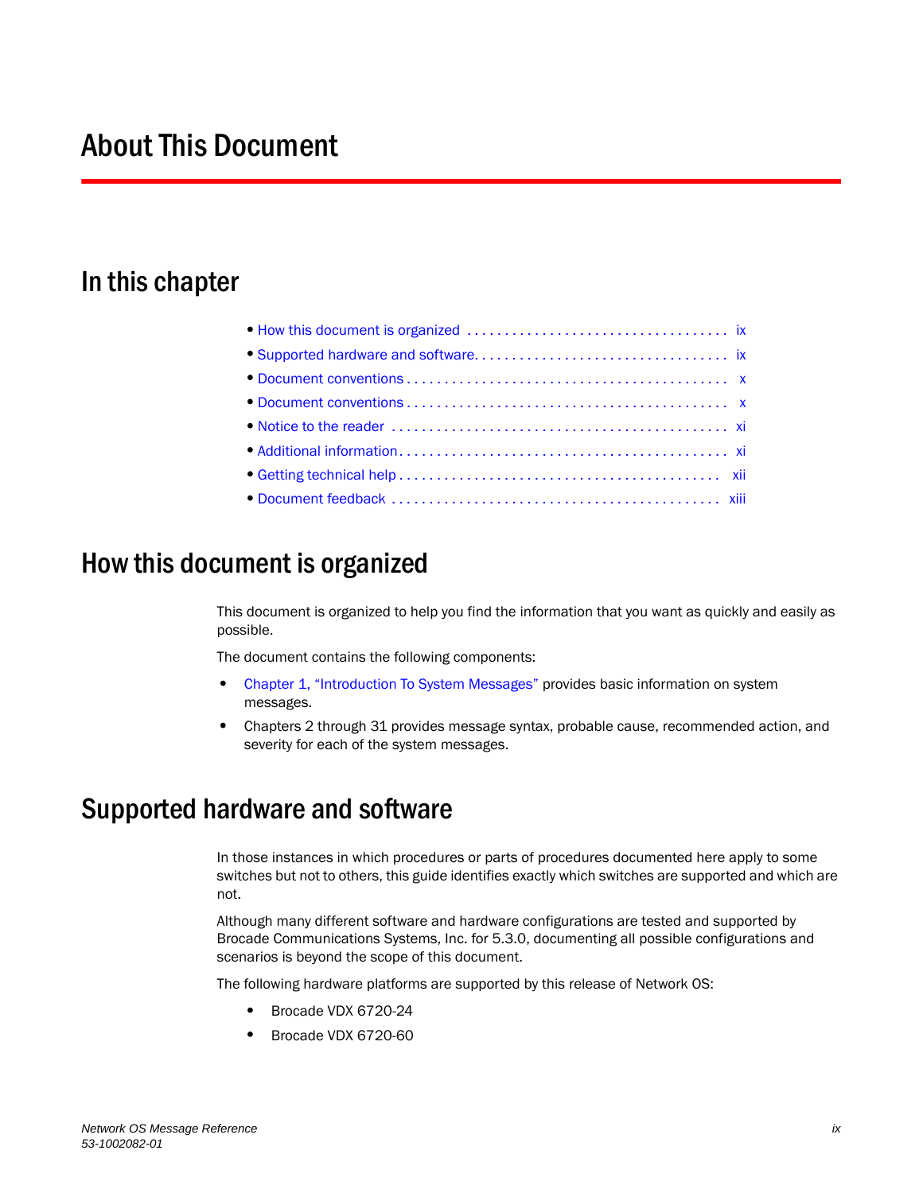# About This Document

## In this chapter

- How this document is organized . . . . . . . . . . . . . . . . . . . . . . . . . . . . . . . . . . . ix
- Supported hardware and software. . . . . . . . . . . . . . . . . . . . . . . . . . . . . . . . . ix
- Document conventions . . . . . . . . . . . . . . . . . . . . . . . . . . . . . . . . . . . . . . . . . x
- Document conventions . . . . . . . . . . . . . . . . . . . . . . . . . . . . . . . . . . . . . . . . . x
- Notice to the reader . . . . . . . . . . . . . . . . . . . . . . . . . . . . . . . . . . . . . . . . . . . xi
- Additional information. . . . . . . . . . . . . . . . . . . . . . . . . . . . . . . . . . . . . . . . . . xi
- Getting technical help . . . . . . . . . . . . . . . . . . . . . . . . . . . . . . . . . . . . . . . . xii
- Document feedback . . . . . . . . . . . . . . . . . . . . . . . . . . . . . . . . . . . . . . . . . . xiii

## How this document is organized

This document is organized to help you find the information that you want as quickly and easily as possible.

The document contains the following components:

- Chapter 1, "Introduction To System Messages" provides basic information on system messages.
- Chapters 2 through 31 provides message syntax, probable cause, recommended action, and severity for each of the system messages.

## Supported hardware and software

In those instances in which procedures or parts of procedures documented here apply to some switches but not to others, this guide identifies exactly which switches are supported and which are not.

Although many different software and hardware configurations are tested and supported by Brocade Communications Systems, Inc. for 5.3.0, documenting all possible configurations and scenarios is beyond the scope of this document.

The following hardware platforms are supported by this release of Network OS:

- Brocade VDX 6720-24
- Brocade VDX 6720-60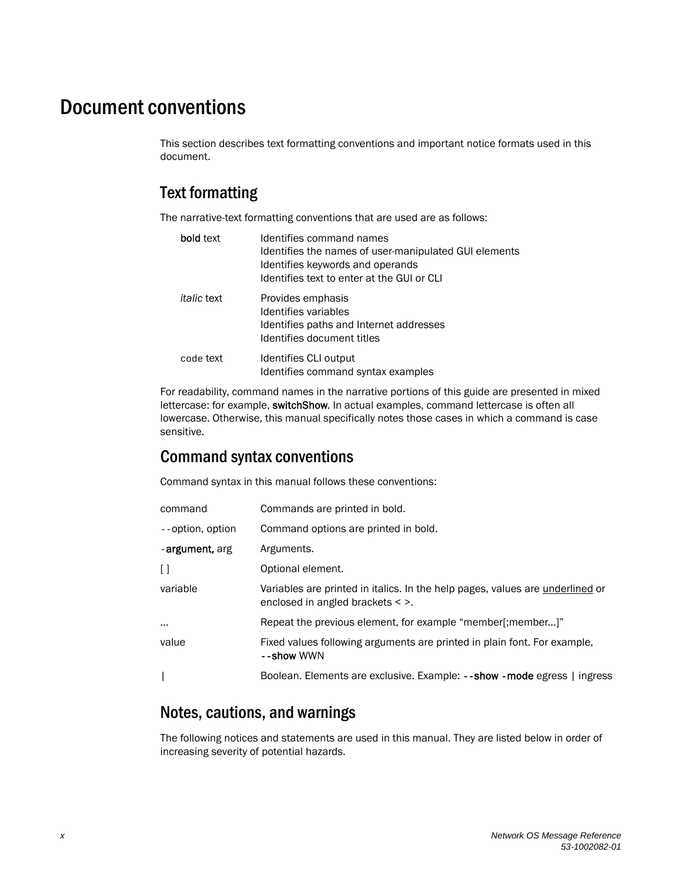# Document conventions

This section describes text formatting conventions and important notice formats used in this document.

## Text formatting

The narrative-text formatting conventions that are used are as follows:

| | |
|---|---|
| **bold** text | Identifies command names<br>Identifies the names of user-manipulated GUI elements<br>Identifies keywords and operands<br>Identifies text to enter at the GUI or CLI |
| *italic* text | Provides emphasis<br>Identifies variables<br>Identifies paths and Internet addresses<br>Identifies document titles |
| `code` text | Identifies CLI output<br>Identifies command syntax examples |

For readability, command names in the narrative portions of this guide are presented in mixed lettercase: for example, **switchShow**. In actual examples, command lettercase is often all lowercase. Otherwise, this manual specifically notes those cases in which a command is case sensitive.

## Command syntax conventions

Command syntax in this manual follows these conventions:

| | |
|---|---|
| command | Commands are printed in bold. |
| --option, option | Command options are printed in bold. |
| -**argument,** arg | Arguments. |
| [ ] | Optional element. |
| variable | Variables are printed in italics. In the help pages, values are <u>underlined</u> or enclosed in angled brackets < >. |
| ... | Repeat the previous element, for example "member[;member...]" |
| value | Fixed values following arguments are printed in plain font. For example, **--show** WWN |
| \| | Boolean. Elements are exclusive. Example: **--show -mode** egress \| ingress |

## Notes, cautions, and warnings

The following notices and statements are used in this manual. They are listed below in order of increasing severity of potential hazards.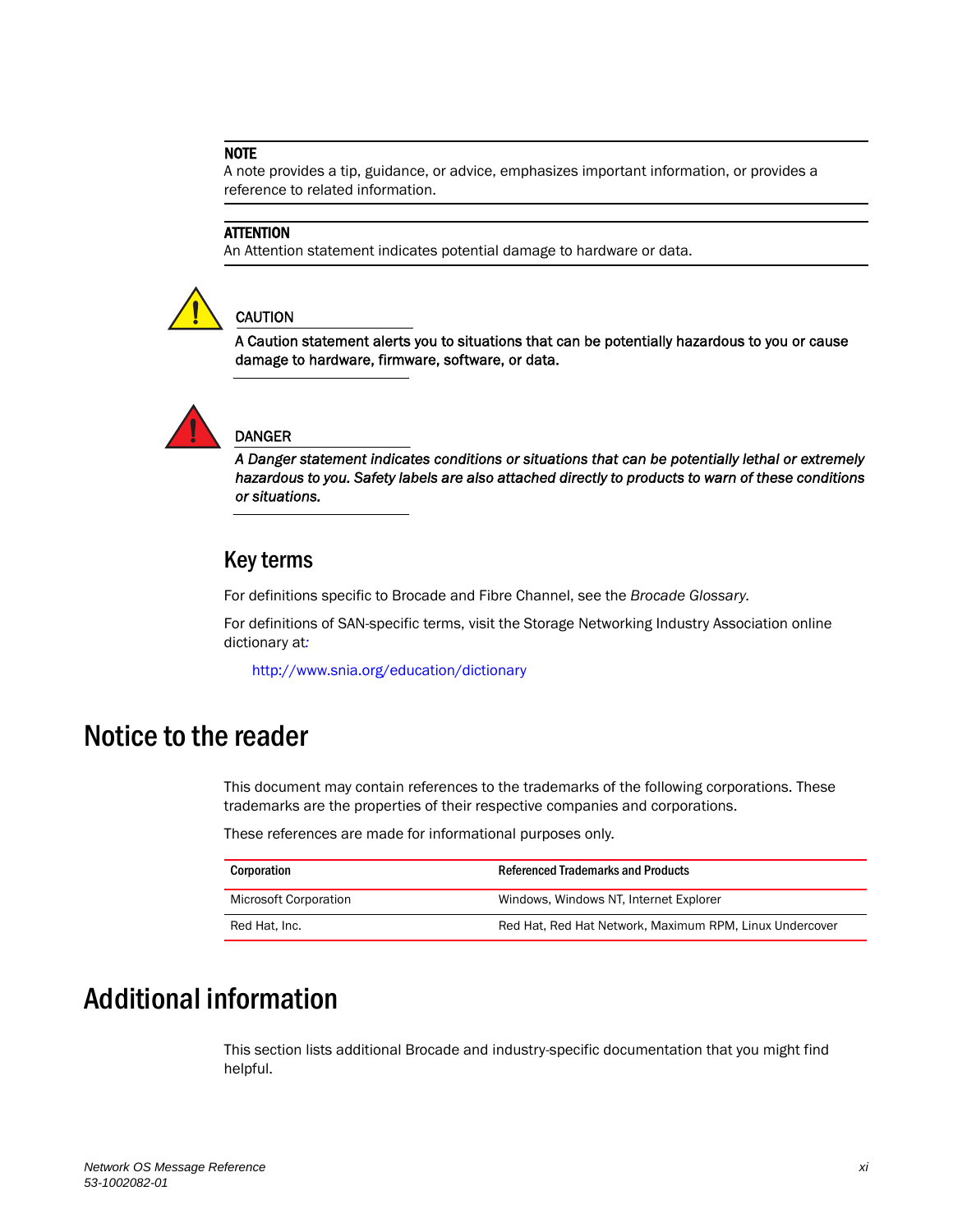**NOTE**
A note provides a tip, guidance, or advice, emphasizes important information, or provides a reference to related information.

**ATTENTION**
An Attention statement indicates potential damage to hardware or data.

**CAUTION**
**A Caution statement alerts you to situations that can be potentially hazardous to you or cause damage to hardware, firmware, software, or data.**

**DANGER**
***A Danger statement indicates conditions or situations that can be potentially lethal or extremely hazardous to you. Safety labels are also attached directly to products to warn of these conditions or situations.***

## Key terms

For definitions specific to Brocade and Fibre Channel, see the *Brocade Glossary*.

For definitions of SAN-specific terms, visit the Storage Networking Industry Association online dictionary at:

http://www.snia.org/education/dictionary

# Notice to the reader

This document may contain references to the trademarks of the following corporations. These trademarks are the properties of their respective companies and corporations.

These references are made for informational purposes only.

| Corporation | Referenced Trademarks and Products |
|---|---|
| Microsoft Corporation | Windows, Windows NT, Internet Explorer |
| Red Hat, Inc. | Red Hat, Red Hat Network, Maximum RPM, Linux Undercover |

# Additional information

This section lists additional Brocade and industry-specific documentation that you might find helpful.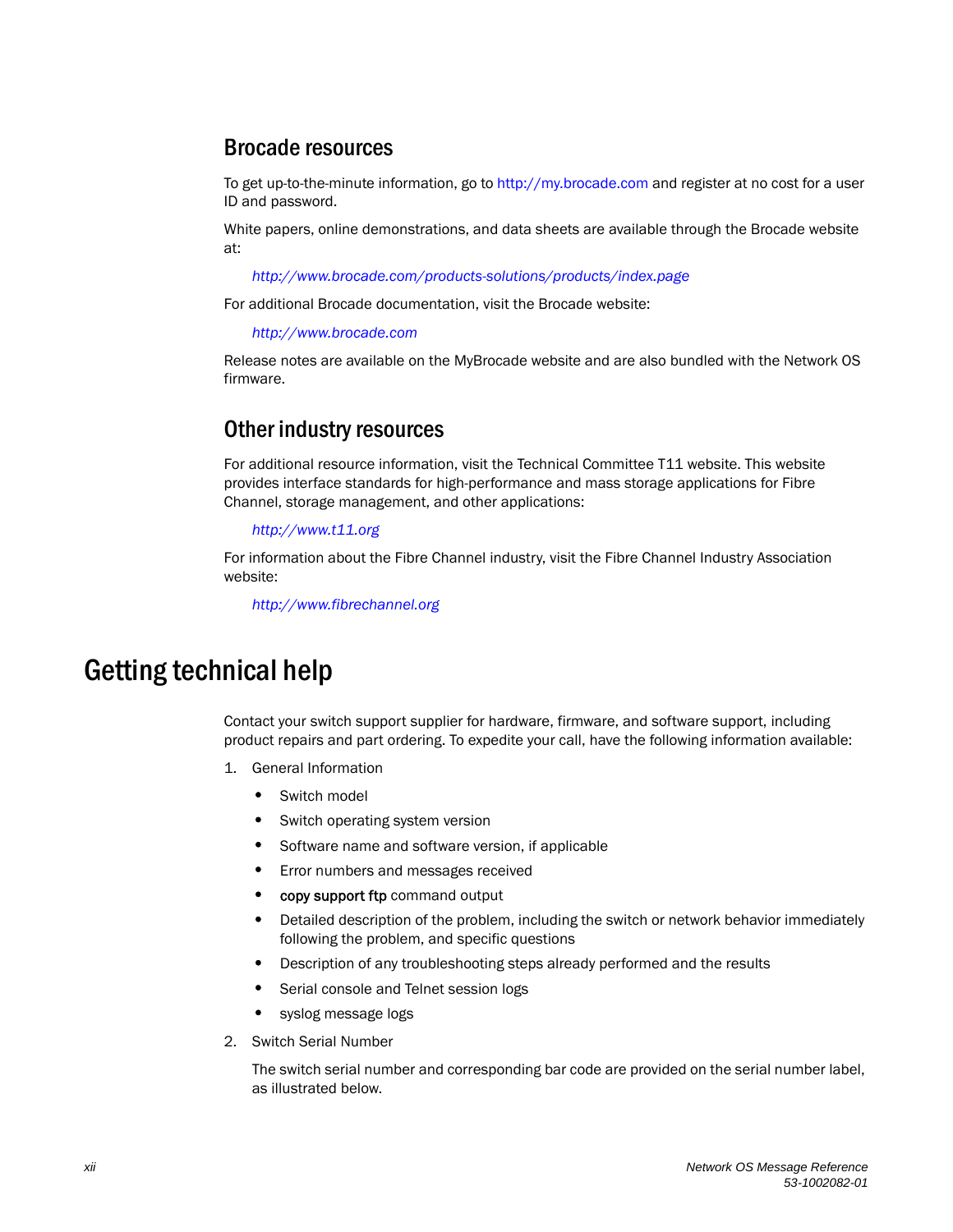## Brocade resources

To get up-to-the-minute information, go to http://my.brocade.com and register at no cost for a user ID and password.

White papers, online demonstrations, and data sheets are available through the Brocade website at:

*http://www.brocade.com/products-solutions/products/index.page*

For additional Brocade documentation, visit the Brocade website:

*http://www.brocade.com*

Release notes are available on the MyBrocade website and are also bundled with the Network OS firmware.

## Other industry resources

For additional resource information, visit the Technical Committee T11 website. This website provides interface standards for high-performance and mass storage applications for Fibre Channel, storage management, and other applications:

*http://www.t11.org*

For information about the Fibre Channel industry, visit the Fibre Channel Industry Association website:

*http://www.fibrechannel.org*

# Getting technical help

Contact your switch support supplier for hardware, firmware, and software support, including product repairs and part ordering. To expedite your call, have the following information available:

1. General Information
   - Switch model
   - Switch operating system version
   - Software name and software version, if applicable
   - Error numbers and messages received
   - **copy support ftp** command output
   - Detailed description of the problem, including the switch or network behavior immediately following the problem, and specific questions
   - Description of any troubleshooting steps already performed and the results
   - Serial console and Telnet session logs
   - syslog message logs
2. Switch Serial Number

   The switch serial number and corresponding bar code are provided on the serial number label, as illustrated below.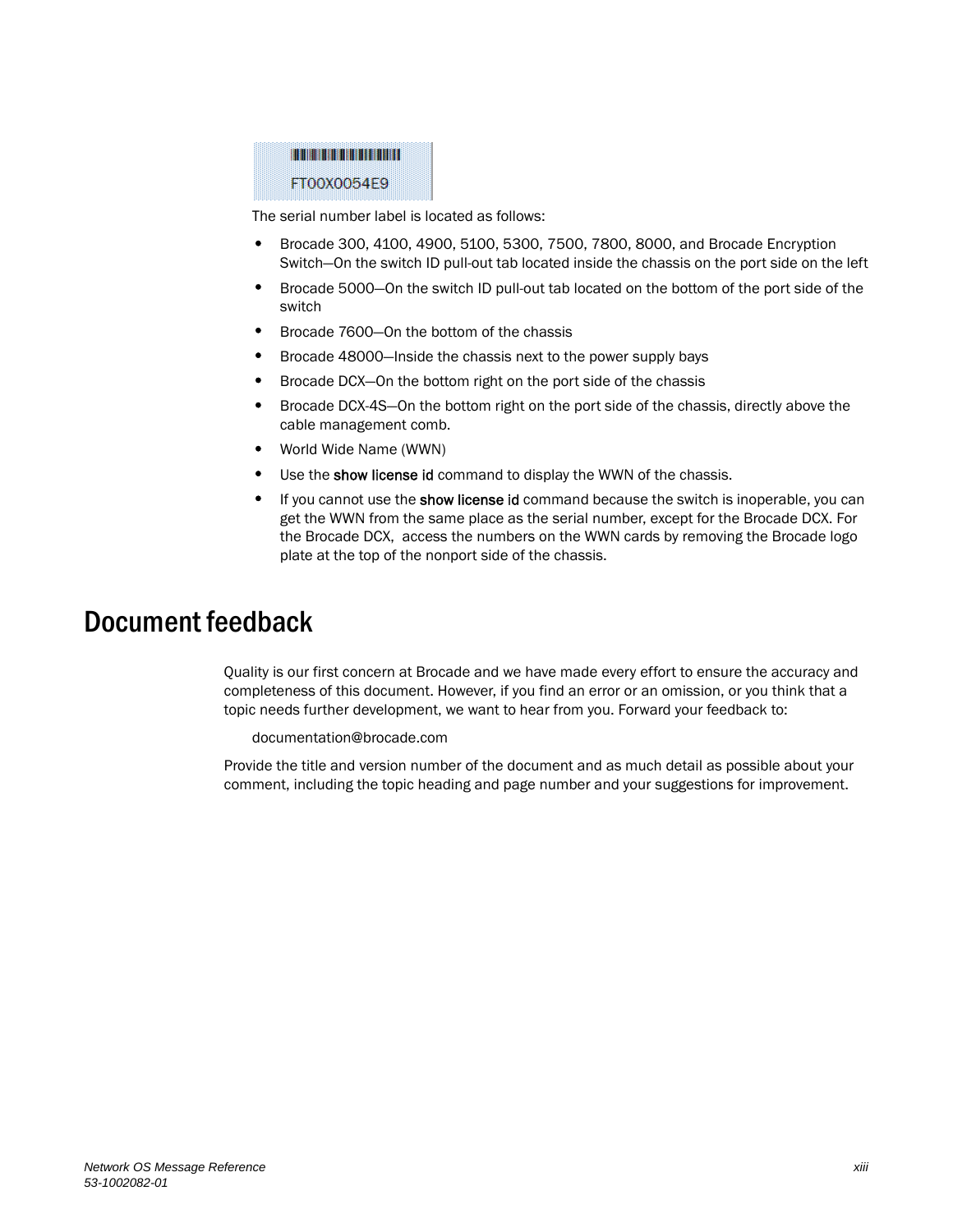FT00X0054E9

The serial number label is located as follows:

- Brocade 300, 4100, 4900, 5100, 5300, 7500, 7800, 8000, and Brocade Encryption Switch—On the switch ID pull-out tab located inside the chassis on the port side on the left
- Brocade 5000—On the switch ID pull-out tab located on the bottom of the port side of the switch
- Brocade 7600—On the bottom of the chassis
- Brocade 48000—Inside the chassis next to the power supply bays
- Brocade DCX—On the bottom right on the port side of the chassis
- Brocade DCX-4S—On the bottom right on the port side of the chassis, directly above the cable management comb.
- World Wide Name (WWN)
- Use the **show license id** command to display the WWN of the chassis.
- If you cannot use the **show license id** command because the switch is inoperable, you can get the WWN from the same place as the serial number, except for the Brocade DCX. For the Brocade DCX, access the numbers on the WWN cards by removing the Brocade logo plate at the top of the nonport side of the chassis.

# Document feedback

Quality is our first concern at Brocade and we have made every effort to ensure the accuracy and completeness of this document. However, if you find an error or an omission, or you think that a topic needs further development, we want to hear from you. Forward your feedback to:

documentation@brocade.com

Provide the title and version number of the document and as much detail as possible about your comment, including the topic heading and page number and your suggestions for improvement.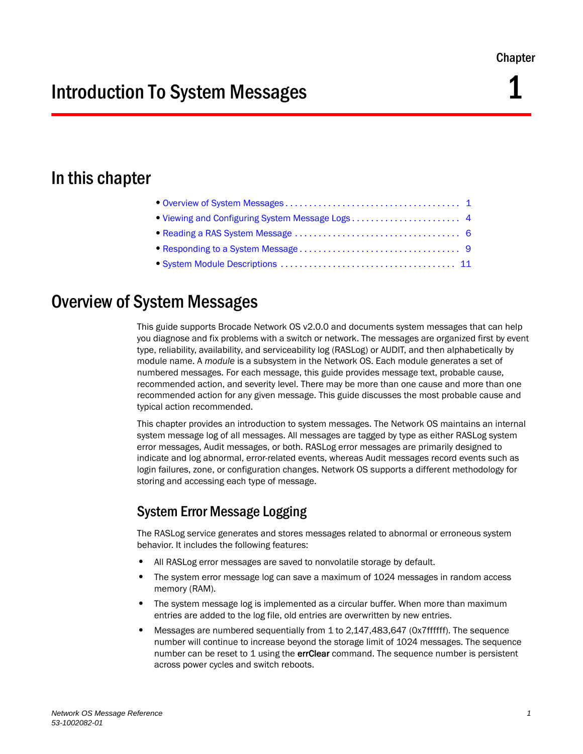Chapter

# 1

# Introduction To System Messages

## In this chapter

- Overview of System Messages . . . . . . . . . . . . . . . . . . . . . . . . . . . . . . . . . . . . . 1
- Viewing and Configuring System Message Logs . . . . . . . . . . . . . . . . . . . . . . . 4
- Reading a RAS System Message . . . . . . . . . . . . . . . . . . . . . . . . . . . . . . . . . . . 6
- Responding to a System Message . . . . . . . . . . . . . . . . . . . . . . . . . . . . . . . . . . 9
- System Module Descriptions . . . . . . . . . . . . . . . . . . . . . . . . . . . . . . . . . . . . . 11

## Overview of System Messages

This guide supports Brocade Network OS v2.0.0 and documents system messages that can help you diagnose and fix problems with a switch or network. The messages are organized first by event type, reliability, availability, and serviceability log (RASLog) or AUDIT, and then alphabetically by module name. A *module* is a subsystem in the Network OS. Each module generates a set of numbered messages. For each message, this guide provides message text, probable cause, recommended action, and severity level. There may be more than one cause and more than one recommended action for any given message. This guide discusses the most probable cause and typical action recommended.

This chapter provides an introduction to system messages. The Network OS maintains an internal system message log of all messages. All messages are tagged by type as either RASLog system error messages, Audit messages, or both. RASLog error messages are primarily designed to indicate and log abnormal, error-related events, whereas Audit messages record events such as login failures, zone, or configuration changes. Network OS supports a different methodology for storing and accessing each type of message.

### System Error Message Logging

The RASLog service generates and stores messages related to abnormal or erroneous system behavior. It includes the following features:

- All RASLog error messages are saved to nonvolatile storage by default.
- The system error message log can save a maximum of 1024 messages in random access memory (RAM).
- The system message log is implemented as a circular buffer. When more than maximum entries are added to the log file, old entries are overwritten by new entries.
- Messages are numbered sequentially from 1 to 2,147,483,647 (0x7ffffff). The sequence number will continue to increase beyond the storage limit of 1024 messages. The sequence number can be reset to 1 using the **errClear** command. The sequence number is persistent across power cycles and switch reboots.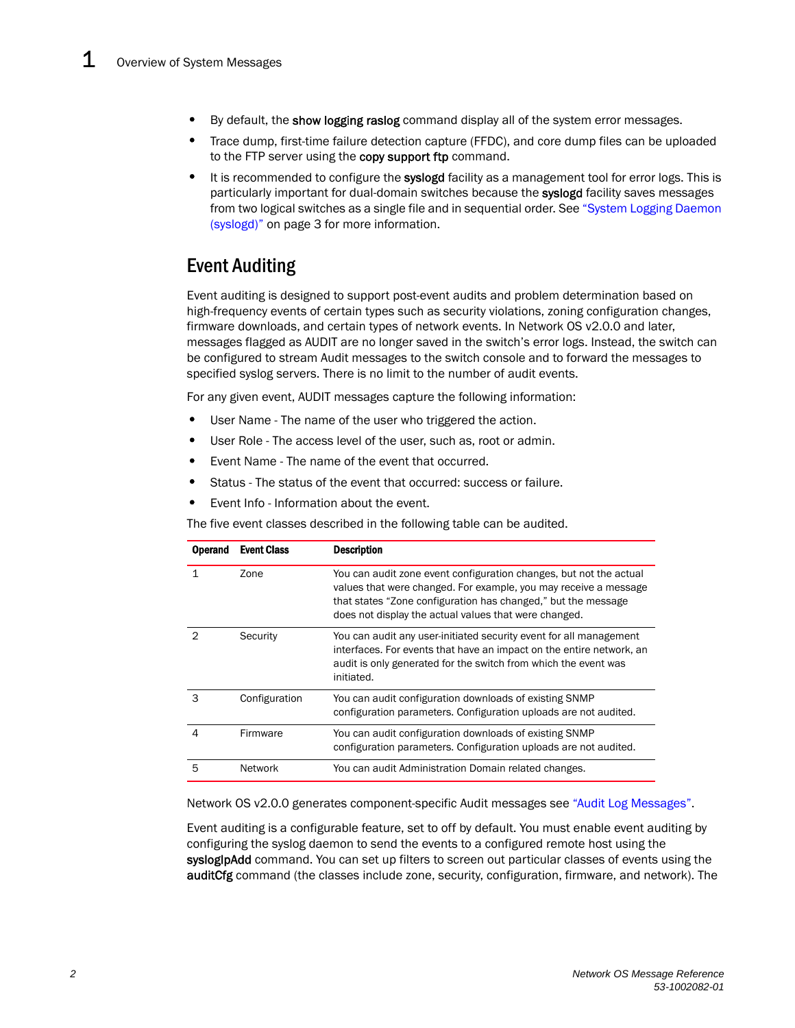- By default, the **show logging raslog** command display all of the system error messages.
- Trace dump, first-time failure detection capture (FFDC), and core dump files can be uploaded to the FTP server using the **copy support ftp** command.
- It is recommended to configure the **syslogd** facility as a management tool for error logs. This is particularly important for dual-domain switches because the **syslogd** facility saves messages from two logical switches as a single file and in sequential order. See "System Logging Daemon (syslogd)" on page 3 for more information.

## Event Auditing

Event auditing is designed to support post-event audits and problem determination based on high-frequency events of certain types such as security violations, zoning configuration changes, firmware downloads, and certain types of network events. In Network OS v2.0.0 and later, messages flagged as AUDIT are no longer saved in the switch's error logs. Instead, the switch can be configured to stream Audit messages to the switch console and to forward the messages to specified syslog servers. There is no limit to the number of audit events.

For any given event, AUDIT messages capture the following information:

- User Name - The name of the user who triggered the action.
- User Role - The access level of the user, such as, root or admin.
- Event Name - The name of the event that occurred.
- Status - The status of the event that occurred: success or failure.
- Event Info - Information about the event.

The five event classes described in the following table can be audited.

| Operand | Event Class | Description |
|---|---|---|
| 1 | Zone | You can audit zone event configuration changes, but not the actual values that were changed. For example, you may receive a message that states "Zone configuration has changed," but the message does not display the actual values that were changed. |
| 2 | Security | You can audit any user-initiated security event for all management interfaces. For events that have an impact on the entire network, an audit is only generated for the switch from which the event was initiated. |
| 3 | Configuration | You can audit configuration downloads of existing SNMP configuration parameters. Configuration uploads are not audited. |
| 4 | Firmware | You can audit configuration downloads of existing SNMP configuration parameters. Configuration uploads are not audited. |
| 5 | Network | You can audit Administration Domain related changes. |

Network OS v2.0.0 generates component-specific Audit messages see "Audit Log Messages".

Event auditing is a configurable feature, set to off by default. You must enable event auditing by configuring the syslog daemon to send the events to a configured remote host using the **syslogIpAdd** command. You can set up filters to screen out particular classes of events using the **auditCfg** command (the classes include zone, security, configuration, firmware, and network). The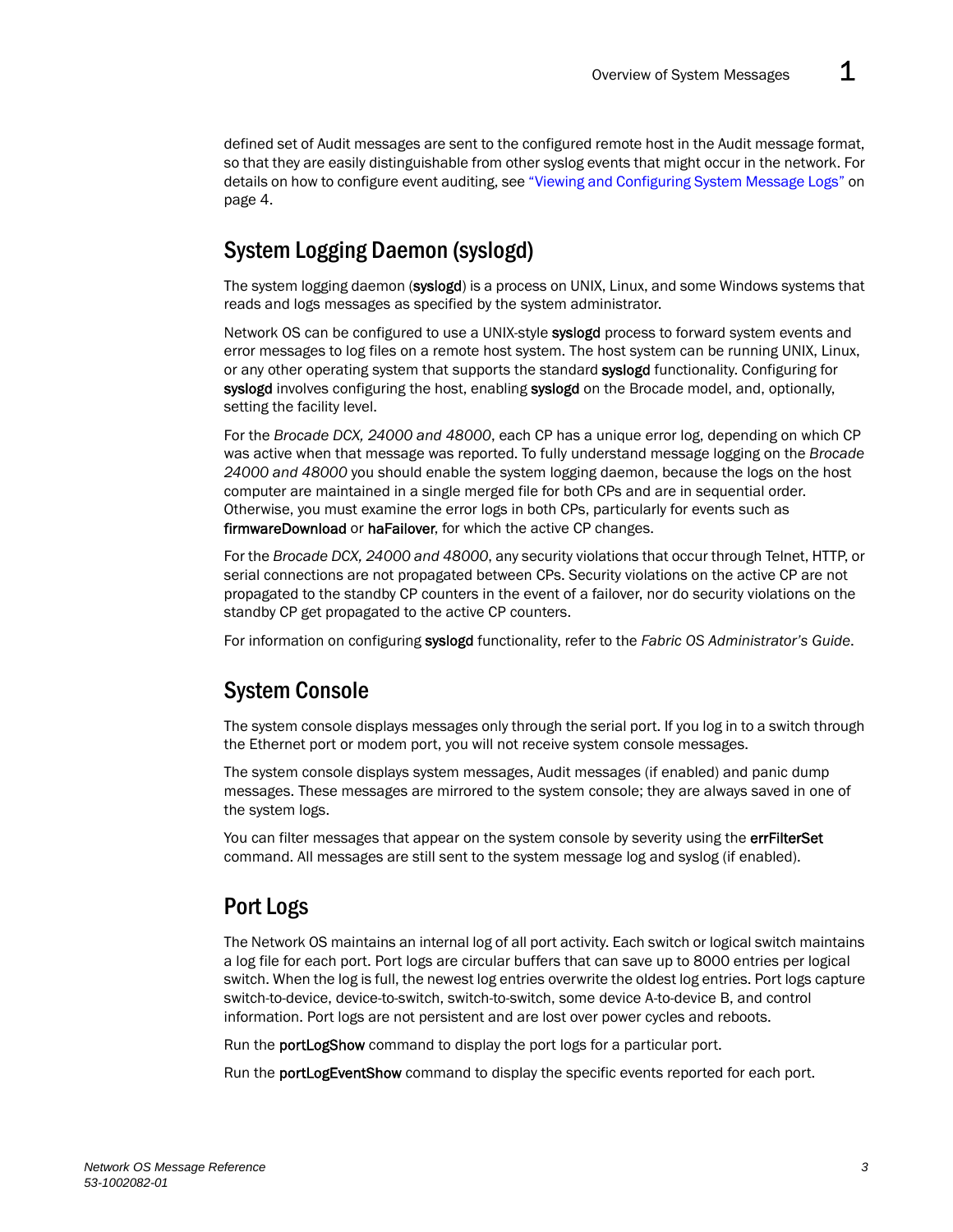defined set of Audit messages are sent to the configured remote host in the Audit message format, so that they are easily distinguishable from other syslog events that might occur in the network. For details on how to configure event auditing, see "Viewing and Configuring System Message Logs" on page 4.

## System Logging Daemon (syslogd)

The system logging daemon (**syslogd**) is a process on UNIX, Linux, and some Windows systems that reads and logs messages as specified by the system administrator.

Network OS can be configured to use a UNIX-style **syslogd** process to forward system events and error messages to log files on a remote host system. The host system can be running UNIX, Linux, or any other operating system that supports the standard **syslogd** functionality. Configuring for **syslogd** involves configuring the host, enabling **syslogd** on the Brocade model, and, optionally, setting the facility level.

For the *Brocade DCX, 24000 and 48000*, each CP has a unique error log, depending on which CP was active when that message was reported. To fully understand message logging on the *Brocade 24000 and 48000* you should enable the system logging daemon, because the logs on the host computer are maintained in a single merged file for both CPs and are in sequential order. Otherwise, you must examine the error logs in both CPs, particularly for events such as **firmwareDownload** or **haFailover**, for which the active CP changes.

For the *Brocade DCX, 24000 and 48000*, any security violations that occur through Telnet, HTTP, or serial connections are not propagated between CPs. Security violations on the active CP are not propagated to the standby CP counters in the event of a failover, nor do security violations on the standby CP get propagated to the active CP counters.

For information on configuring **syslogd** functionality, refer to the *Fabric OS Administrator's Guide*.

## System Console

The system console displays messages only through the serial port. If you log in to a switch through the Ethernet port or modem port, you will not receive system console messages.

The system console displays system messages, Audit messages (if enabled) and panic dump messages. These messages are mirrored to the system console; they are always saved in one of the system logs.

You can filter messages that appear on the system console by severity using the **errFilterSet** command. All messages are still sent to the system message log and syslog (if enabled).

## Port Logs

The Network OS maintains an internal log of all port activity. Each switch or logical switch maintains a log file for each port. Port logs are circular buffers that can save up to 8000 entries per logical switch. When the log is full, the newest log entries overwrite the oldest log entries. Port logs capture switch-to-device, device-to-switch, switch-to-switch, some device A-to-device B, and control information. Port logs are not persistent and are lost over power cycles and reboots.

Run the **portLogShow** command to display the port logs for a particular port.

Run the **portLogEventShow** command to display the specific events reported for each port.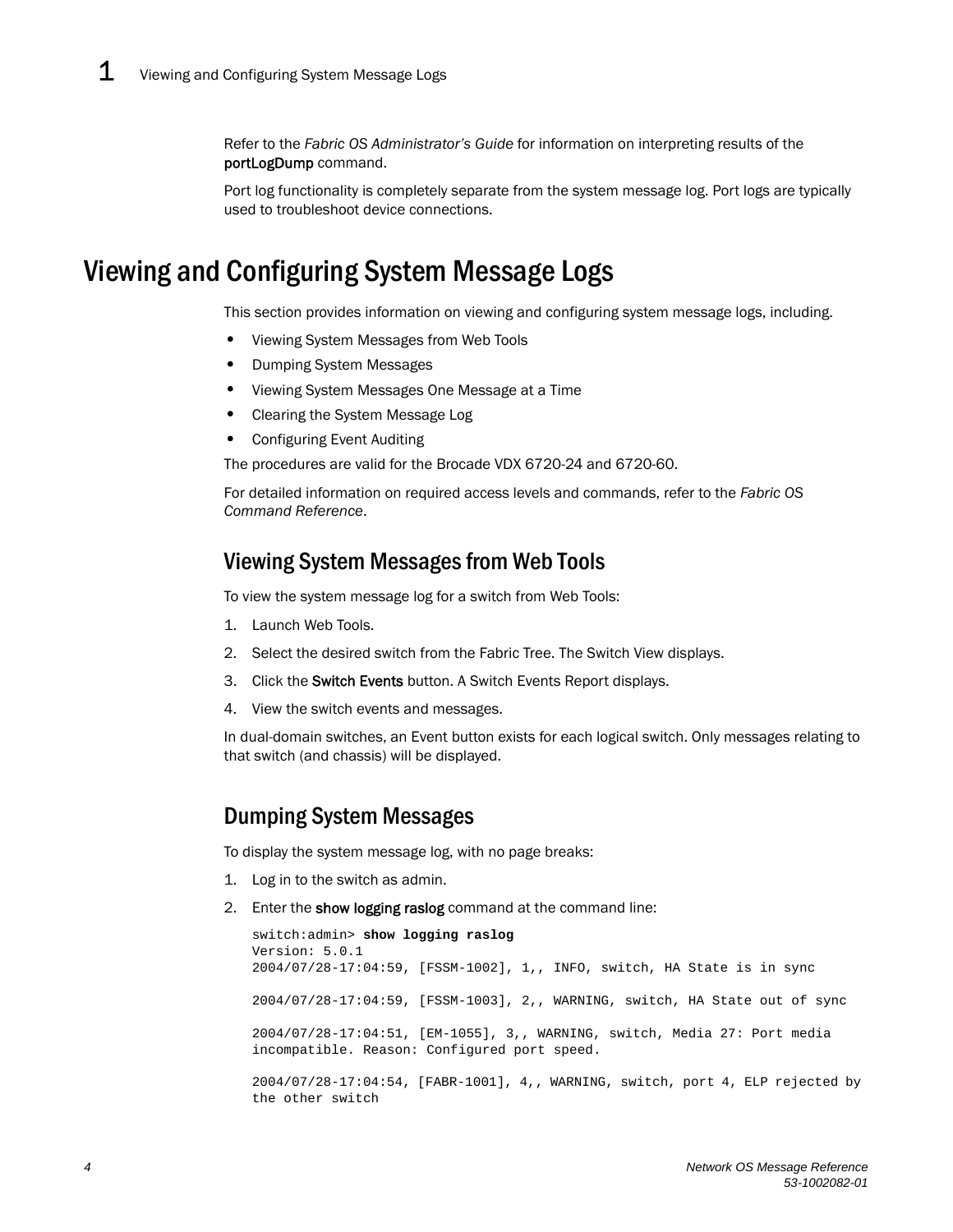Refer to the *Fabric OS Administrator's Guide* for information on interpreting results of the **portLogDump** command.

Port log functionality is completely separate from the system message log. Port logs are typically used to troubleshoot device connections.

# Viewing and Configuring System Message Logs

This section provides information on viewing and configuring system message logs, including.

- Viewing System Messages from Web Tools
- Dumping System Messages
- Viewing System Messages One Message at a Time
- Clearing the System Message Log
- Configuring Event Auditing

The procedures are valid for the Brocade VDX 6720-24 and 6720-60.

For detailed information on required access levels and commands, refer to the *Fabric OS Command Reference*.

## Viewing System Messages from Web Tools

To view the system message log for a switch from Web Tools:

1. Launch Web Tools.
2. Select the desired switch from the Fabric Tree. The Switch View displays.
3. Click the **Switch Events** button. A Switch Events Report displays.
4. View the switch events and messages.

In dual-domain switches, an Event button exists for each logical switch. Only messages relating to that switch (and chassis) will be displayed.

## Dumping System Messages

To display the system message log, with no page breaks:

1. Log in to the switch as admin.
2. Enter the **show logging raslog** command at the command line:

```
switch:admin> show logging raslog
Version: 5.0.1
2004/07/28-17:04:59, [FSSM-1002], 1,, INFO, switch, HA State is in sync

2004/07/28-17:04:59, [FSSM-1003], 2,, WARNING, switch, HA State out of sync

2004/07/28-17:04:51, [EM-1055], 3,, WARNING, switch, Media 27: Port media
incompatible. Reason: Configured port speed.

2004/07/28-17:04:54, [FABR-1001], 4,, WARNING, switch, port 4, ELP rejected by
the other switch
```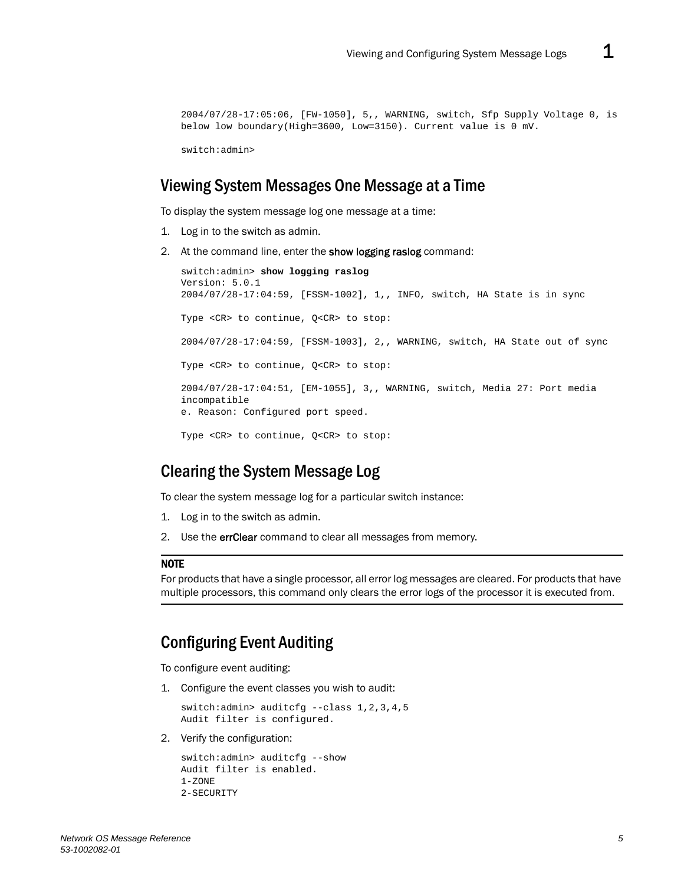```
2004/07/28-17:05:06, [FW-1050], 5,, WARNING, switch, Sfp Supply Voltage 0, is
below low boundary(High=3600, Low=3150). Current value is 0 mV.

switch:admin>
```

## Viewing System Messages One Message at a Time

To display the system message log one message at a time:

1. Log in to the switch as admin.
2. At the command line, enter the **show logging raslog** command:

```
switch:admin> show logging raslog
Version: 5.0.1
2004/07/28-17:04:59, [FSSM-1002], 1,, INFO, switch, HA State is in sync

Type <CR> to continue, Q<CR> to stop:

2004/07/28-17:04:59, [FSSM-1003], 2,, WARNING, switch, HA State out of sync

Type <CR> to continue, Q<CR> to stop:

2004/07/28-17:04:51, [EM-1055], 3,, WARNING, switch, Media 27: Port media
incompatible
e. Reason: Configured port speed.

Type <CR> to continue, Q<CR> to stop:
```

## Clearing the System Message Log

To clear the system message log for a particular switch instance:

1. Log in to the switch as admin.
2. Use the **errClear** command to clear all messages from memory.

**NOTE**

For products that have a single processor, all error log messages are cleared. For products that have multiple processors, this command only clears the error logs of the processor it is executed from.

## Configuring Event Auditing

To configure event auditing:

1. Configure the event classes you wish to audit:

```
switch:admin> auditcfg --class 1,2,3,4,5
Audit filter is configured.
```

2. Verify the configuration:

```
switch:admin> auditcfg --show
Audit filter is enabled.
1-ZONE
2-SECURITY
```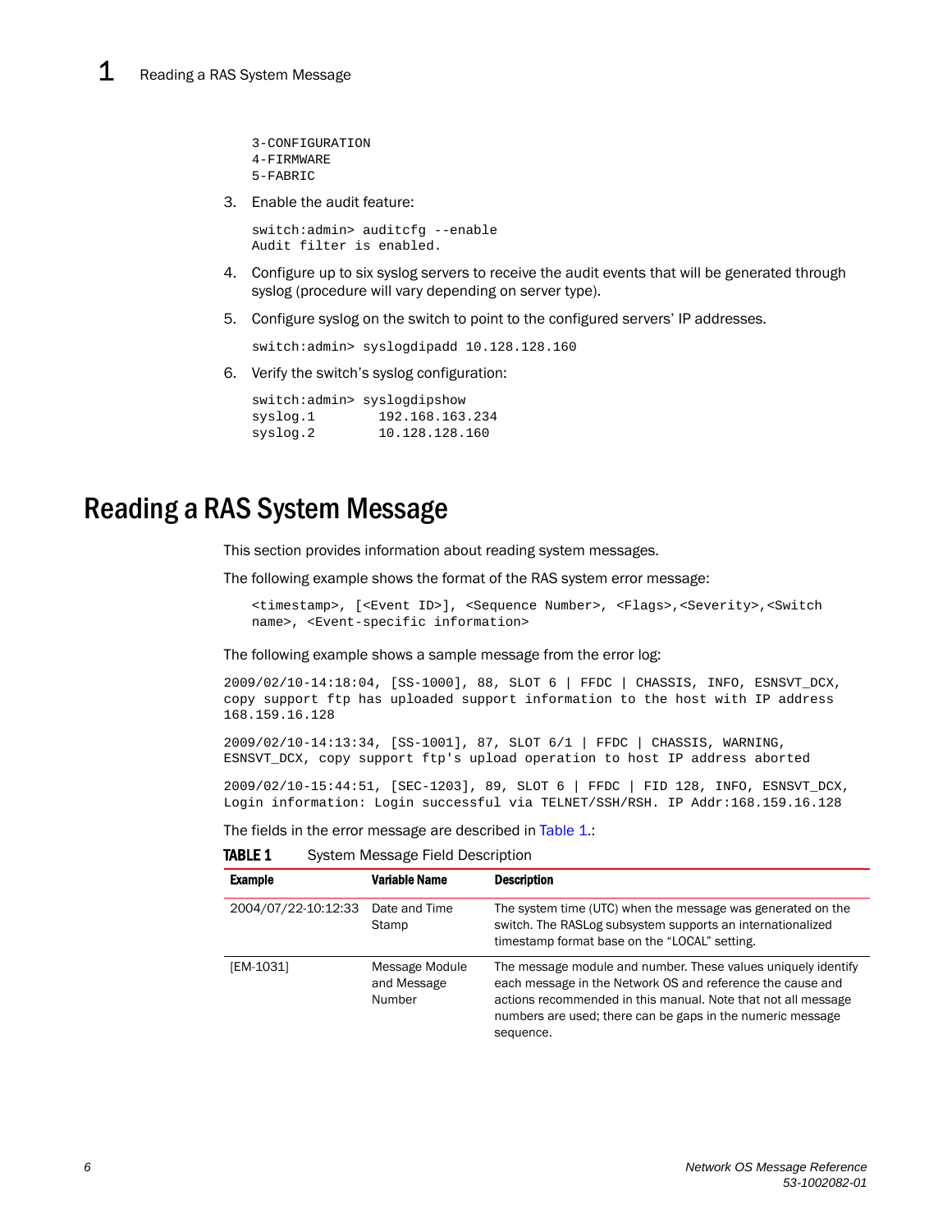```
3-CONFIGURATION
4-FIRMWARE
5-FABRIC
```

3. Enable the audit feature:

```
switch:admin> auditcfg --enable
Audit filter is enabled.
```

4. Configure up to six syslog servers to receive the audit events that will be generated through syslog (procedure will vary depending on server type).

5. Configure syslog on the switch to point to the configured servers' IP addresses.

```
switch:admin> syslogdipadd 10.128.128.160
```

6. Verify the switch's syslog configuration:

```
switch:admin> syslogdipshow
syslog.1        192.168.163.234
syslog.2        10.128.128.160
```

# Reading a RAS System Message

This section provides information about reading system messages.

The following example shows the format of the RAS system error message:

```
<timestamp>, [<Event ID>], <Sequence Number>, <Flags>,<Severity>,<Switch
name>, <Event-specific information>
```

The following example shows a sample message from the error log:

```
2009/02/10-14:18:04, [SS-1000], 88, SLOT 6 | FFDC | CHASSIS, INFO, ESNSVT_DCX,
copy support ftp has uploaded support information to the host with IP address
168.159.16.128

2009/02/10-14:13:34, [SS-1001], 87, SLOT 6/1 | FFDC | CHASSIS, WARNING,
ESNSVT_DCX, copy support ftp's upload operation to host IP address aborted

2009/02/10-15:44:51, [SEC-1203], 89, SLOT 6 | FFDC | FID 128, INFO, ESNSVT_DCX,
Login information: Login successful via TELNET/SSH/RSH. IP Addr:168.159.16.128
```

The fields in the error message are described in Table 1.:

**TABLE 1** System Message Field Description

| Example | Variable Name | Description |
|---|---|---|
| 2004/07/22-10:12:33 | Date and Time Stamp | The system time (UTC) when the message was generated on the switch. The RASLog subsystem supports an internationalized timestamp format base on the "LOCAL" setting. |
| [EM-1031] | Message Module and Message Number | The message module and number. These values uniquely identify each message in the Network OS and reference the cause and actions recommended in this manual. Note that not all message numbers are used; there can be gaps in the numeric message sequence. |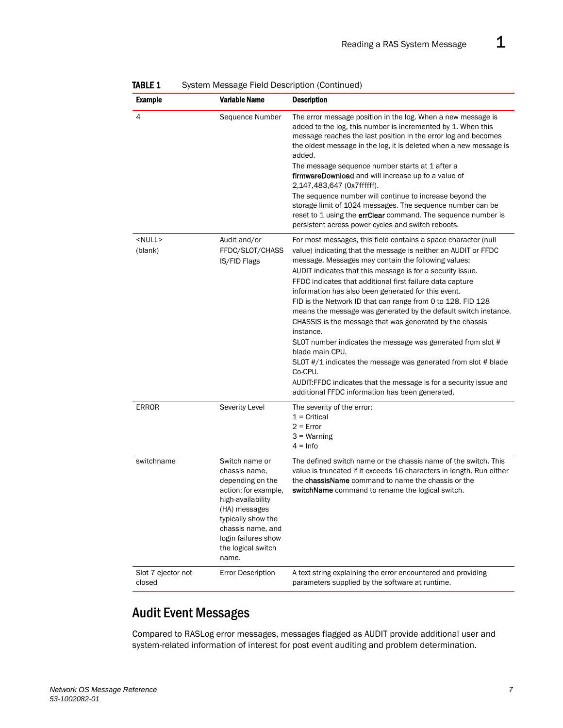**TABLE 1** System Message Field Description (Continued)

| Example | Variable Name | Description |
|---|---|---|
| 4 | Sequence Number | The error message position in the log. When a new message is added to the log, this number is incremented by 1. When this message reaches the last position in the error log and becomes the oldest message in the log, it is deleted when a new message is added.<br>The message sequence number starts at 1 after a **firmwareDownload** and will increase up to a value of 2,147,483,647 (0x7ffffff).<br>The sequence number will continue to increase beyond the storage limit of 1024 messages. The sequence number can be reset to 1 using the **errClear** command. The sequence number is persistent across power cycles and switch reboots. |
| <NULL> (blank) | Audit and/or FFDC/SLOT/CHASSIS/FID Flags | For most messages, this field contains a space character (null value) indicating that the message is neither an AUDIT or FFDC message. Messages may contain the following values:<br>AUDIT indicates that this message is for a security issue.<br>FFDC indicates that additional first failure data capture information has also been generated for this event.<br>FID is the Network ID that can range from 0 to 128. FID 128 means the message was generated by the default switch instance.<br>CHASSIS is the message that was generated by the chassis instance.<br>SLOT number indicates the message was generated from slot # blade main CPU.<br>SLOT #/1 indicates the message was generated from slot # blade Co-CPU.<br>AUDIT:FFDC indicates that the message is for a security issue and additional FFDC information has been generated. |
| ERROR | Severity Level | The severity of the error:<br>1 = Critical<br>2 = Error<br>3 = Warning<br>4 = Info |
| switchname | Switch name or chassis name, depending on the action; for example, high-availability (HA) messages typically show the chassis name, and login failures show the logical switch name. | The defined switch name or the chassis name of the switch. This value is truncated if it exceeds 16 characters in length. Run either the **chassisName** command to name the chassis or the **switchName** command to rename the logical switch. |
| Slot 7 ejector not closed | Error Description | A text string explaining the error encountered and providing parameters supplied by the software at runtime. |

## Audit Event Messages

Compared to RASLog error messages, messages flagged as AUDIT provide additional user and system-related information of interest for post event auditing and problem determination.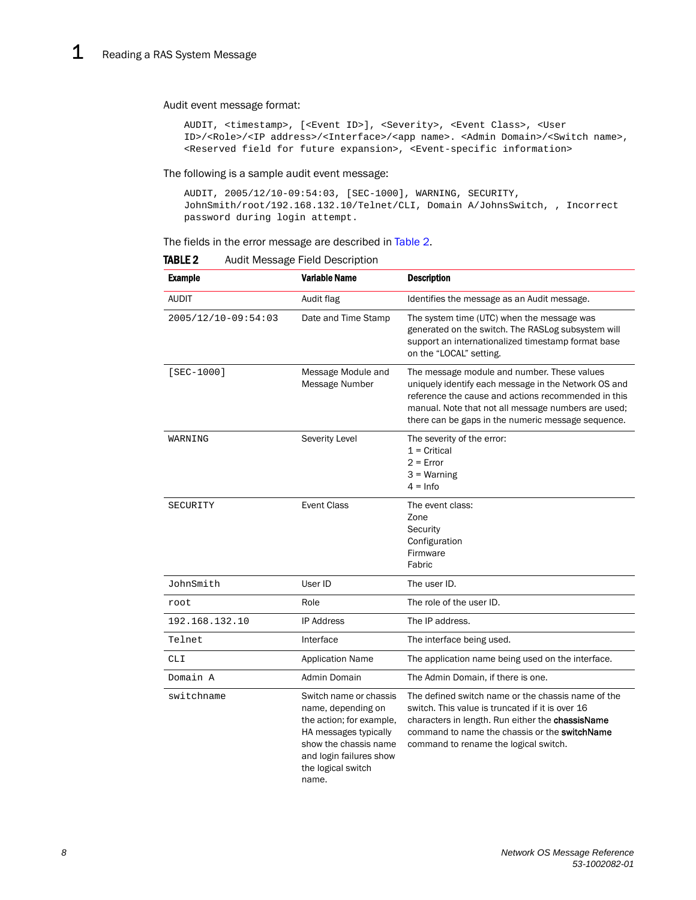Audit event message format:

```
AUDIT, <timestamp>, [<Event ID>], <Severity>, <Event Class>, <User
ID>/<Role>/<IP address>/<Interface>/<app name>. <Admin Domain>/<Switch name>,
<Reserved field for future expansion>, <Event-specific information>
```

The following is a sample audit event message:

```
AUDIT, 2005/12/10-09:54:03, [SEC-1000], WARNING, SECURITY,
JohnSmith/root/192.168.132.10/Telnet/CLI, Domain A/JohnsSwitch, , Incorrect
password during login attempt.
```

The fields in the error message are described in Table 2.

**TABLE 2** Audit Message Field Description

| Example | Variable Name | Description |
|---|---|---|
| AUDIT | Audit flag | Identifies the message as an Audit message. |
| 2005/12/10-09:54:03 | Date and Time Stamp | The system time (UTC) when the message was generated on the switch. The RASLog subsystem will support an internationalized timestamp format base on the "LOCAL" setting. |
| [SEC-1000] | Message Module and Message Number | The message module and number. These values uniquely identify each message in the Network OS and reference the cause and actions recommended in this manual. Note that not all message numbers are used; there can be gaps in the numeric message sequence. |
| WARNING | Severity Level | The severity of the error:<br>1 = Critical<br>2 = Error<br>3 = Warning<br>4 = Info |
| SECURITY | Event Class | The event class:<br>Zone<br>Security<br>Configuration<br>Firmware<br>Fabric |
| JohnSmith | User ID | The user ID. |
| root | Role | The role of the user ID. |
| 192.168.132.10 | IP Address | The IP address. |
| Telnet | Interface | The interface being used. |
| CLI | Application Name | The application name being used on the interface. |
| Domain A | Admin Domain | The Admin Domain, if there is one. |
| switchname | Switch name or chassis name, depending on the action; for example, HA messages typically show the chassis name and login failures show the logical switch name. | The defined switch name or the chassis name of the switch. This value is truncated if it is over 16 characters in length. Run either the **chassisName** command to name the chassis or the **switchName** command to rename the logical switch. |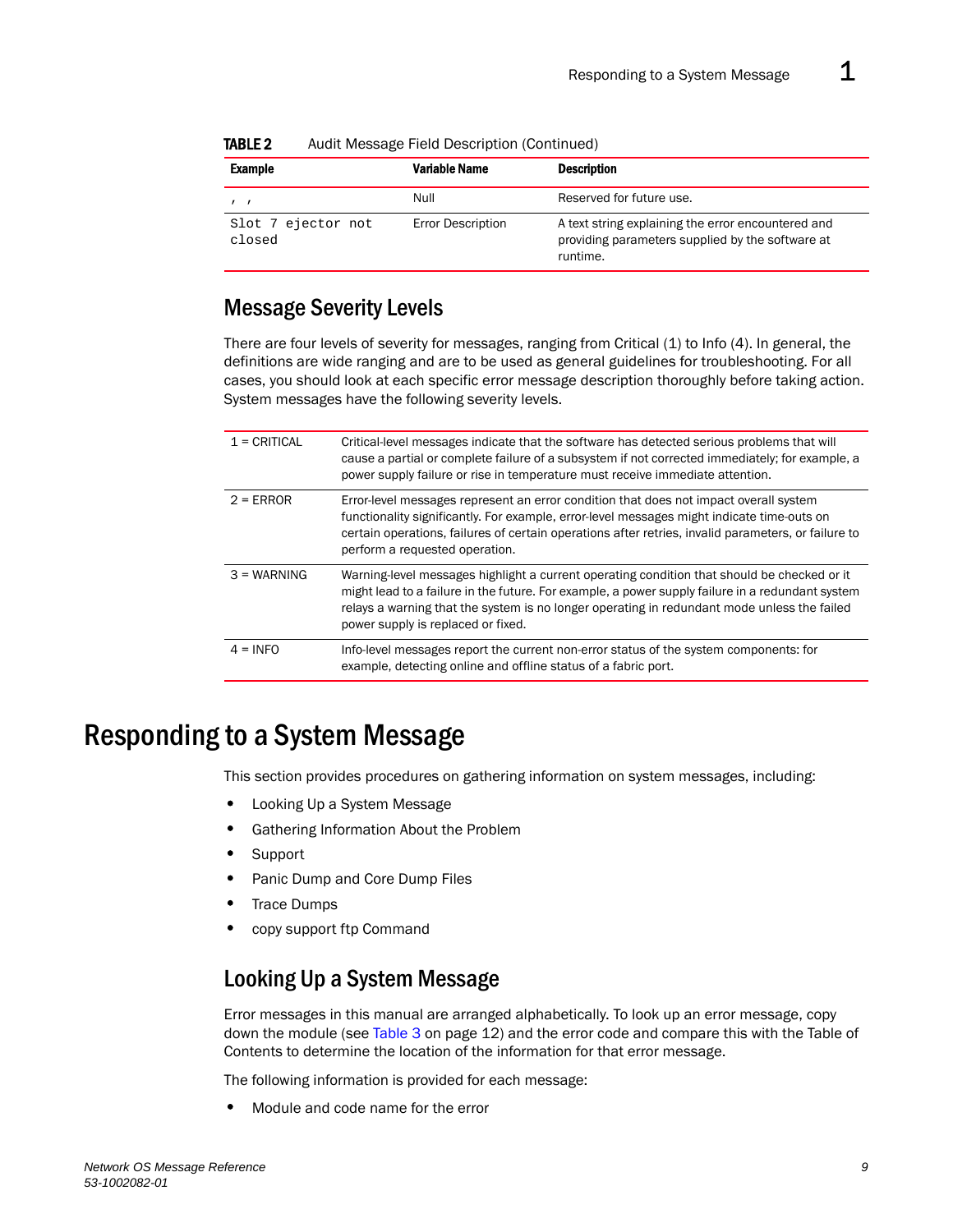**TABLE 2** Audit Message Field Description (Continued)

| Example | Variable Name | Description |
|---|---|---|
| `, ,` | Null | Reserved for future use. |
| `Slot 7 ejector not closed` | Error Description | A text string explaining the error encountered and providing parameters supplied by the software at runtime. |

## Message Severity Levels

There are four levels of severity for messages, ranging from Critical (1) to Info (4). In general, the definitions are wide ranging and are to be used as general guidelines for troubleshooting. For all cases, you should look at each specific error message description thoroughly before taking action. System messages have the following severity levels.

| | |
|---|---|
| 1 = CRITICAL | Critical-level messages indicate that the software has detected serious problems that will cause a partial or complete failure of a subsystem if not corrected immediately; for example, a power supply failure or rise in temperature must receive immediate attention. |
| 2 = ERROR | Error-level messages represent an error condition that does not impact overall system functionality significantly. For example, error-level messages might indicate time-outs on certain operations, failures of certain operations after retries, invalid parameters, or failure to perform a requested operation. |
| 3 = WARNING | Warning-level messages highlight a current operating condition that should be checked or it might lead to a failure in the future. For example, a power supply failure in a redundant system relays a warning that the system is no longer operating in redundant mode unless the failed power supply is replaced or fixed. |
| 4 = INFO | Info-level messages report the current non-error status of the system components: for example, detecting online and offline status of a fabric port. |

# Responding to a System Message

This section provides procedures on gathering information on system messages, including:

- Looking Up a System Message
- Gathering Information About the Problem
- Support
- Panic Dump and Core Dump Files
- Trace Dumps
- copy support ftp Command

## Looking Up a System Message

Error messages in this manual are arranged alphabetically. To look up an error message, copy down the module (see Table 3 on page 12) and the error code and compare this with the Table of Contents to determine the location of the information for that error message.

The following information is provided for each message:

- Module and code name for the error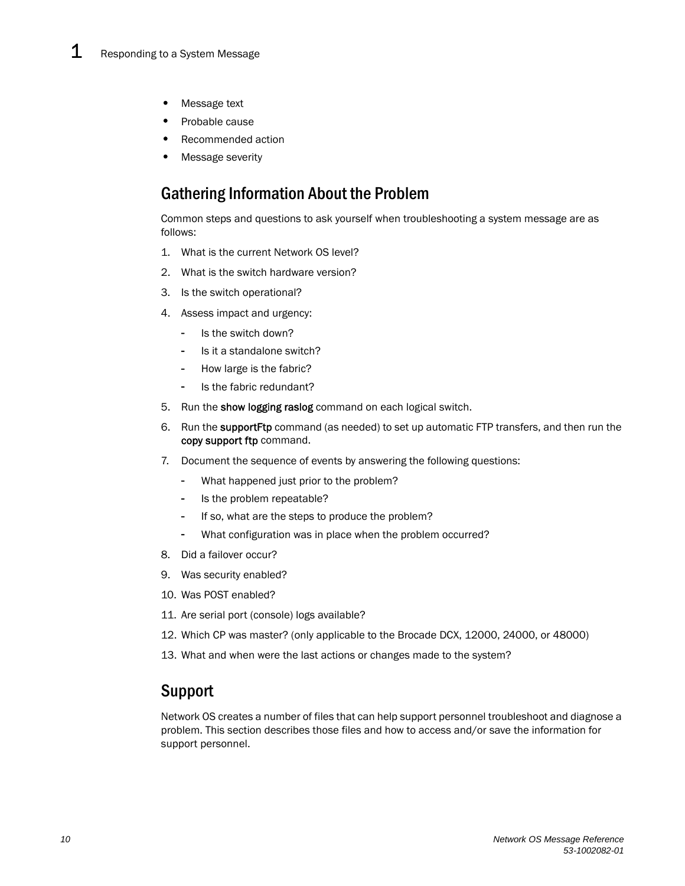- Message text
- Probable cause
- Recommended action
- Message severity

## Gathering Information About the Problem

Common steps and questions to ask yourself when troubleshooting a system message are as follows:

1. What is the current Network OS level?
2. What is the switch hardware version?
3. Is the switch operational?
4. Assess impact and urgency:
   - Is the switch down?
   - Is it a standalone switch?
   - How large is the fabric?
   - Is the fabric redundant?
5. Run the **show logging raslog** command on each logical switch.
6. Run the **supportFtp** command (as needed) to set up automatic FTP transfers, and then run the **copy support ftp** command.
7. Document the sequence of events by answering the following questions:
   - What happened just prior to the problem?
   - Is the problem repeatable?
   - If so, what are the steps to produce the problem?
   - What configuration was in place when the problem occurred?
8. Did a failover occur?
9. Was security enabled?
10. Was POST enabled?
11. Are serial port (console) logs available?
12. Which CP was master? (only applicable to the Brocade DCX, 12000, 24000, or 48000)
13. What and when were the last actions or changes made to the system?

## Support

Network OS creates a number of files that can help support personnel troubleshoot and diagnose a problem. This section describes those files and how to access and/or save the information for support personnel.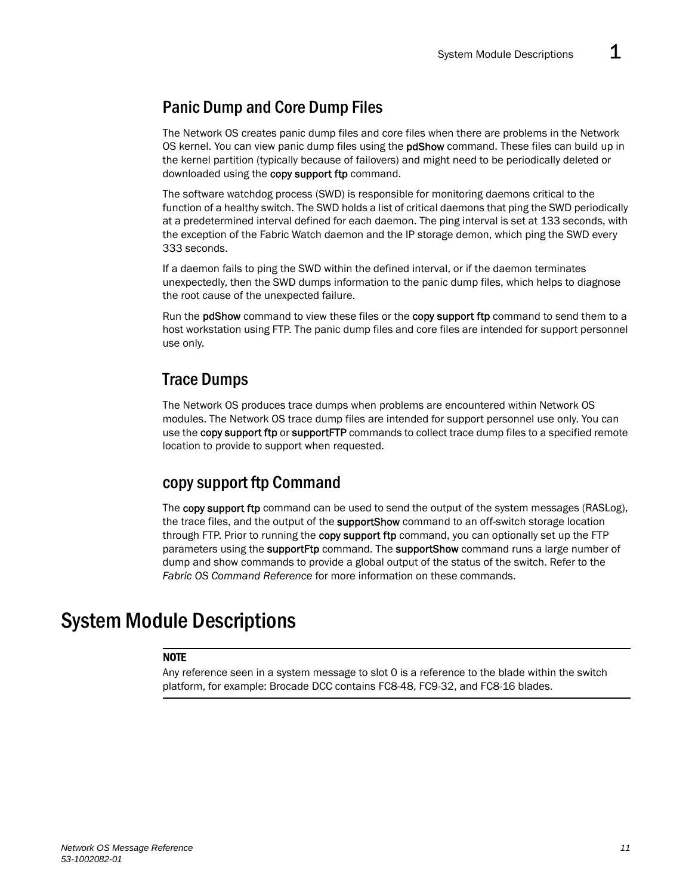## Panic Dump and Core Dump Files

The Network OS creates panic dump files and core files when there are problems in the Network OS kernel. You can view panic dump files using the **pdShow** command. These files can build up in the kernel partition (typically because of failovers) and might need to be periodically deleted or downloaded using the **copy support ftp** command.

The software watchdog process (SWD) is responsible for monitoring daemons critical to the function of a healthy switch. The SWD holds a list of critical daemons that ping the SWD periodically at a predetermined interval defined for each daemon. The ping interval is set at 133 seconds, with the exception of the Fabric Watch daemon and the IP storage demon, which ping the SWD every 333 seconds.

If a daemon fails to ping the SWD within the defined interval, or if the daemon terminates unexpectedly, then the SWD dumps information to the panic dump files, which helps to diagnose the root cause of the unexpected failure.

Run the **pdShow** command to view these files or the **copy support ftp** command to send them to a host workstation using FTP. The panic dump files and core files are intended for support personnel use only.

## Trace Dumps

The Network OS produces trace dumps when problems are encountered within Network OS modules. The Network OS trace dump files are intended for support personnel use only. You can use the **copy support ftp** or **supportFTP** commands to collect trace dump files to a specified remote location to provide to support when requested.

## copy support ftp Command

The **copy support ftp** command can be used to send the output of the system messages (RASLog), the trace files, and the output of the **supportShow** command to an off-switch storage location through FTP. Prior to running the **copy support ftp** command, you can optionally set up the FTP parameters using the **supportFtp** command. The **supportShow** command runs a large number of dump and show commands to provide a global output of the status of the switch. Refer to the *Fabric OS Command Reference* for more information on these commands.

# System Module Descriptions

**NOTE**

Any reference seen in a system message to slot 0 is a reference to the blade within the switch platform, for example: Brocade DCC contains FC8-48, FC9-32, and FC8-16 blades.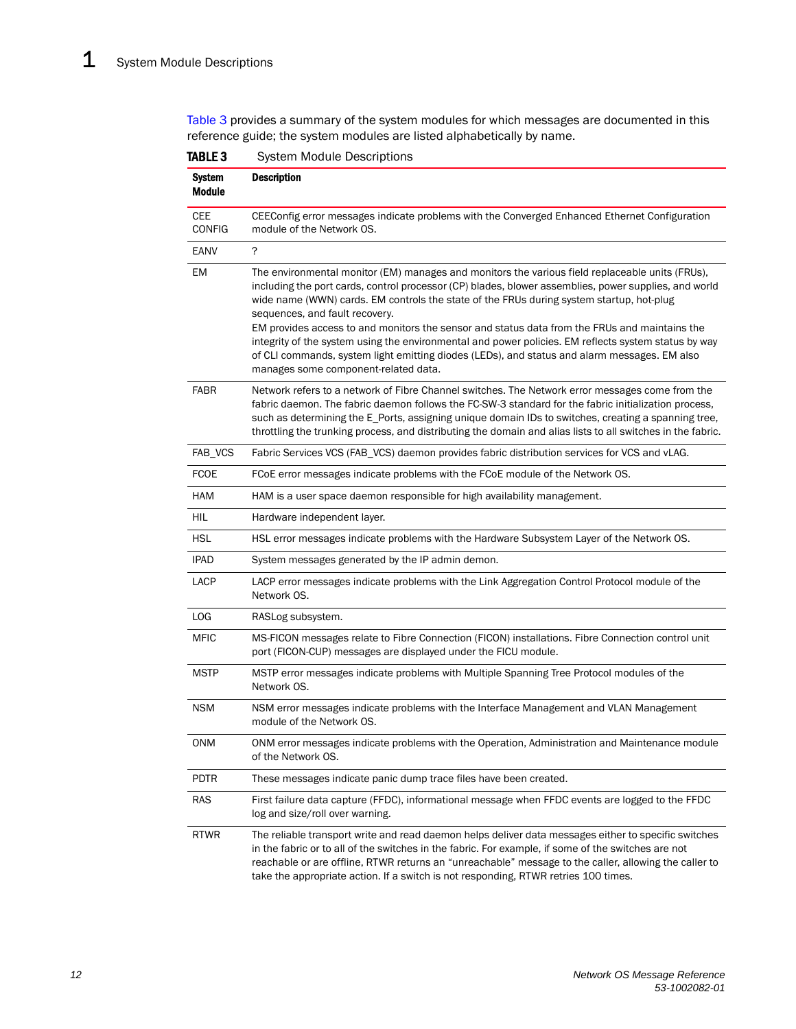Table 3 provides a summary of the system modules for which messages are documented in this reference guide; the system modules are listed alphabetically by name.

**TABLE 3** System Module Descriptions

| System Module | Description |
|---|---|
| CEE CONFIG | CEEConfig error messages indicate problems with the Converged Enhanced Ethernet Configuration module of the Network OS. |
| EANV | ? |
| EM | The environmental monitor (EM) manages and monitors the various field replaceable units (FRUs), including the port cards, control processor (CP) blades, blower assemblies, power supplies, and world wide name (WWN) cards. EM controls the state of the FRUs during system startup, hot-plug sequences, and fault recovery. EM provides access to and monitors the sensor and status data from the FRUs and maintains the integrity of the system using the environmental and power policies. EM reflects system status by way of CLI commands, system light emitting diodes (LEDs), and status and alarm messages. EM also manages some component-related data. |
| FABR | Network refers to a network of Fibre Channel switches. The Network error messages come from the fabric daemon. The fabric daemon follows the FC-SW-3 standard for the fabric initialization process, such as determining the E_Ports, assigning unique domain IDs to switches, creating a spanning tree, throttling the trunking process, and distributing the domain and alias lists to all switches in the fabric. |
| FAB_VCS | Fabric Services VCS (FAB_VCS) daemon provides fabric distribution services for VCS and vLAG. |
| FCOE | FCoE error messages indicate problems with the FCoE module of the Network OS. |
| HAM | HAM is a user space daemon responsible for high availability management. |
| HIL | Hardware independent layer. |
| HSL | HSL error messages indicate problems with the Hardware Subsystem Layer of the Network OS. |
| IPAD | System messages generated by the IP admin demon. |
| LACP | LACP error messages indicate problems with the Link Aggregation Control Protocol module of the Network OS. |
| LOG | RASLog subsystem. |
| MFIC | MS-FICON messages relate to Fibre Connection (FICON) installations. Fibre Connection control unit port (FICON-CUP) messages are displayed under the FICU module. |
| MSTP | MSTP error messages indicate problems with Multiple Spanning Tree Protocol modules of the Network OS. |
| NSM | NSM error messages indicate problems with the Interface Management and VLAN Management module of the Network OS. |
| ONM | ONM error messages indicate problems with the Operation, Administration and Maintenance module of the Network OS. |
| PDTR | These messages indicate panic dump trace files have been created. |
| RAS | First failure data capture (FFDC), informational message when FFDC events are logged to the FFDC log and size/roll over warning. |
| RTWR | The reliable transport write and read daemon helps deliver data messages either to specific switches in the fabric or to all of the switches in the fabric. For example, if some of the switches are not reachable or are offline, RTWR returns an "unreachable" message to the caller, allowing the caller to take the appropriate action. If a switch is not responding, RTWR retries 100 times. |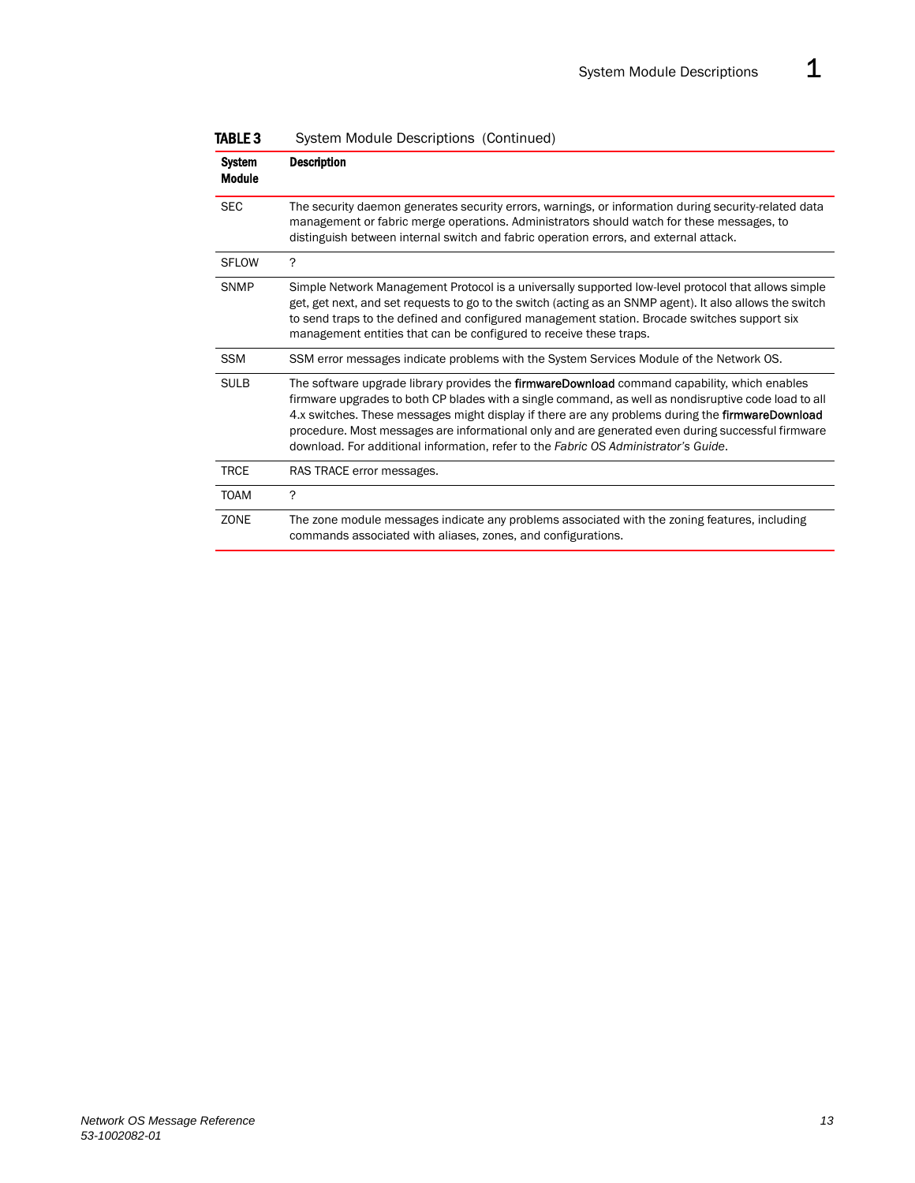**TABLE 3** System Module Descriptions (Continued)

| System Module | Description |
|---|---|
| SEC | The security daemon generates security errors, warnings, or information during security-related data management or fabric merge operations. Administrators should watch for these messages, to distinguish between internal switch and fabric operation errors, and external attack. |
| SFLOW | ? |
| SNMP | Simple Network Management Protocol is a universally supported low-level protocol that allows simple get, get next, and set requests to go to the switch (acting as an SNMP agent). It also allows the switch to send traps to the defined and configured management station. Brocade switches support six management entities that can be configured to receive these traps. |
| SSM | SSM error messages indicate problems with the System Services Module of the Network OS. |
| SULB | The software upgrade library provides the **firmwareDownload** command capability, which enables firmware upgrades to both CP blades with a single command, as well as nondisruptive code load to all 4.x switches. These messages might display if there are any problems during the **firmwareDownload** procedure. Most messages are informational only and are generated even during successful firmware download. For additional information, refer to the *Fabric OS Administrator's Guide*. |
| TRCE | RAS TRACE error messages. |
| TOAM | ? |
| ZONE | The zone module messages indicate any problems associated with the zoning features, including commands associated with aliases, zones, and configurations. |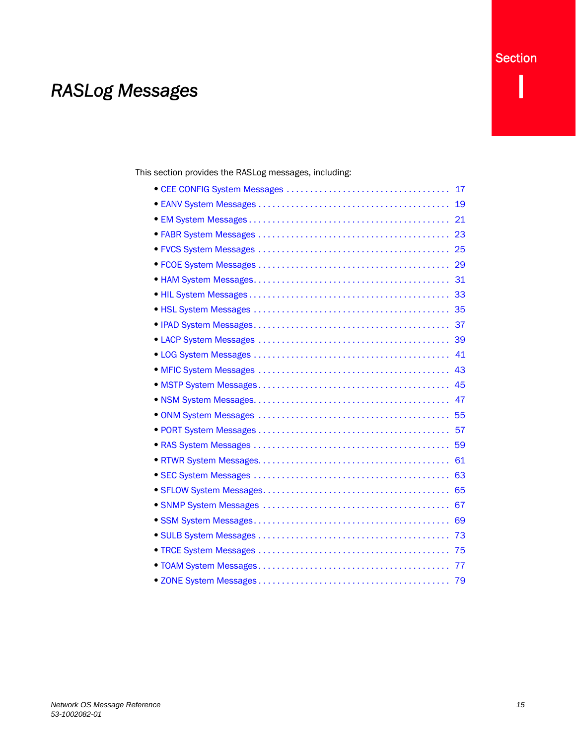Section I

# *RASLog Messages*

This section provides the RASLog messages, including:

- CEE CONFIG System Messages . . . . . . . . . . . . . . . . . . . . . . . . . . . . . . . . . . 17
- EANV System Messages . . . . . . . . . . . . . . . . . . . . . . . . . . . . . . . . . . . . . . . 19
- EM System Messages . . . . . . . . . . . . . . . . . . . . . . . . . . . . . . . . . . . . . . . . . 21
- FABR System Messages . . . . . . . . . . . . . . . . . . . . . . . . . . . . . . . . . . . . . . . 23
- FVCS System Messages . . . . . . . . . . . . . . . . . . . . . . . . . . . . . . . . . . . . . . . 25
- FCOE System Messages . . . . . . . . . . . . . . . . . . . . . . . . . . . . . . . . . . . . . . . 29
- HAM System Messages. . . . . . . . . . . . . . . . . . . . . . . . . . . . . . . . . . . . . . . . 31
- HIL System Messages . . . . . . . . . . . . . . . . . . . . . . . . . . . . . . . . . . . . . . . . . 33
- HSL System Messages . . . . . . . . . . . . . . . . . . . . . . . . . . . . . . . . . . . . . . . . 35
- IPAD System Messages. . . . . . . . . . . . . . . . . . . . . . . . . . . . . . . . . . . . . . . . 37
- LACP System Messages . . . . . . . . . . . . . . . . . . . . . . . . . . . . . . . . . . . . . . . 39
- LOG System Messages . . . . . . . . . . . . . . . . . . . . . . . . . . . . . . . . . . . . . . . . 41
- MFIC System Messages . . . . . . . . . . . . . . . . . . . . . . . . . . . . . . . . . . . . . . . 43
- MSTP System Messages . . . . . . . . . . . . . . . . . . . . . . . . . . . . . . . . . . . . . . . 45
- NSM System Messages. . . . . . . . . . . . . . . . . . . . . . . . . . . . . . . . . . . . . . . . 47
- ONM System Messages . . . . . . . . . . . . . . . . . . . . . . . . . . . . . . . . . . . . . . . 55
- PORT System Messages . . . . . . . . . . . . . . . . . . . . . . . . . . . . . . . . . . . . . . . 57
- RAS System Messages . . . . . . . . . . . . . . . . . . . . . . . . . . . . . . . . . . . . . . . . 59
- RTWR System Messages. . . . . . . . . . . . . . . . . . . . . . . . . . . . . . . . . . . . . . . 61
- SEC System Messages . . . . . . . . . . . . . . . . . . . . . . . . . . . . . . . . . . . . . . . . 63
- SFLOW System Messages. . . . . . . . . . . . . . . . . . . . . . . . . . . . . . . . . . . . . . 65
- SNMP System Messages . . . . . . . . . . . . . . . . . . . . . . . . . . . . . . . . . . . . . . 67
- SSM System Messages. . . . . . . . . . . . . . . . . . . . . . . . . . . . . . . . . . . . . . . . 69
- SULB System Messages . . . . . . . . . . . . . . . . . . . . . . . . . . . . . . . . . . . . . . . 73
- TRCE System Messages . . . . . . . . . . . . . . . . . . . . . . . . . . . . . . . . . . . . . . . 75
- TOAM System Messages . . . . . . . . . . . . . . . . . . . . . . . . . . . . . . . . . . . . . . . 77
- ZONE System Messages . . . . . . . . . . . . . . . . . . . . . . . . . . . . . . . . . . . . . . . 79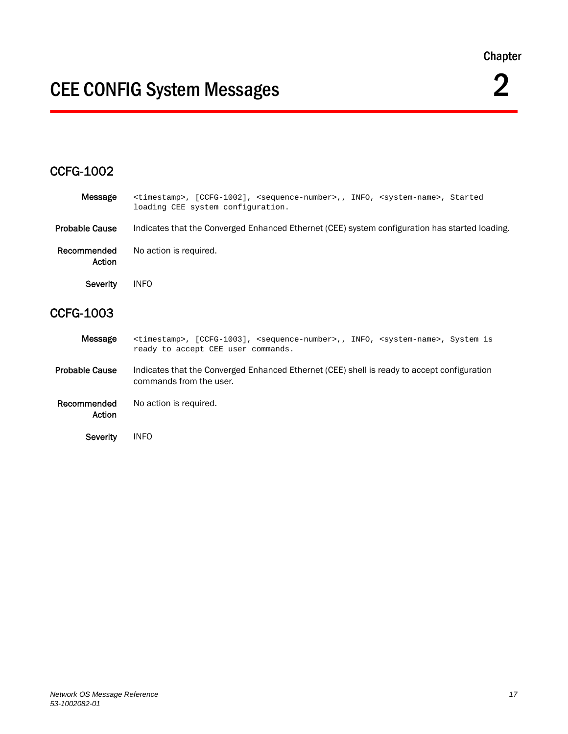Chapter

# 2 CEE CONFIG System Messages

## CCFG-1002

**Message** `<timestamp>, [CCFG-1002], <sequence-number>,, INFO, <system-name>, Started loading CEE system configuration.`

**Probable Cause** Indicates that the Converged Enhanced Ethernet (CEE) system configuration has started loading.

**Recommended Action** No action is required.

**Severity** INFO

## CCFG-1003

**Message** `<timestamp>, [CCFG-1003], <sequence-number>,, INFO, <system-name>, System is ready to accept CEE user commands.`

**Probable Cause** Indicates that the Converged Enhanced Ethernet (CEE) shell is ready to accept configuration commands from the user.

**Recommended Action** No action is required.

**Severity** INFO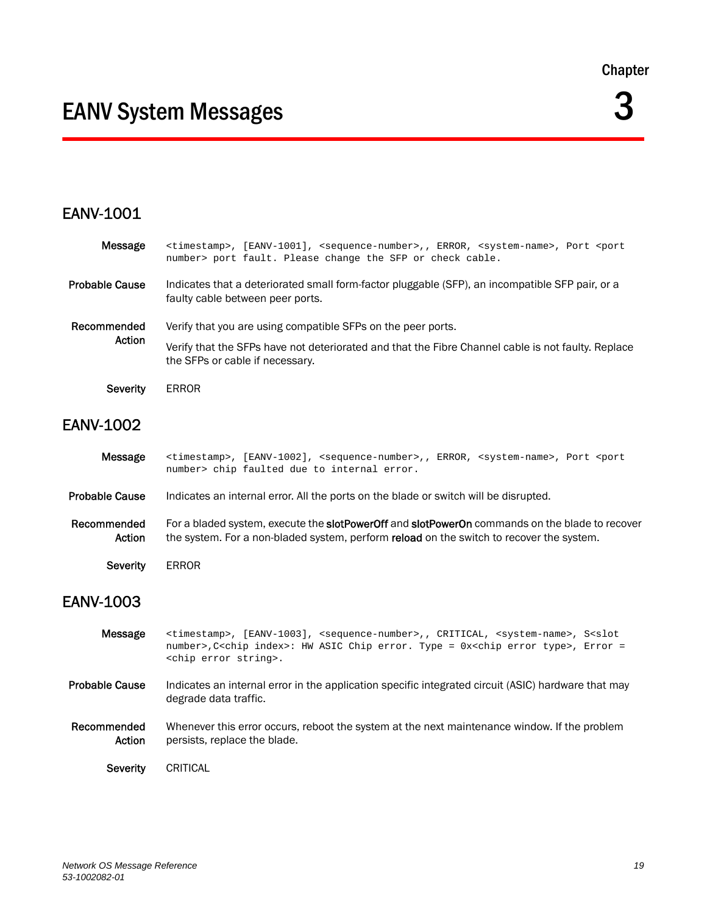Chapter

# EANV System Messages

3

## EANV-1001

**Message**

```
<timestamp>, [EANV-1001], <sequence-number>,, ERROR, <system-name>, Port <port number> port fault. Please change the SFP or check cable.
```

**Probable Cause** Indicates that a deteriorated small form-factor pluggable (SFP), an incompatible SFP pair, or a faulty cable between peer ports.

**Recommended Action** Verify that you are using compatible SFPs on the peer ports.

Verify that the SFPs have not deteriorated and that the Fibre Channel cable is not faulty. Replace the SFPs or cable if necessary.

**Severity** ERROR

## EANV-1002

**Message**

```
<timestamp>, [EANV-1002], <sequence-number>,, ERROR, <system-name>, Port <port number> chip faulted due to internal error.
```

**Probable Cause** Indicates an internal error. All the ports on the blade or switch will be disrupted.

**Recommended Action** For a bladed system, execute the **slotPowerOff** and **slotPowerOn** commands on the blade to recover the system. For a non-bladed system, perform **reload** on the switch to recover the system.

**Severity** ERROR

## EANV-1003

**Message**

```
<timestamp>, [EANV-1003], <sequence-number>,, CRITICAL, <system-name>, S<slot number>,C<chip index>: HW ASIC Chip error. Type = 0x<chip error type>, Error = <chip error string>.
```

**Probable Cause** Indicates an internal error in the application specific integrated circuit (ASIC) hardware that may degrade data traffic.

**Recommended Action** Whenever this error occurs, reboot the system at the next maintenance window. If the problem persists, replace the blade.

**Severity** CRITICAL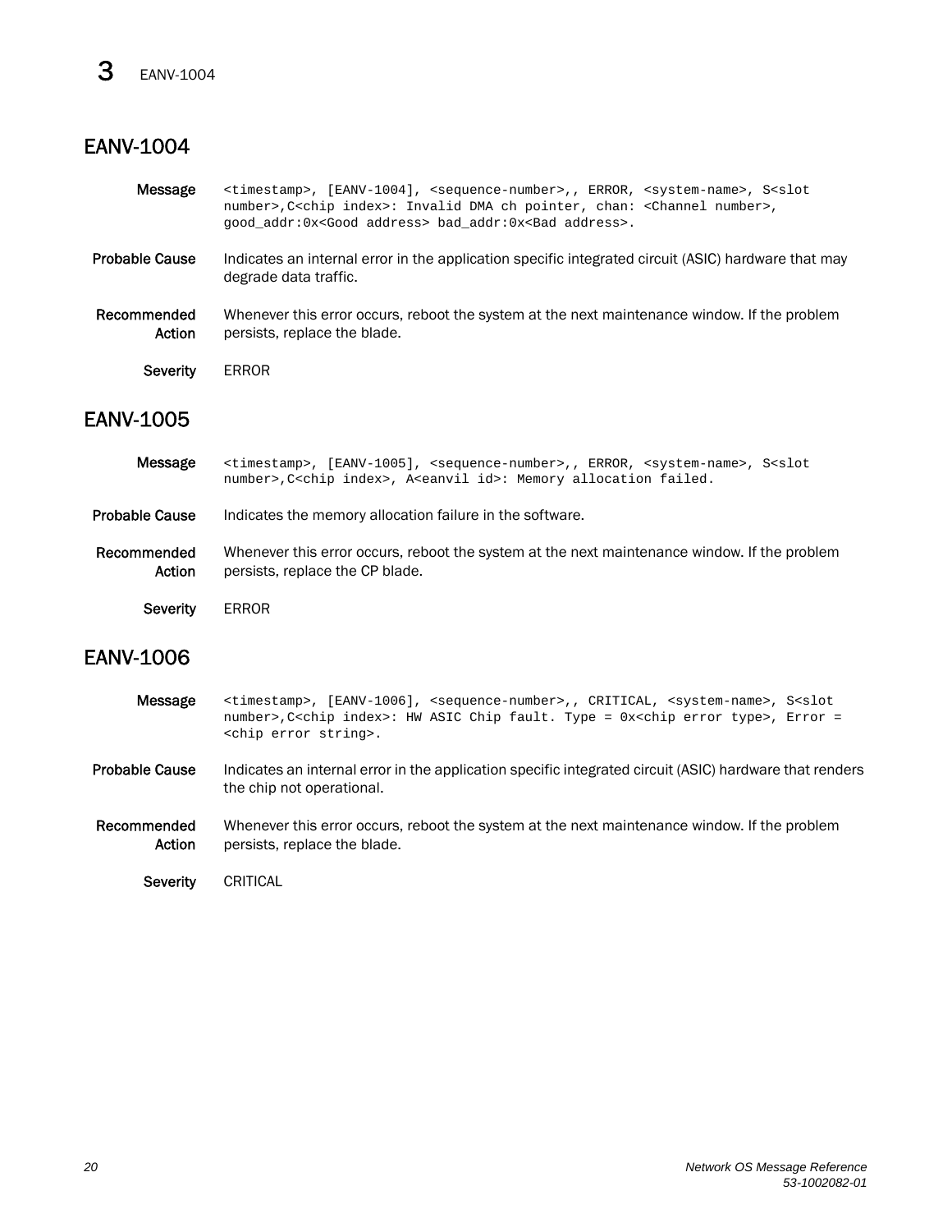## EANV-1004

**Message** `<timestamp>, [EANV-1004], <sequence-number>,, ERROR, <system-name>, S<slot number>,C<chip index>: Invalid DMA ch pointer, chan: <Channel number>, good_addr:0x<Good address> bad_addr:0x<Bad address>.`

**Probable Cause** Indicates an internal error in the application specific integrated circuit (ASIC) hardware that may degrade data traffic.

**Recommended Action** Whenever this error occurs, reboot the system at the next maintenance window. If the problem persists, replace the blade.

**Severity** ERROR

## EANV-1005

**Message** `<timestamp>, [EANV-1005], <sequence-number>,, ERROR, <system-name>, S<slot number>,C<chip index>, A<eanvil id>: Memory allocation failed.`

**Probable Cause** Indicates the memory allocation failure in the software.

**Recommended Action** Whenever this error occurs, reboot the system at the next maintenance window. If the problem persists, replace the CP blade.

**Severity** ERROR

## EANV-1006

**Message** `<timestamp>, [EANV-1006], <sequence-number>,, CRITICAL, <system-name>, S<slot number>,C<chip index>: HW ASIC Chip fault. Type = 0x<chip error type>, Error = <chip error string>.`

**Probable Cause** Indicates an internal error in the application specific integrated circuit (ASIC) hardware that renders the chip not operational.

**Recommended Action** Whenever this error occurs, reboot the system at the next maintenance window. If the problem persists, replace the blade.

**Severity** CRITICAL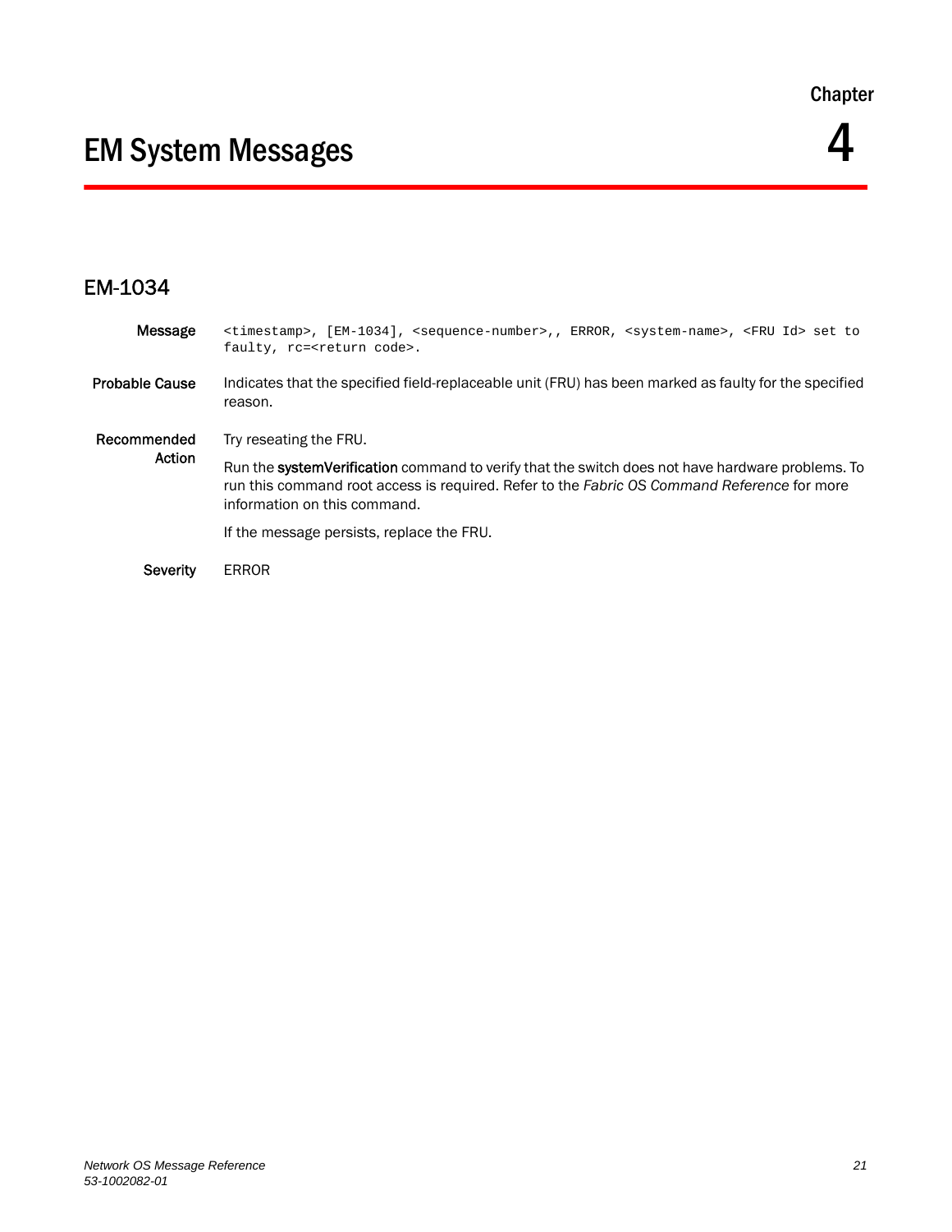Chapter

# EM System Messages

4

## EM-1034

**Message**

```
<timestamp>, [EM-1034], <sequence-number>,, ERROR, <system-name>, <FRU Id> set to
faulty, rc=<return code>.
```

**Probable Cause**

Indicates that the specified field-replaceable unit (FRU) has been marked as faulty for the specified reason.

**Recommended Action**

Try reseating the FRU.

Run the **systemVerification** command to verify that the switch does not have hardware problems. To run this command root access is required. Refer to the *Fabric OS Command Reference* for more information on this command.

If the message persists, replace the FRU.

**Severity**

ERROR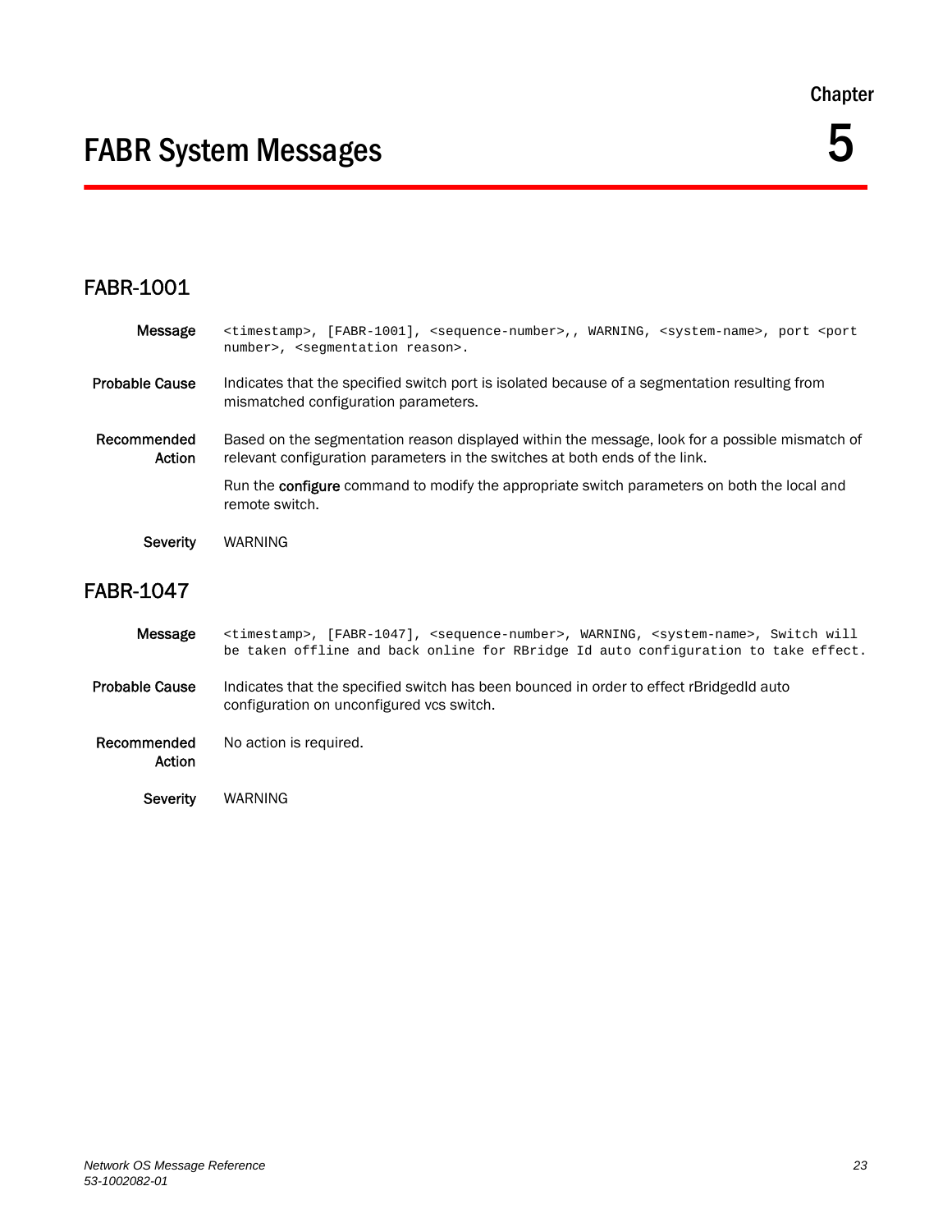Chapter

# FABR System Messages

5

## FABR-1001

**Message**
```
<timestamp>, [FABR-1001], <sequence-number>,, WARNING, <system-name>, port <port number>, <segmentation reason>.
```

**Probable Cause** Indicates that the specified switch port is isolated because of a segmentation resulting from mismatched configuration parameters.

**Recommended Action** Based on the segmentation reason displayed within the message, look for a possible mismatch of relevant configuration parameters in the switches at both ends of the link.

Run the **configure** command to modify the appropriate switch parameters on both the local and remote switch.

**Severity** WARNING

## FABR-1047

**Message**
```
<timestamp>, [FABR-1047], <sequence-number>, WARNING, <system-name>, Switch will be taken offline and back online for RBridge Id auto configuration to take effect.
```

**Probable Cause** Indicates that the specified switch has been bounced in order to effect rBridgedId auto configuration on unconfigured vcs switch.

**Recommended Action** No action is required.

**Severity** WARNING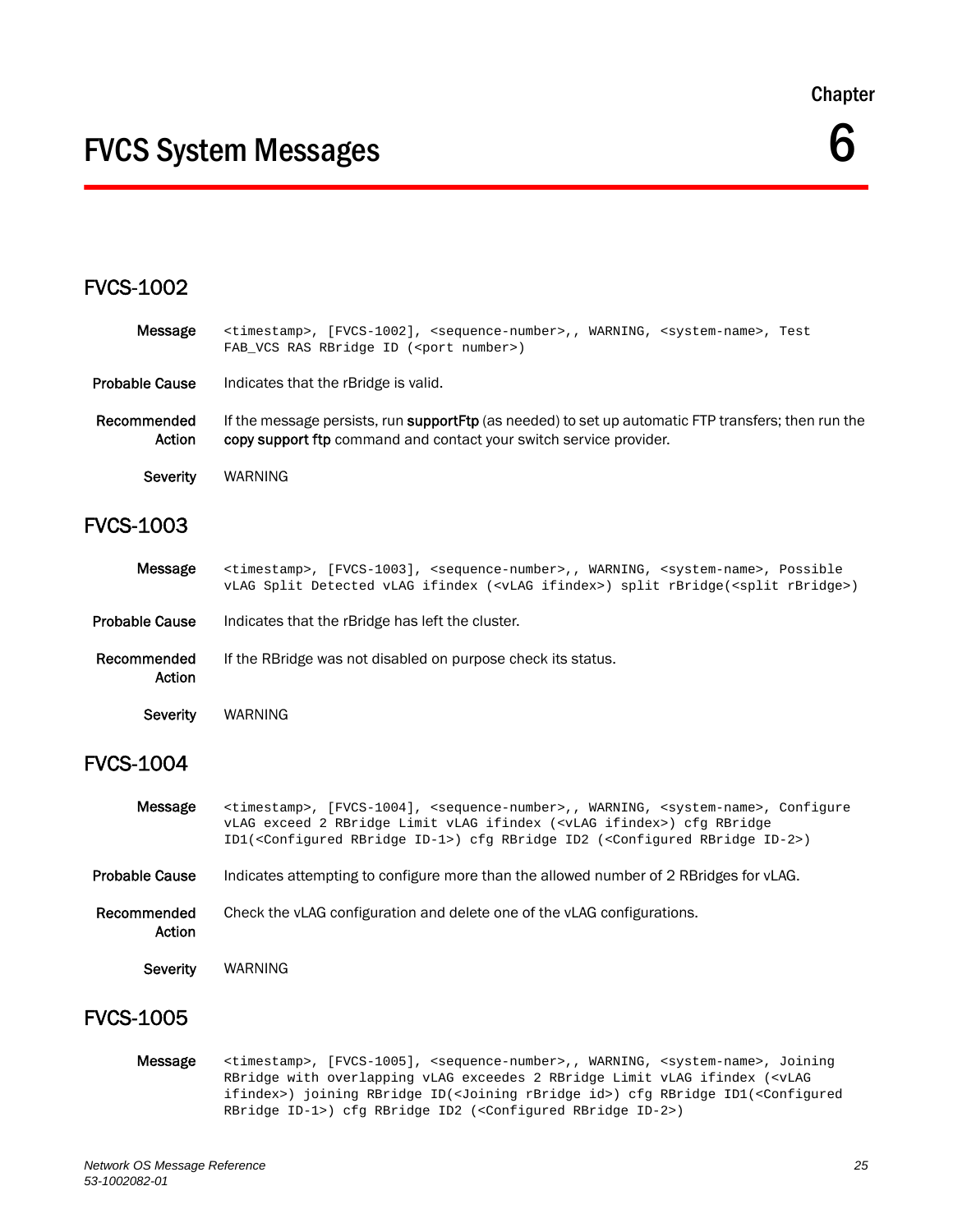Chapter

# FVCS System Messages

6

## FVCS-1002

**Message**

```
<timestamp>, [FVCS-1002], <sequence-number>,, WARNING, <system-name>, Test
FAB_VCS RAS RBridge ID (<port number>)
```

**Probable Cause** Indicates that the rBridge is valid.

**Recommended Action** If the message persists, run **supportFtp** (as needed) to set up automatic FTP transfers; then run the **copy support ftp** command and contact your switch service provider.

**Severity** WARNING

## FVCS-1003

**Message**

```
<timestamp>, [FVCS-1003], <sequence-number>,, WARNING, <system-name>, Possible
vLAG Split Detected vLAG ifindex (<vLAG ifindex>) split rBridge(<split rBridge>)
```

**Probable Cause** Indicates that the rBridge has left the cluster.

**Recommended Action** If the RBridge was not disabled on purpose check its status.

**Severity** WARNING

## FVCS-1004

**Message**

```
<timestamp>, [FVCS-1004], <sequence-number>,, WARNING, <system-name>, Configure
vLAG exceed 2 RBridge Limit vLAG ifindex (<vLAG ifindex>) cfg RBridge
ID1(<Configured RBridge ID-1>) cfg RBridge ID2 (<Configured RBridge ID-2>)
```

**Probable Cause** Indicates attempting to configure more than the allowed number of 2 RBridges for vLAG.

**Recommended Action** Check the vLAG configuration and delete one of the vLAG configurations.

**Severity** WARNING

## FVCS-1005

**Message**

```
<timestamp>, [FVCS-1005], <sequence-number>,, WARNING, <system-name>, Joining
RBridge with overlapping vLAG exceedes 2 RBridge Limit vLAG ifindex (<vLAG
ifindex>) joining RBridge ID(<Joining rBridge id>) cfg RBridge ID1(<Configured
RBridge ID-1>) cfg RBridge ID2 (<Configured RBridge ID-2>)
```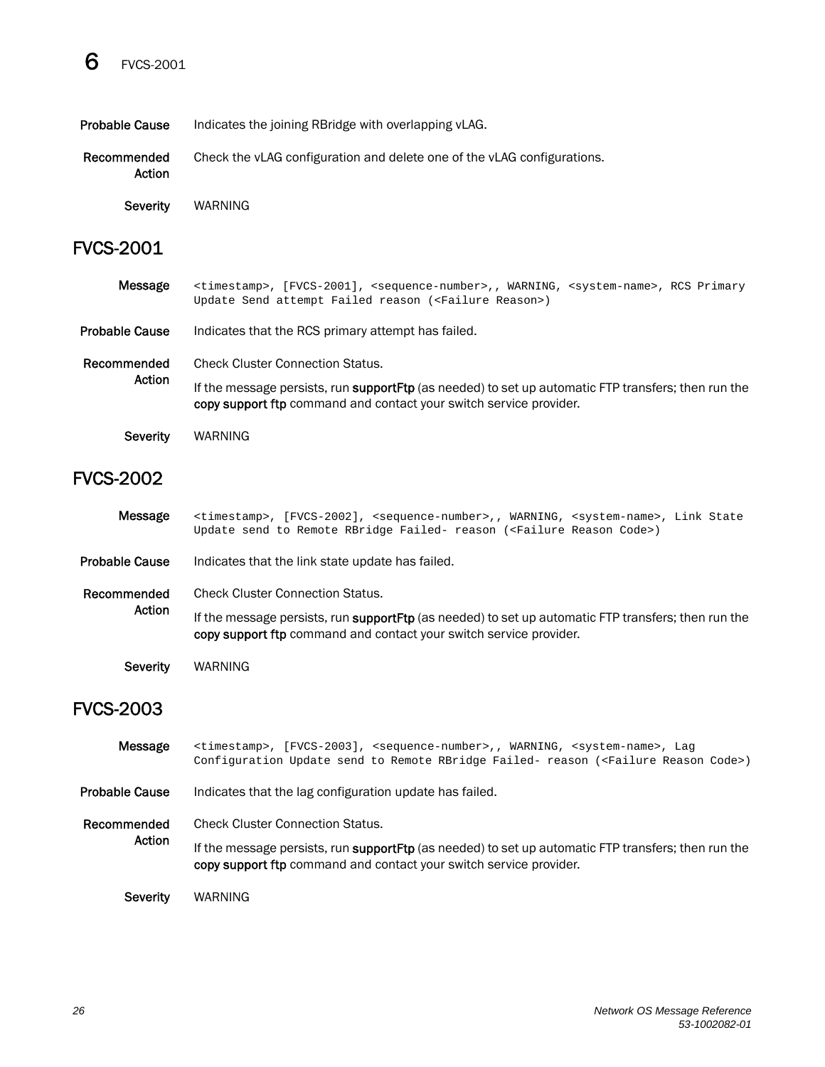**Probable Cause** Indicates the joining RBridge with overlapping vLAG.

**Recommended Action** Check the vLAG configuration and delete one of the vLAG configurations.

**Severity** WARNING

## FVCS-2001

**Message**
```
<timestamp>, [FVCS-2001], <sequence-number>,, WARNING, <system-name>, RCS Primary Update Send attempt Failed reason (<Failure Reason>)
```

**Probable Cause** Indicates that the RCS primary attempt has failed.

**Recommended Action** Check Cluster Connection Status.

If the message persists, run **supportFtp** (as needed) to set up automatic FTP transfers; then run the **copy support ftp** command and contact your switch service provider.

**Severity** WARNING

## FVCS-2002

**Message**
```
<timestamp>, [FVCS-2002], <sequence-number>,, WARNING, <system-name>, Link State Update send to Remote RBridge Failed- reason (<Failure Reason Code>)
```

**Probable Cause** Indicates that the link state update has failed.

**Recommended Action** Check Cluster Connection Status.

If the message persists, run **supportFtp** (as needed) to set up automatic FTP transfers; then run the **copy support ftp** command and contact your switch service provider.

**Severity** WARNING

## FVCS-2003

**Message**
```
<timestamp>, [FVCS-2003], <sequence-number>,, WARNING, <system-name>, Lag Configuration Update send to Remote RBridge Failed- reason (<Failure Reason Code>)
```

**Probable Cause** Indicates that the lag configuration update has failed.

**Recommended Action** Check Cluster Connection Status.

If the message persists, run **supportFtp** (as needed) to set up automatic FTP transfers; then run the **copy support ftp** command and contact your switch service provider.

**Severity** WARNING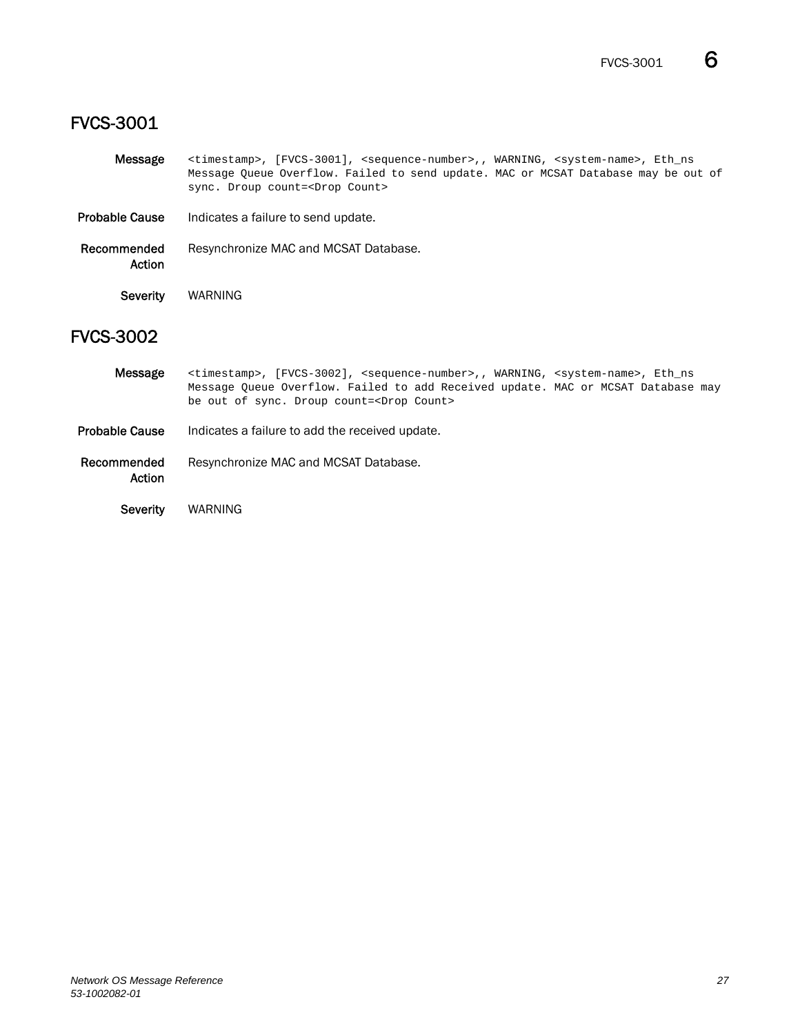## FVCS-3001

**Message**

```
<timestamp>, [FVCS-3001], <sequence-number>,, WARNING, <system-name>, Eth_ns
Message Queue Overflow. Failed to send update. MAC or MCSAT Database may be out of
sync. Droup count=<Drop Count>
```

**Probable Cause** Indicates a failure to send update.

**Recommended Action** Resynchronize MAC and MCSAT Database.

**Severity** WARNING

## FVCS-3002

**Message**

```
<timestamp>, [FVCS-3002], <sequence-number>,, WARNING, <system-name>, Eth_ns
Message Queue Overflow. Failed to add Received update. MAC or MCSAT Database may
be out of sync. Droup count=<Drop Count>
```

**Probable Cause** Indicates a failure to add the received update.

**Recommended Action** Resynchronize MAC and MCSAT Database.

**Severity** WARNING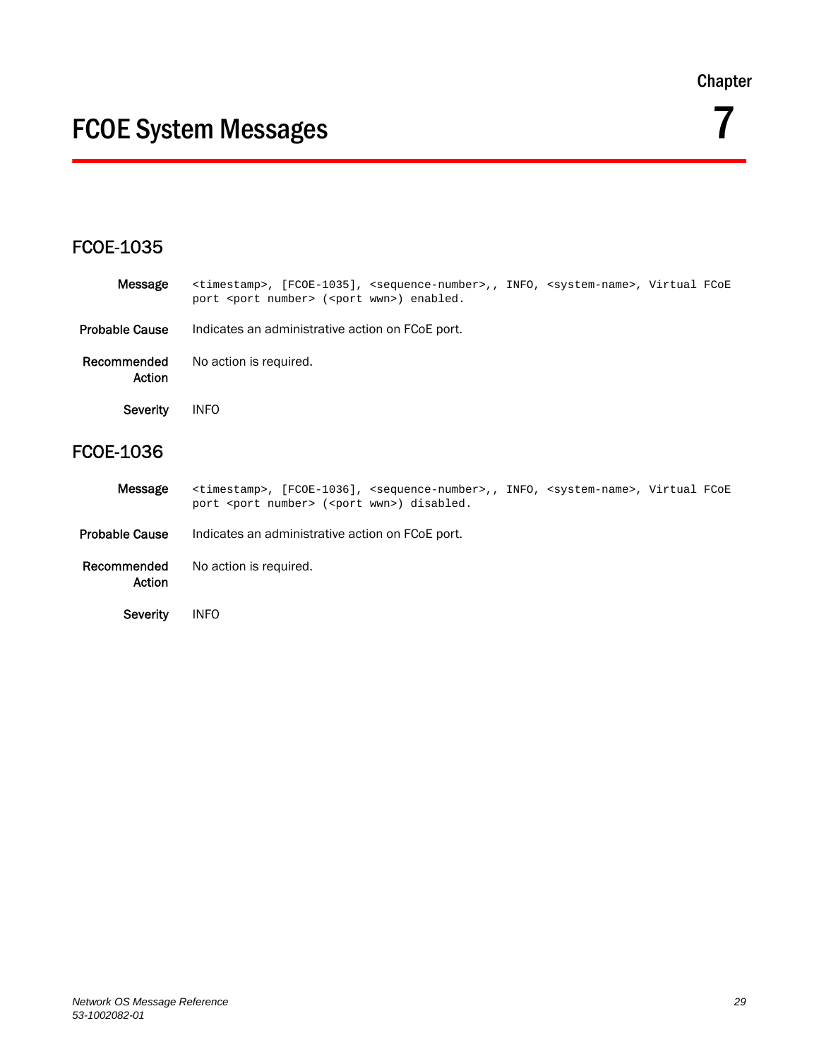Chapter

# FCOE System Messages 7

## FCOE-1035

**Message** `<timestamp>, [FCOE-1035], <sequence-number>,, INFO, <system-name>, Virtual FCoE port <port number> (<port wwn>) enabled.`

**Probable Cause** Indicates an administrative action on FCoE port.

**Recommended Action** No action is required.

**Severity** INFO

## FCOE-1036

**Message** `<timestamp>, [FCOE-1036], <sequence-number>,, INFO, <system-name>, Virtual FCoE port <port number> (<port wwn>) disabled.`

**Probable Cause** Indicates an administrative action on FCoE port.

**Recommended Action** No action is required.

**Severity** INFO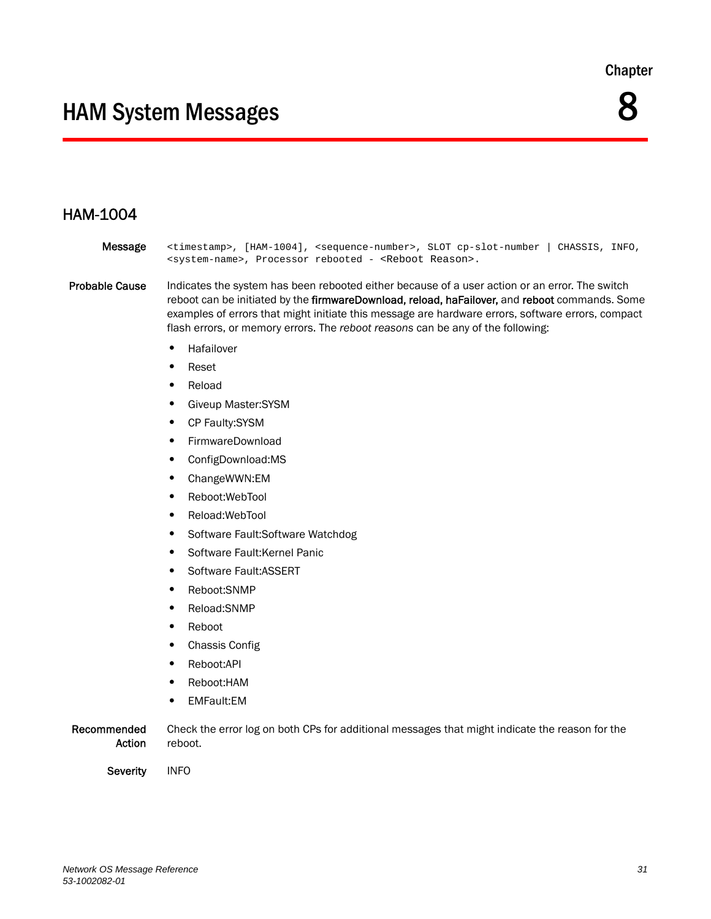Chapter

# 8

# HAM System Messages

## HAM-1004

**Message**

```
<timestamp>, [HAM-1004], <sequence-number>, SLOT cp-slot-number | CHASSIS, INFO,
<system-name>, Processor rebooted - <Reboot Reason>.
```

**Probable Cause**

Indicates the system has been rebooted either because of a user action or an error. The switch reboot can be initiated by the **firmwareDownload, reload, haFailover,** and **reboot** commands. Some examples of errors that might initiate this message are hardware errors, software errors, compact flash errors, or memory errors. The *reboot reasons* can be any of the following:

- Hafailover
- Reset
- Reload
- Giveup Master:SYSM
- CP Faulty:SYSM
- FirmwareDownload
- ConfigDownload:MS
- ChangeWWN:EM
- Reboot:WebTool
- Reload:WebTool
- Software Fault:Software Watchdog
- Software Fault:Kernel Panic
- Software Fault:ASSERT
- Reboot:SNMP
- Reload:SNMP
- Reboot
- Chassis Config
- Reboot:API
- Reboot:HAM
- EMFault:EM

**Recommended Action**

Check the error log on both CPs for additional messages that might indicate the reason for the reboot.

**Severity**

INFO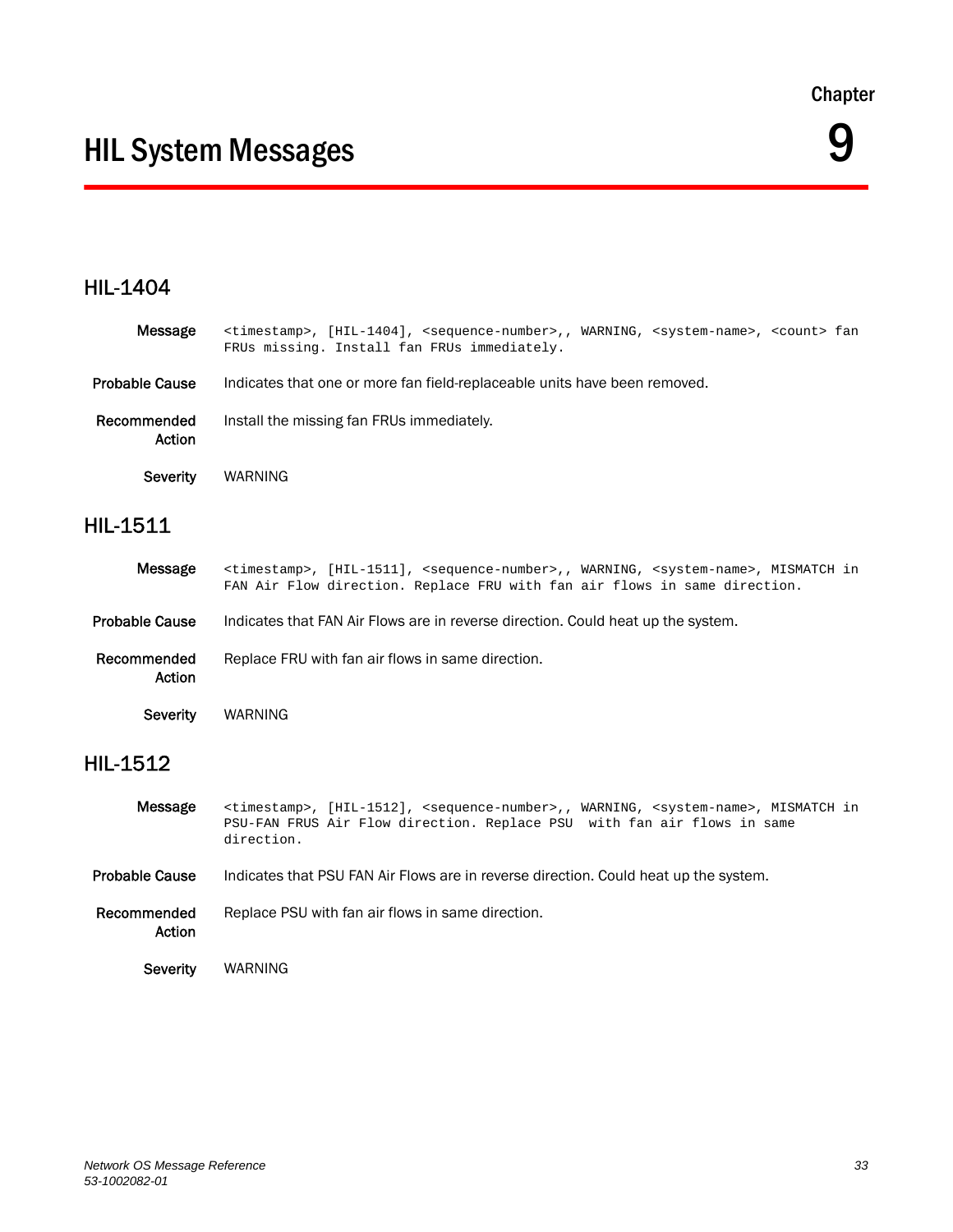Chapter

# HIL System Messages

9

## HIL-1404

**Message** 
```
<timestamp>, [HIL-1404], <sequence-number>,, WARNING, <system-name>, <count> fan
FRUs missing. Install fan FRUs immediately.
```

**Probable Cause** Indicates that one or more fan field-replaceable units have been removed.

**Recommended Action** Install the missing fan FRUs immediately.

**Severity** WARNING

## HIL-1511

**Message** 
```
<timestamp>, [HIL-1511], <sequence-number>,, WARNING, <system-name>, MISMATCH in
FAN Air Flow direction. Replace FRU with fan air flows in same direction.
```

**Probable Cause** Indicates that FAN Air Flows are in reverse direction. Could heat up the system.

**Recommended Action** Replace FRU with fan air flows in same direction.

**Severity** WARNING

## HIL-1512

**Message** 
```
<timestamp>, [HIL-1512], <sequence-number>,, WARNING, <system-name>, MISMATCH in
PSU-FAN FRUS Air Flow direction. Replace PSU  with fan air flows in same
direction.
```

**Probable Cause** Indicates that PSU FAN Air Flows are in reverse direction. Could heat up the system.

**Recommended Action** Replace PSU with fan air flows in same direction.

**Severity** WARNING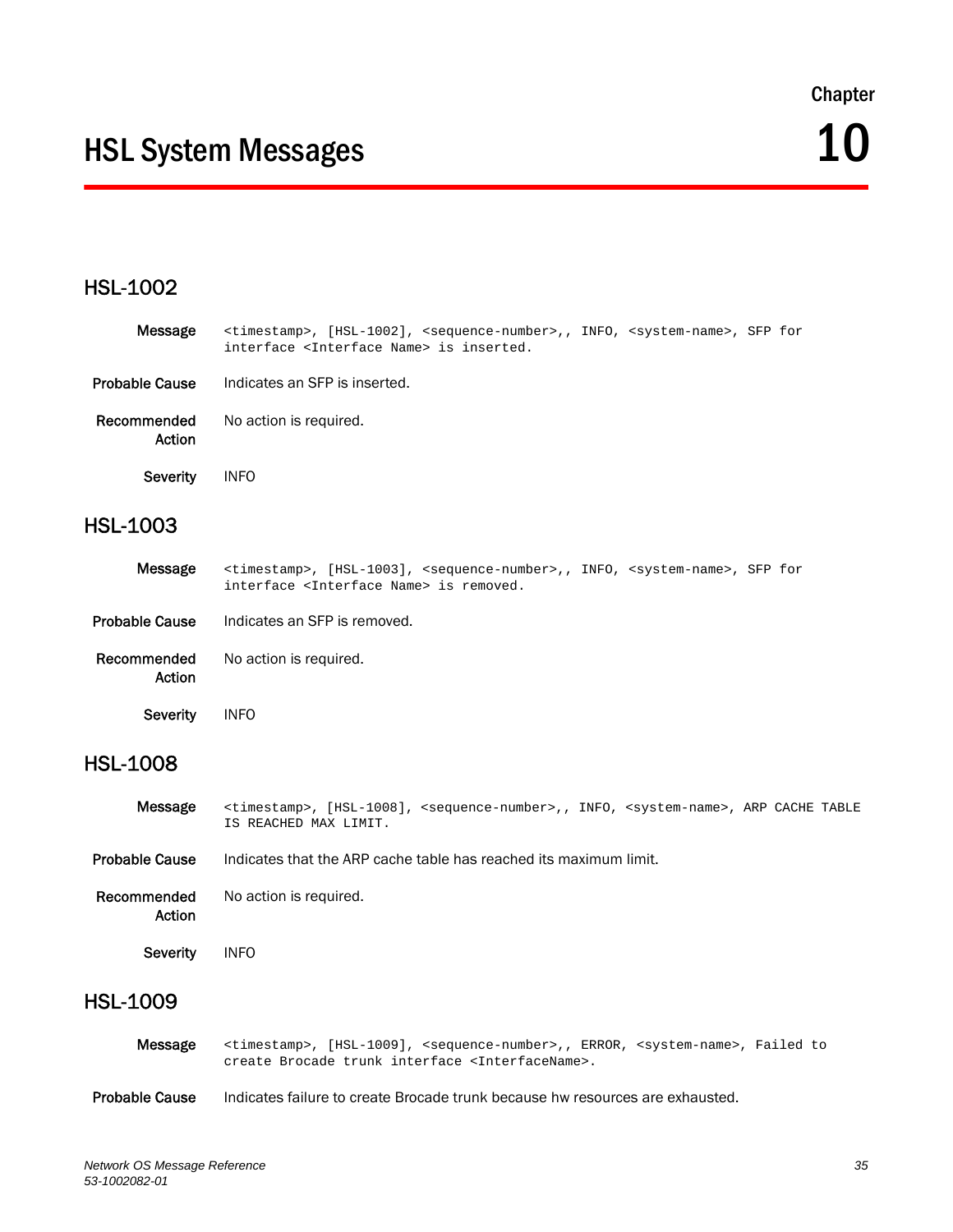# Chapter 10 HSL System Messages

## HSL-1002

**Message** `<timestamp>, [HSL-1002], <sequence-number>,, INFO, <system-name>, SFP for interface <Interface Name> is inserted.`

**Probable Cause** Indicates an SFP is inserted.

**Recommended Action** No action is required.

**Severity** INFO

## HSL-1003

**Message** `<timestamp>, [HSL-1003], <sequence-number>,, INFO, <system-name>, SFP for interface <Interface Name> is removed.`

**Probable Cause** Indicates an SFP is removed.

**Recommended Action** No action is required.

**Severity** INFO

## HSL-1008

**Message** `<timestamp>, [HSL-1008], <sequence-number>,, INFO, <system-name>, ARP CACHE TABLE IS REACHED MAX LIMIT.`

**Probable Cause** Indicates that the ARP cache table has reached its maximum limit.

**Recommended Action** No action is required.

**Severity** INFO

## HSL-1009

**Message** `<timestamp>, [HSL-1009], <sequence-number>,, ERROR, <system-name>, Failed to create Brocade trunk interface <InterfaceName>.`

**Probable Cause** Indicates failure to create Brocade trunk because hw resources are exhausted.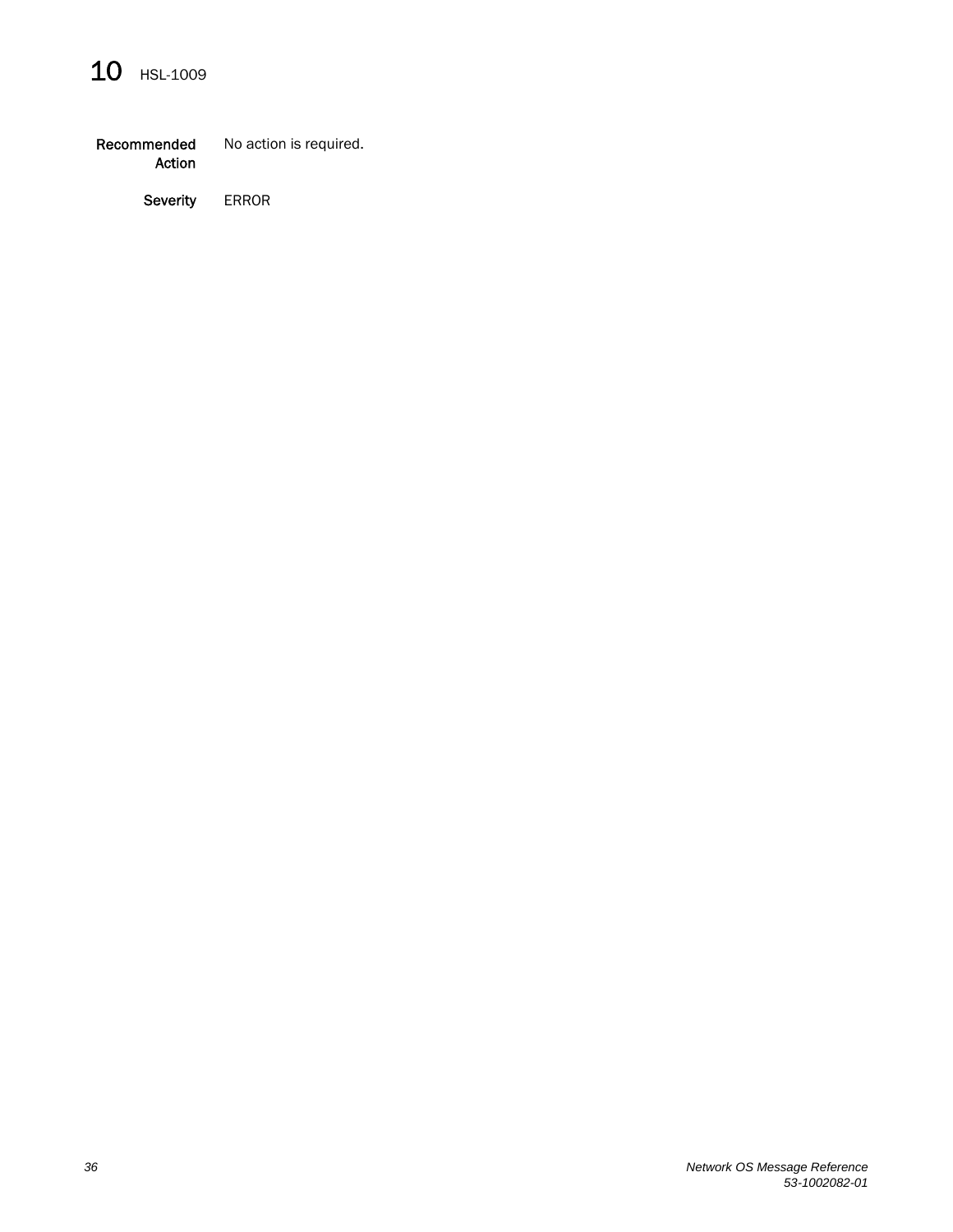Recommended Action
: No action is required.

Severity
: ERROR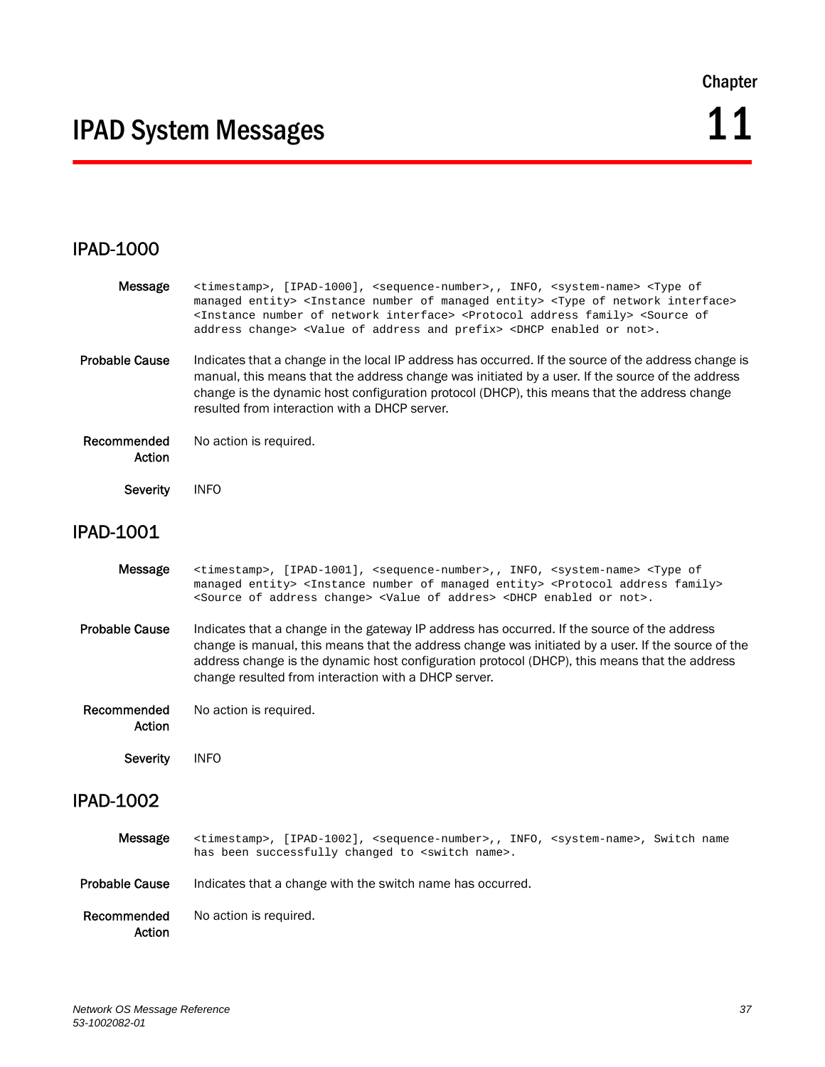Chapter

# 11

# IPAD System Messages

## IPAD-1000

**Message**
```
<timestamp>, [IPAD-1000], <sequence-number>,, INFO, <system-name> <Type of
managed entity> <Instance number of managed entity> <Type of network interface>
<Instance number of network interface> <Protocol address family> <Source of
address change> <Value of address and prefix> <DHCP enabled or not>.
```

**Probable Cause** Indicates that a change in the local IP address has occurred. If the source of the address change is manual, this means that the address change was initiated by a user. If the source of the address change is the dynamic host configuration protocol (DHCP), this means that the address change resulted from interaction with a DHCP server.

**Recommended Action** No action is required.

**Severity** INFO

## IPAD-1001

**Message**
```
<timestamp>, [IPAD-1001], <sequence-number>,, INFO, <system-name> <Type of
managed entity> <Instance number of managed entity> <Protocol address family>
<Source of address change> <Value of addres> <DHCP enabled or not>.
```

**Probable Cause** Indicates that a change in the gateway IP address has occurred. If the source of the address change is manual, this means that the address change was initiated by a user. If the source of the address change is the dynamic host configuration protocol (DHCP), this means that the address change resulted from interaction with a DHCP server.

**Recommended Action** No action is required.

**Severity** INFO

## IPAD-1002

**Message**
```
<timestamp>, [IPAD-1002], <sequence-number>,, INFO, <system-name>, Switch name
has been successfully changed to <switch name>.
```

**Probable Cause** Indicates that a change with the switch name has occurred.

**Recommended Action** No action is required.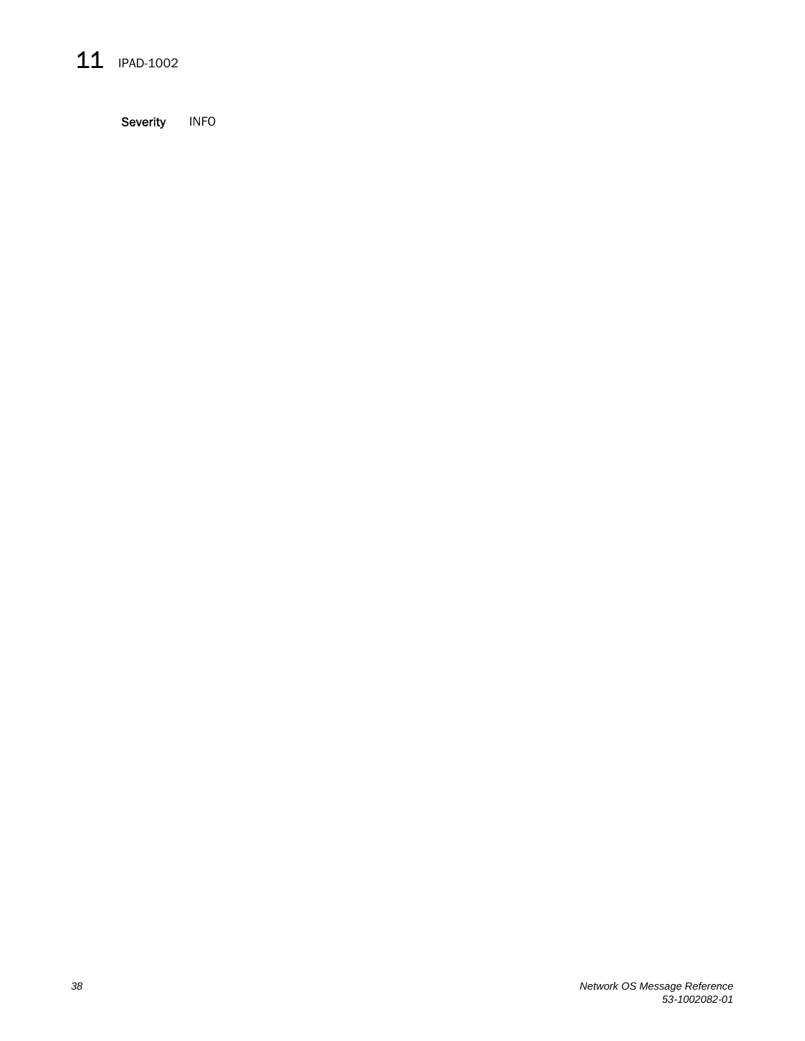**Severity** INFO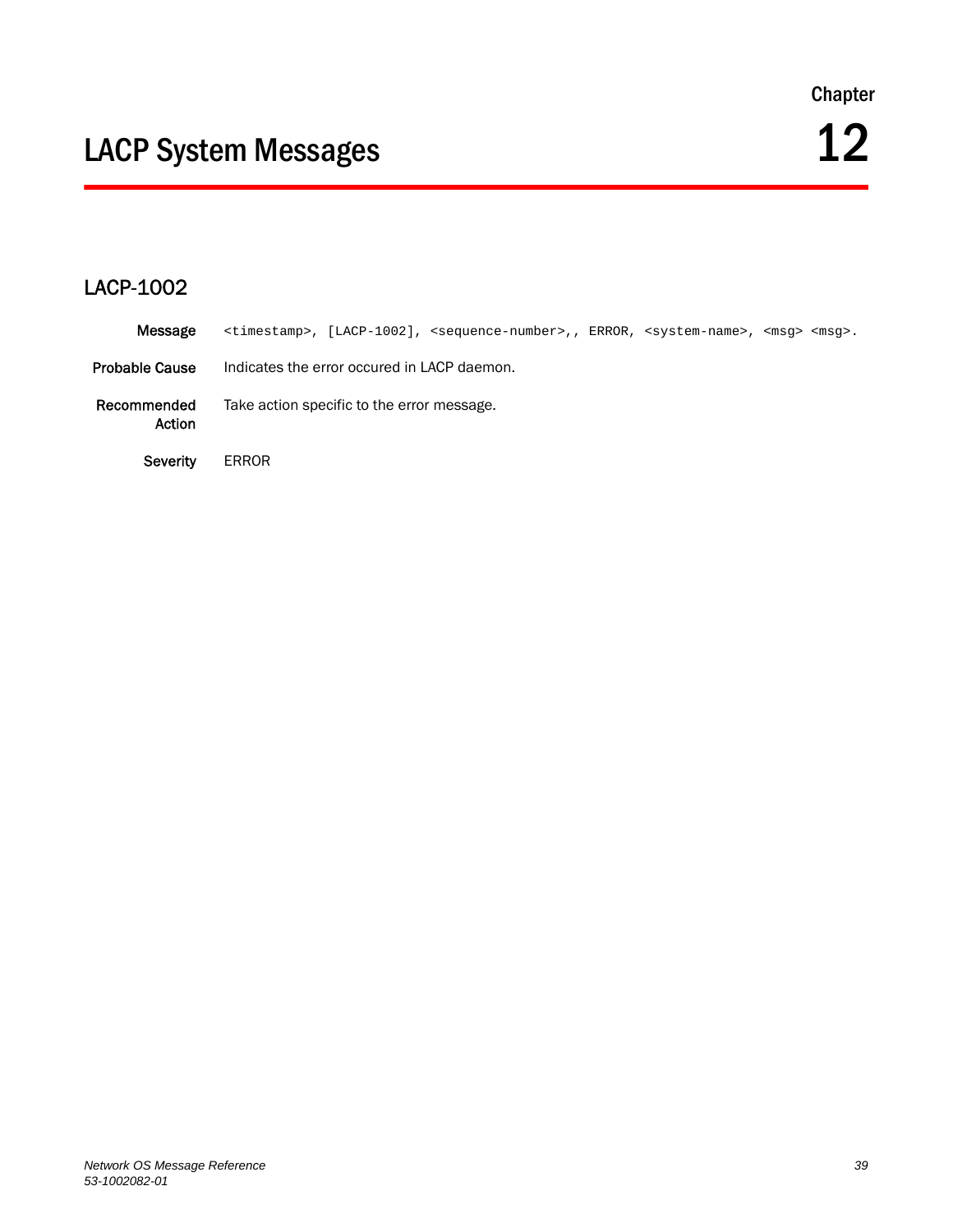Chapter

# 12 LACP System Messages

## LACP-1002

**Message** `<timestamp>, [LACP-1002], <sequence-number>,, ERROR, <system-name>, <msg> <msg>.`

**Probable Cause** Indicates the error occured in LACP daemon.

**Recommended Action** Take action specific to the error message.

**Severity** ERROR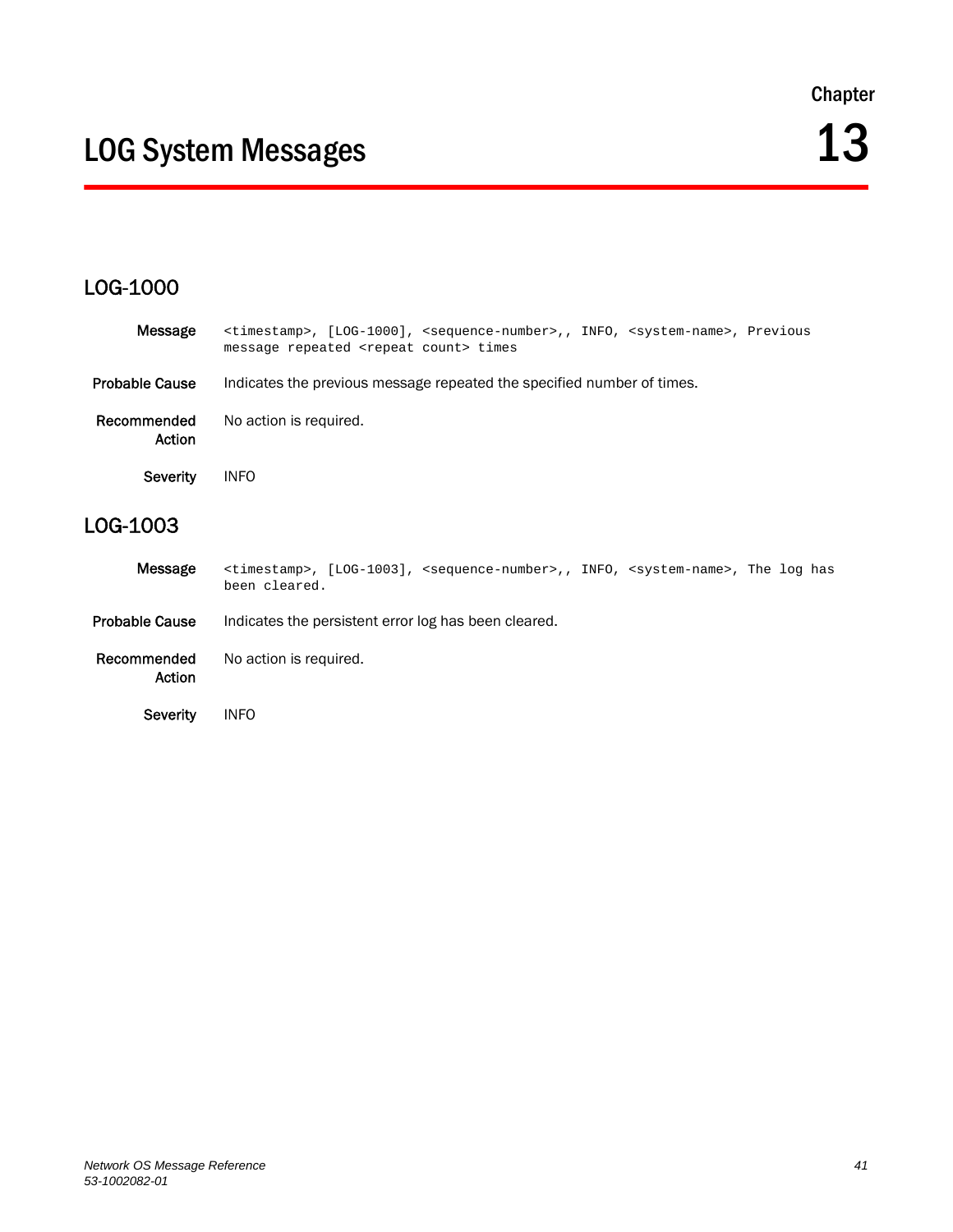Chapter

# LOG System Messages 13

## LOG-1000

**Message** `<timestamp>, [LOG-1000], <sequence-number>,, INFO, <system-name>, Previous message repeated <repeat count> times`

**Probable Cause** Indicates the previous message repeated the specified number of times.

**Recommended Action** No action is required.

**Severity** INFO

## LOG-1003

**Message** `<timestamp>, [LOG-1003], <sequence-number>,, INFO, <system-name>, The log has been cleared.`

**Probable Cause** Indicates the persistent error log has been cleared.

**Recommended Action** No action is required.

**Severity** INFO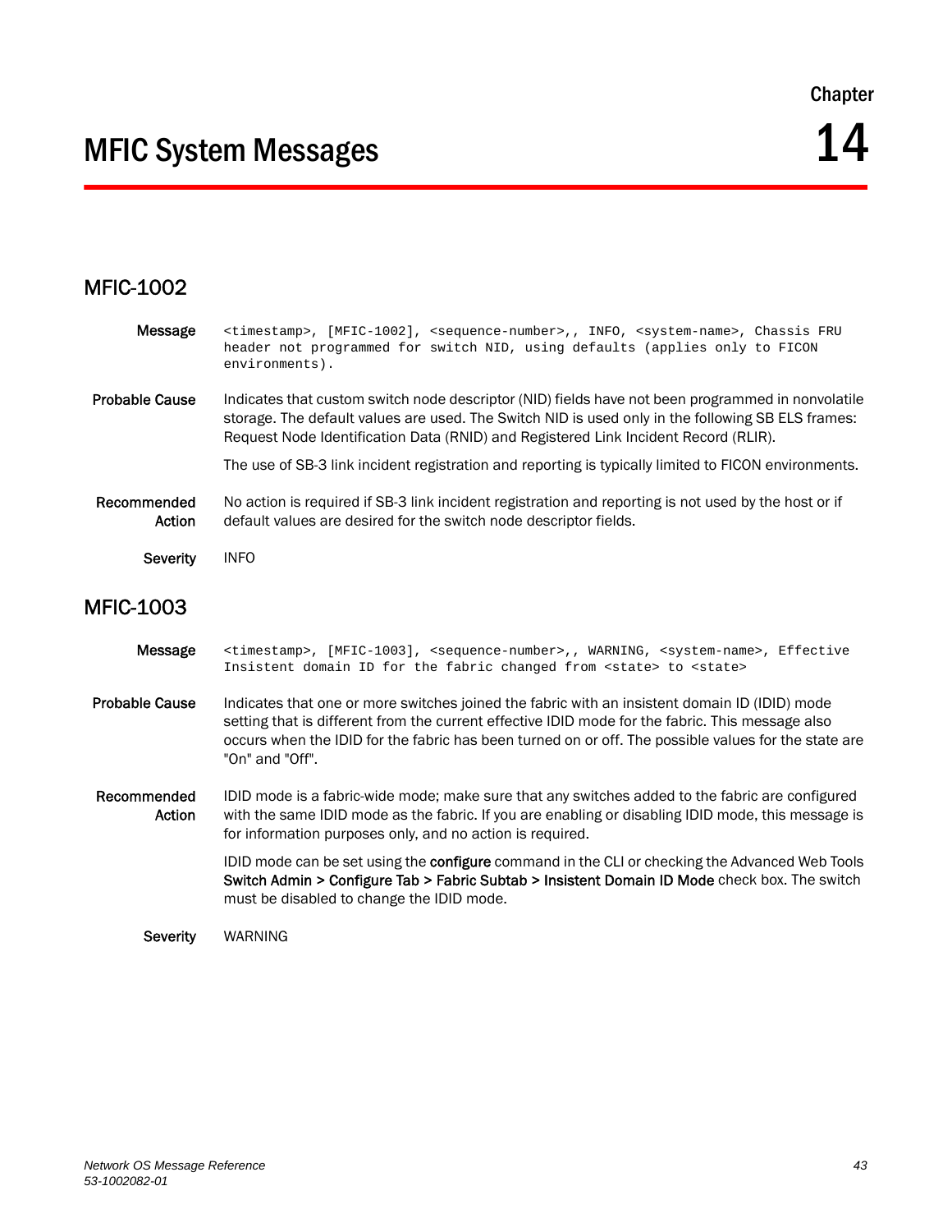Chapter

# 14 MFIC System Messages

## MFIC-1002

**Message**

```
<timestamp>, [MFIC-1002], <sequence-number>,, INFO, <system-name>, Chassis FRU header not programmed for switch NID, using defaults (applies only to FICON environments).
```

**Probable Cause**

Indicates that custom switch node descriptor (NID) fields have not been programmed in nonvolatile storage. The default values are used. The Switch NID is used only in the following SB ELS frames: Request Node Identification Data (RNID) and Registered Link Incident Record (RLIR).

The use of SB-3 link incident registration and reporting is typically limited to FICON environments.

**Recommended Action**

No action is required if SB-3 link incident registration and reporting is not used by the host or if default values are desired for the switch node descriptor fields.

**Severity**

INFO

## MFIC-1003

**Message**

```
<timestamp>, [MFIC-1003], <sequence-number>,, WARNING, <system-name>, Effective Insistent domain ID for the fabric changed from <state> to <state>
```

**Probable Cause**

Indicates that one or more switches joined the fabric with an insistent domain ID (IDID) mode setting that is different from the current effective IDID mode for the fabric. This message also occurs when the IDID for the fabric has been turned on or off. The possible values for the state are "On" and "Off".

**Recommended Action**

IDID mode is a fabric-wide mode; make sure that any switches added to the fabric are configured with the same IDID mode as the fabric. If you are enabling or disabling IDID mode, this message is for information purposes only, and no action is required.

IDID mode can be set using the **configure** command in the CLI or checking the Advanced Web Tools **Switch Admin > Configure Tab > Fabric Subtab > Insistent Domain ID Mode** check box. The switch must be disabled to change the IDID mode.

**Severity**

WARNING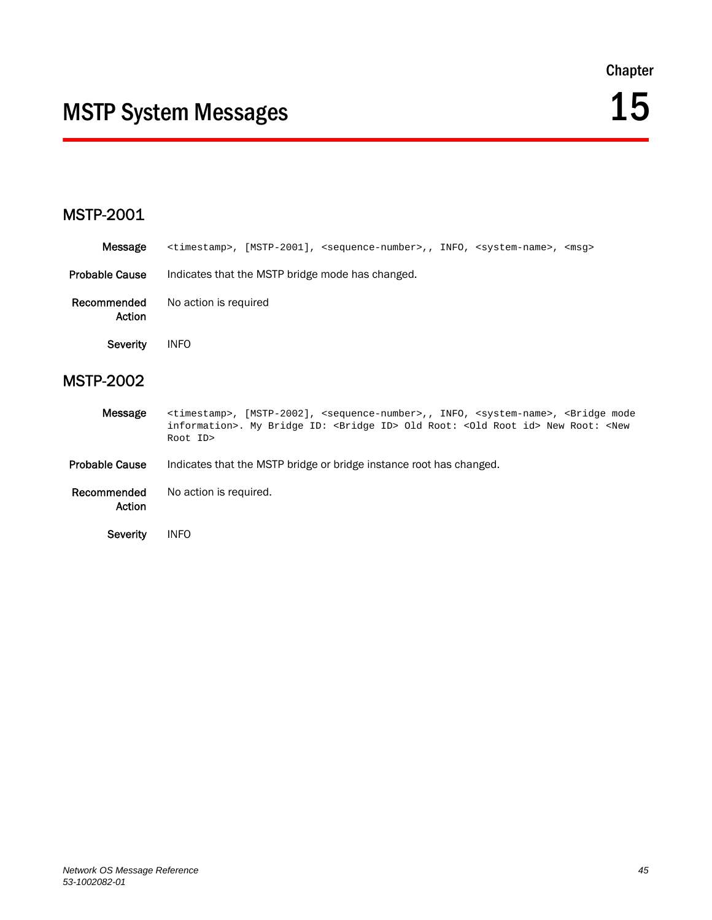Chapter

# MSTP System Messages 15

## MSTP-2001

**Message** `<timestamp>, [MSTP-2001], <sequence-number>,, INFO, <system-name>, <msg>`

**Probable Cause** Indicates that the MSTP bridge mode has changed.

**Recommended Action** No action is required

**Severity** INFO

## MSTP-2002

**Message** `<timestamp>, [MSTP-2002], <sequence-number>,, INFO, <system-name>, <Bridge mode information>. My Bridge ID: <Bridge ID> Old Root: <Old Root id> New Root: <New Root ID>`

**Probable Cause** Indicates that the MSTP bridge or bridge instance root has changed.

**Recommended Action** No action is required.

**Severity** INFO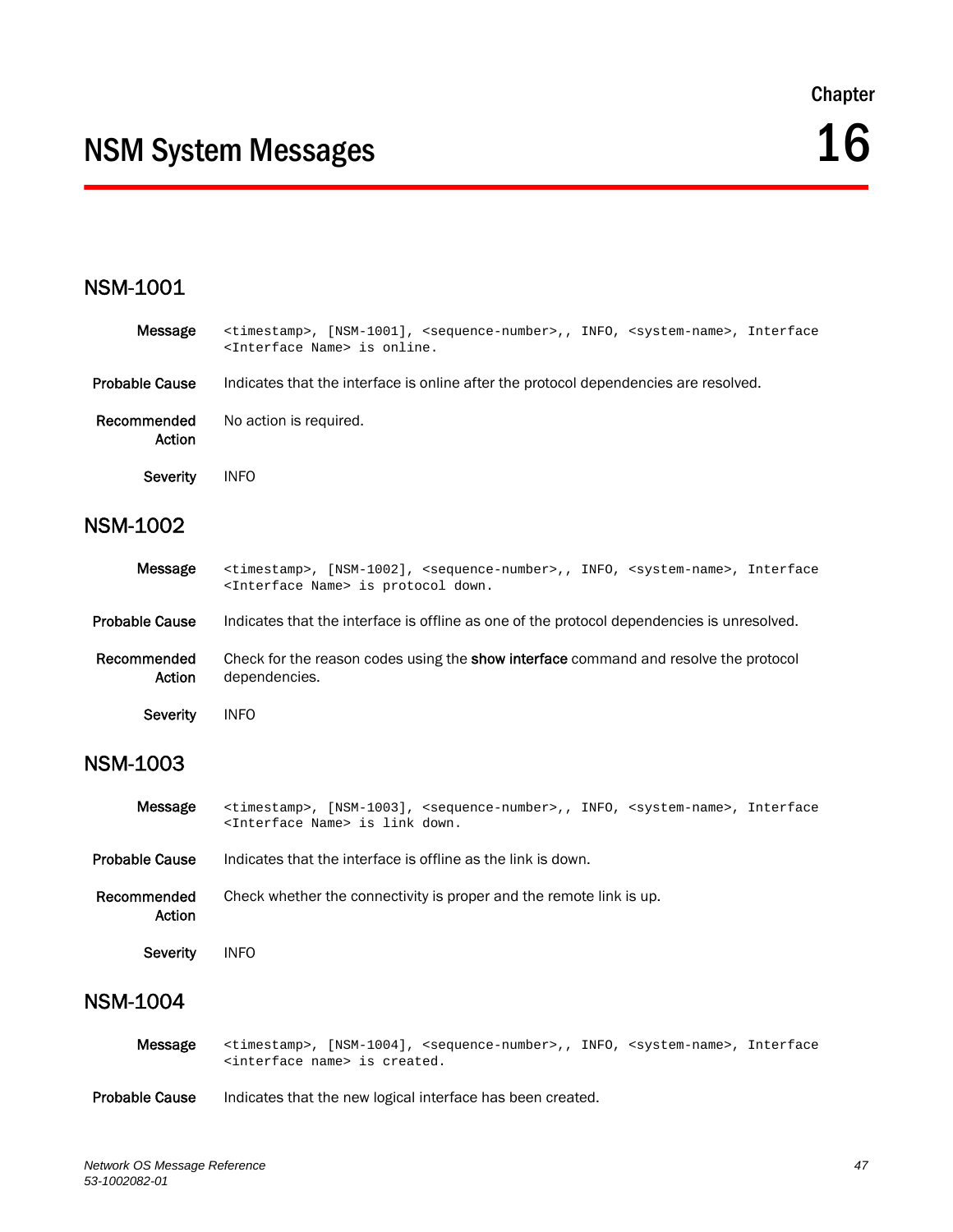Chapter

# NSM System Messages 16

## NSM-1001

**Message** `<timestamp>, [NSM-1001], <sequence-number>,, INFO, <system-name>, Interface <Interface Name> is online.`

**Probable Cause** Indicates that the interface is online after the protocol dependencies are resolved.

**Recommended Action** No action is required.

**Severity** INFO

## NSM-1002

**Message** `<timestamp>, [NSM-1002], <sequence-number>,, INFO, <system-name>, Interface <Interface Name> is protocol down.`

**Probable Cause** Indicates that the interface is offline as one of the protocol dependencies is unresolved.

**Recommended Action** Check for the reason codes using the **show interface** command and resolve the protocol dependencies.

**Severity** INFO

## NSM-1003

**Message** `<timestamp>, [NSM-1003], <sequence-number>,, INFO, <system-name>, Interface <Interface Name> is link down.`

**Probable Cause** Indicates that the interface is offline as the link is down.

**Recommended Action** Check whether the connectivity is proper and the remote link is up.

**Severity** INFO

## NSM-1004

**Message** `<timestamp>, [NSM-1004], <sequence-number>,, INFO, <system-name>, Interface <interface name> is created.`

**Probable Cause** Indicates that the new logical interface has been created.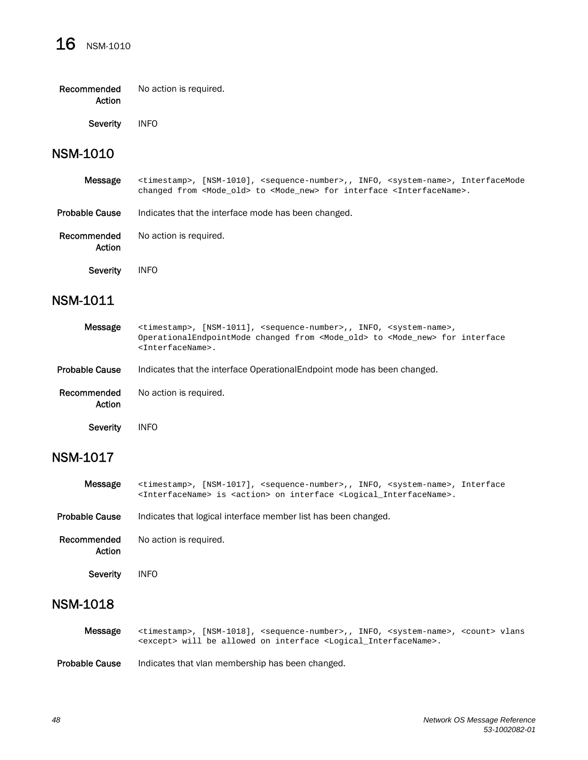**Recommended Action** No action is required.

**Severity** INFO

## NSM-1010

**Message** `<timestamp>, [NSM-1010], <sequence-number>,, INFO, <system-name>, InterfaceMode changed from <Mode_old> to <Mode_new> for interface <InterfaceName>.`

**Probable Cause** Indicates that the interface mode has been changed.

**Recommended Action** No action is required.

**Severity** INFO

## NSM-1011

**Message** `<timestamp>, [NSM-1011], <sequence-number>,, INFO, <system-name>, OperationalEndpointMode changed from <Mode_old> to <Mode_new> for interface <InterfaceName>.`

**Probable Cause** Indicates that the interface OperationalEndpoint mode has been changed.

**Recommended Action** No action is required.

**Severity** INFO

## NSM-1017

**Message** `<timestamp>, [NSM-1017], <sequence-number>,, INFO, <system-name>, Interface <InterfaceName> is <action> on interface <Logical_InterfaceName>.`

**Probable Cause** Indicates that logical interface member list has been changed.

**Recommended Action** No action is required.

**Severity** INFO

## NSM-1018

**Message** `<timestamp>, [NSM-1018], <sequence-number>,, INFO, <system-name>, <count> vlans <except> will be allowed on interface <Logical_InterfaceName>.`

**Probable Cause** Indicates that vlan membership has been changed.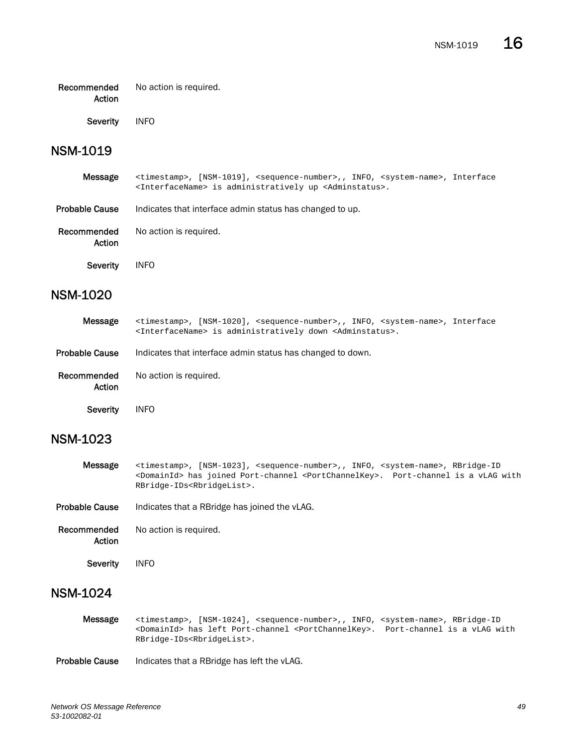**Recommended Action** No action is required.

**Severity** INFO

## NSM-1019

**Message**

```
<timestamp>, [NSM-1019], <sequence-number>,, INFO, <system-name>, Interface
<InterfaceName> is administratively up <Adminstatus>.
```

**Probable Cause** Indicates that interface admin status has changed to up.

**Recommended Action** No action is required.

**Severity** INFO

## NSM-1020

**Message**

```
<timestamp>, [NSM-1020], <sequence-number>,, INFO, <system-name>, Interface
<InterfaceName> is administratively down <Adminstatus>.
```

**Probable Cause** Indicates that interface admin status has changed to down.

**Recommended Action** No action is required.

**Severity** INFO

## NSM-1023

**Message**

```
<timestamp>, [NSM-1023], <sequence-number>,, INFO, <system-name>, RBridge-ID
<DomainId> has joined Port-channel <PortChannelKey>.  Port-channel is a vLAG with
RBridge-IDs<RbridgeList>.
```

**Probable Cause** Indicates that a RBridge has joined the vLAG.

**Recommended Action** No action is required.

**Severity** INFO

## NSM-1024

**Message**

```
<timestamp>, [NSM-1024], <sequence-number>,, INFO, <system-name>, RBridge-ID
<DomainId> has left Port-channel <PortChannelKey>.  Port-channel is a vLAG with
RBridge-IDs<RbridgeList>.
```

**Probable Cause** Indicates that a RBridge has left the vLAG.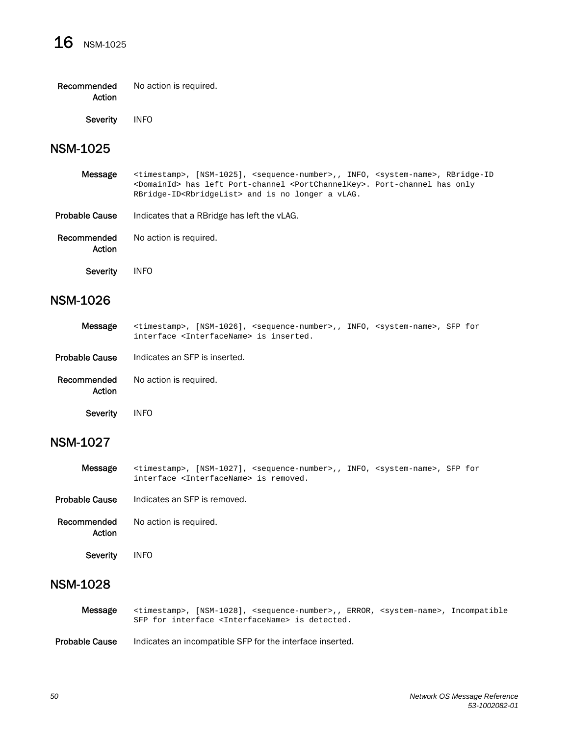**Recommended Action** No action is required.

**Severity** INFO

## NSM-1025

**Message**
```
<timestamp>, [NSM-1025], <sequence-number>,, INFO, <system-name>, RBridge-ID
<DomainId> has left Port-channel <PortChannelKey>. Port-channel has only
RBridge-ID<RbridgeList> and is no longer a vLAG.
```

**Probable Cause** Indicates that a RBridge has left the vLAG.

**Recommended Action** No action is required.

**Severity** INFO

## NSM-1026

**Message**
```
<timestamp>, [NSM-1026], <sequence-number>,, INFO, <system-name>, SFP for
interface <InterfaceName> is inserted.
```

**Probable Cause** Indicates an SFP is inserted.

**Recommended Action** No action is required.

**Severity** INFO

## NSM-1027

**Message**
```
<timestamp>, [NSM-1027], <sequence-number>,, INFO, <system-name>, SFP for
interface <InterfaceName> is removed.
```

**Probable Cause** Indicates an SFP is removed.

**Recommended Action** No action is required.

**Severity** INFO

## NSM-1028

**Message**
```
<timestamp>, [NSM-1028], <sequence-number>,, ERROR, <system-name>, Incompatible
SFP for interface <InterfaceName> is detected.
```

**Probable Cause** Indicates an incompatible SFP for the interface inserted.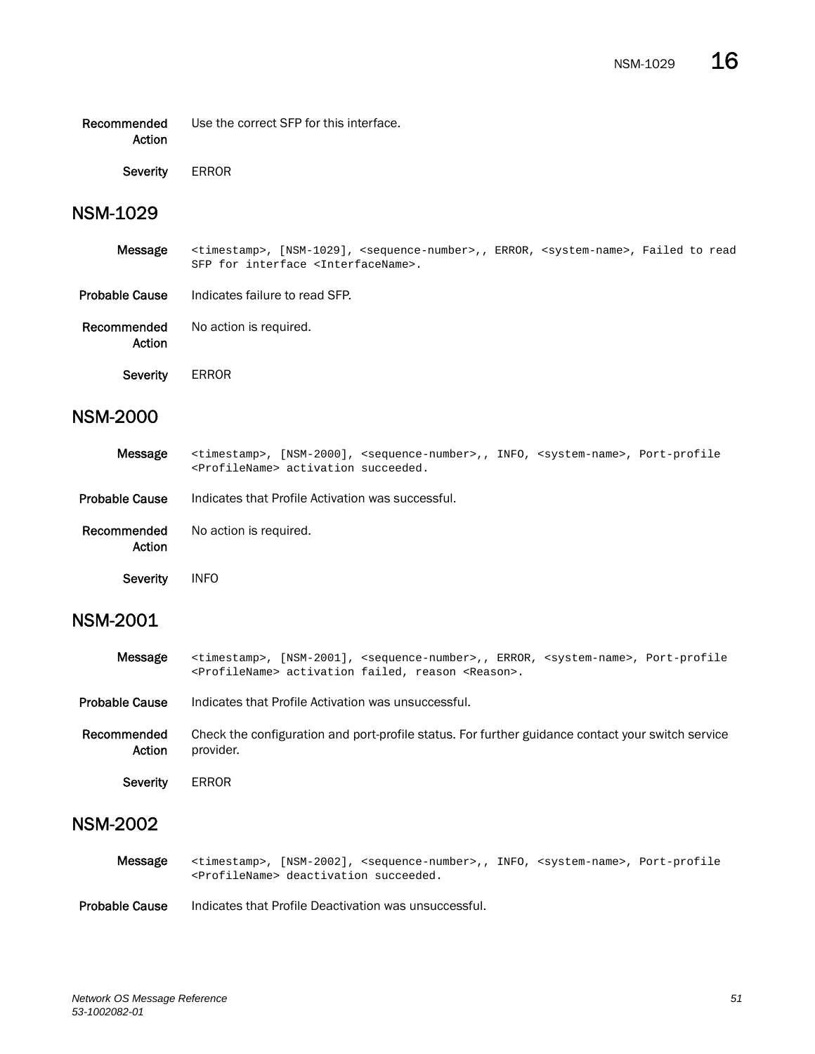**Recommended Action** Use the correct SFP for this interface.

**Severity** ERROR

## NSM-1029

**Message**
```
<timestamp>, [NSM-1029], <sequence-number>,, ERROR, <system-name>, Failed to read SFP for interface <InterfaceName>.
```

**Probable Cause** Indicates failure to read SFP.

**Recommended Action** No action is required.

**Severity** ERROR

## NSM-2000

**Message**
```
<timestamp>, [NSM-2000], <sequence-number>,, INFO, <system-name>, Port-profile <ProfileName> activation succeeded.
```

**Probable Cause** Indicates that Profile Activation was successful.

**Recommended Action** No action is required.

**Severity** INFO

## NSM-2001

**Message**
```
<timestamp>, [NSM-2001], <sequence-number>,, ERROR, <system-name>, Port-profile <ProfileName> activation failed, reason <Reason>.
```

**Probable Cause** Indicates that Profile Activation was unsuccessful.

**Recommended Action** Check the configuration and port-profile status. For further guidance contact your switch service provider.

**Severity** ERROR

## NSM-2002

**Message**
```
<timestamp>, [NSM-2002], <sequence-number>,, INFO, <system-name>, Port-profile <ProfileName> deactivation succeeded.
```

**Probable Cause** Indicates that Profile Deactivation was unsuccessful.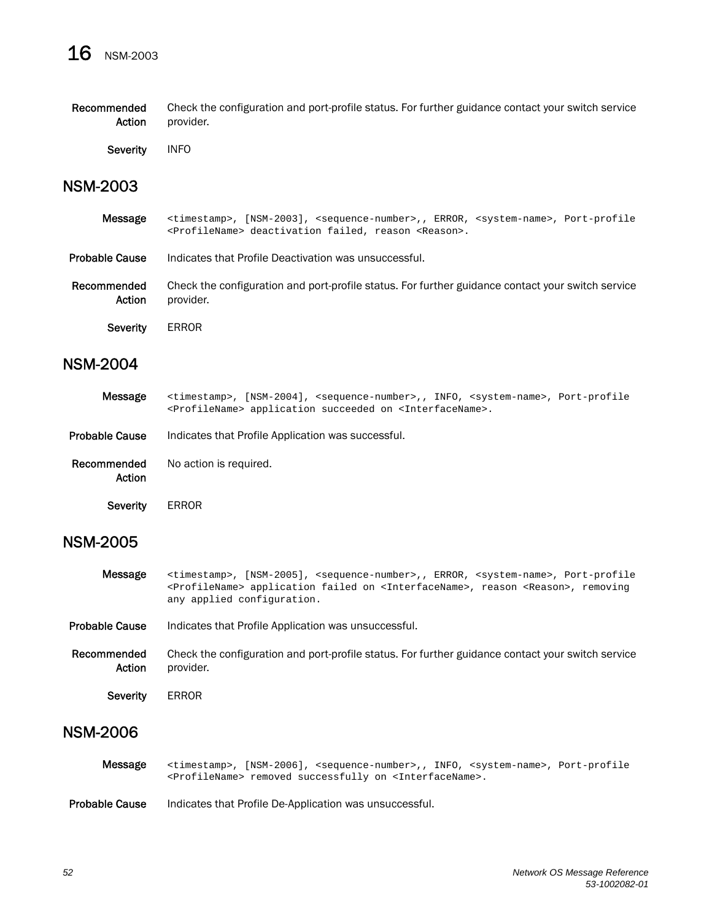Recommended Action: Check the configuration and port-profile status. For further guidance contact your switch service provider.

Severity: INFO

## NSM-2003

**Message**

```
<timestamp>, [NSM-2003], <sequence-number>,, ERROR, <system-name>, Port-profile
<ProfileName> deactivation failed, reason <Reason>.
```

**Probable Cause**: Indicates that Profile Deactivation was unsuccessful.

**Recommended Action**: Check the configuration and port-profile status. For further guidance contact your switch service provider.

**Severity**: ERROR

## NSM-2004

**Message**

```
<timestamp>, [NSM-2004], <sequence-number>,, INFO, <system-name>, Port-profile
<ProfileName> application succeeded on <InterfaceName>.
```

**Probable Cause**: Indicates that Profile Application was successful.

**Recommended Action**: No action is required.

**Severity**: ERROR

## NSM-2005

**Message**

```
<timestamp>, [NSM-2005], <sequence-number>,, ERROR, <system-name>, Port-profile
<ProfileName> application failed on <InterfaceName>, reason <Reason>, removing
any applied configuration.
```

**Probable Cause**: Indicates that Profile Application was unsuccessful.

**Recommended Action**: Check the configuration and port-profile status. For further guidance contact your switch service provider.

**Severity**: ERROR

## NSM-2006

**Message**

```
<timestamp>, [NSM-2006], <sequence-number>,, INFO, <system-name>, Port-profile
<ProfileName> removed successfully on <InterfaceName>.
```

**Probable Cause**: Indicates that Profile De-Application was unsuccessful.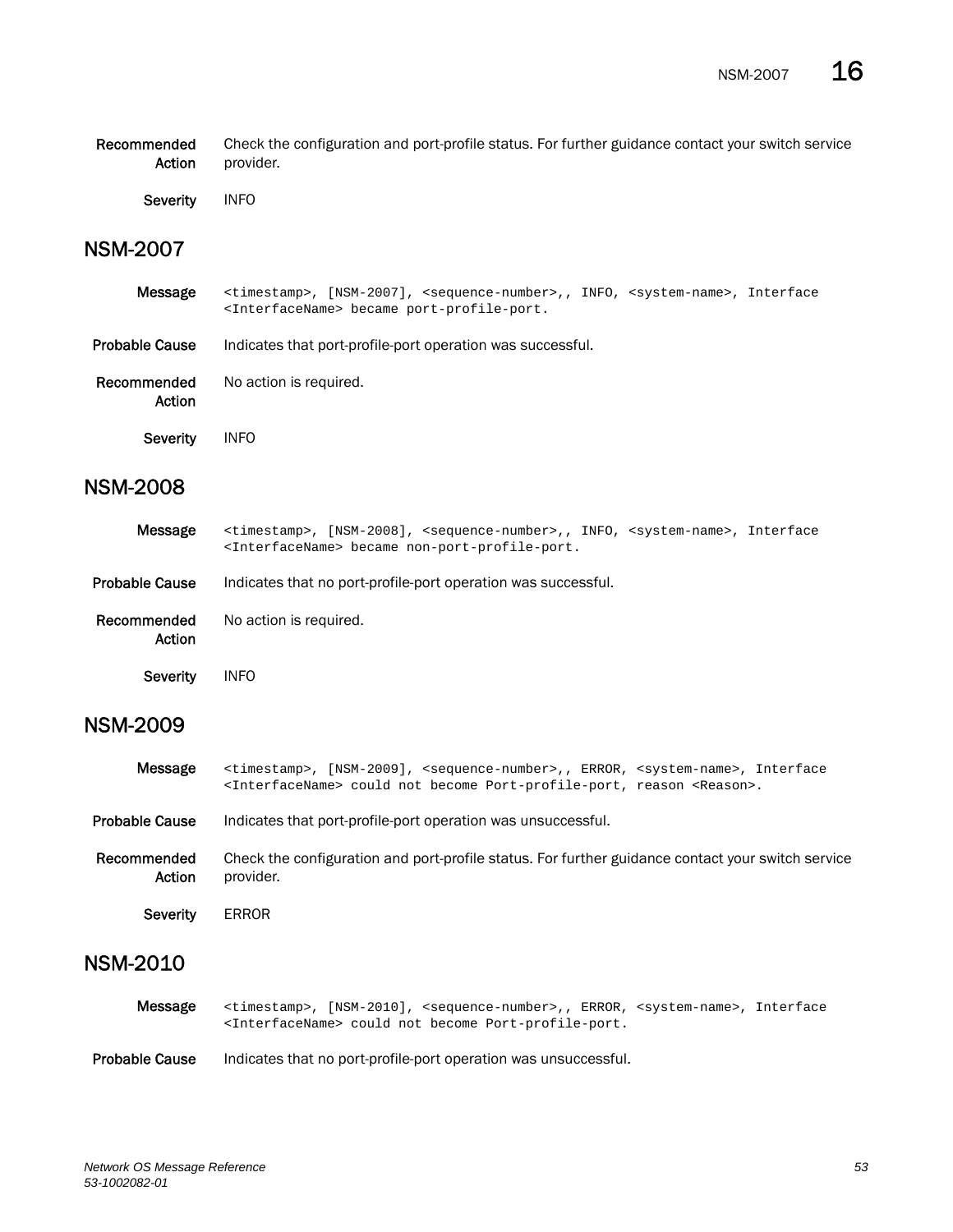**Recommended Action** Check the configuration and port-profile status. For further guidance contact your switch service provider.

**Severity** INFO

## NSM-2007

**Message**
```
<timestamp>, [NSM-2007], <sequence-number>,, INFO, <system-name>, Interface
<InterfaceName> became port-profile-port.
```

**Probable Cause** Indicates that port-profile-port operation was successful.

**Recommended Action** No action is required.

**Severity** INFO

## NSM-2008

**Message**
```
<timestamp>, [NSM-2008], <sequence-number>,, INFO, <system-name>, Interface
<InterfaceName> became non-port-profile-port.
```

**Probable Cause** Indicates that no port-profile-port operation was successful.

**Recommended Action** No action is required.

**Severity** INFO

## NSM-2009

**Message**
```
<timestamp>, [NSM-2009], <sequence-number>,, ERROR, <system-name>, Interface
<InterfaceName> could not become Port-profile-port, reason <Reason>.
```

**Probable Cause** Indicates that port-profile-port operation was unsuccessful.

**Recommended Action** Check the configuration and port-profile status. For further guidance contact your switch service provider.

**Severity** ERROR

## NSM-2010

**Message**
```
<timestamp>, [NSM-2010], <sequence-number>,, ERROR, <system-name>, Interface
<InterfaceName> could not become Port-profile-port.
```

**Probable Cause** Indicates that no port-profile-port operation was unsuccessful.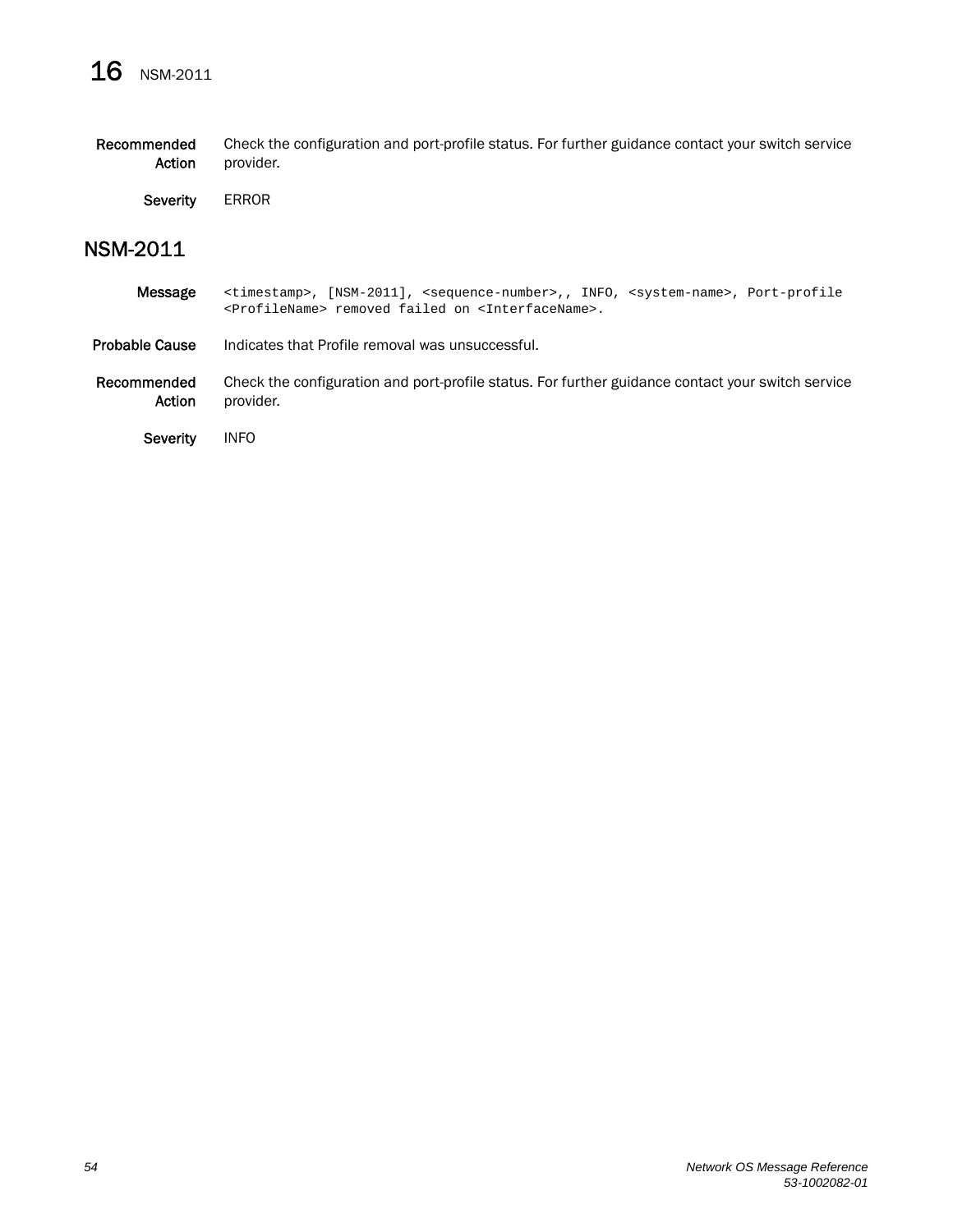Recommended Action
: Check the configuration and port-profile status. For further guidance contact your switch service provider.

Severity
: ERROR

## NSM-2011

Message
: `<timestamp>, [NSM-2011], <sequence-number>,, INFO, <system-name>, Port-profile <ProfileName> removed failed on <InterfaceName>.`

Probable Cause
: Indicates that Profile removal was unsuccessful.

Recommended Action
: Check the configuration and port-profile status. For further guidance contact your switch service provider.

Severity
: INFO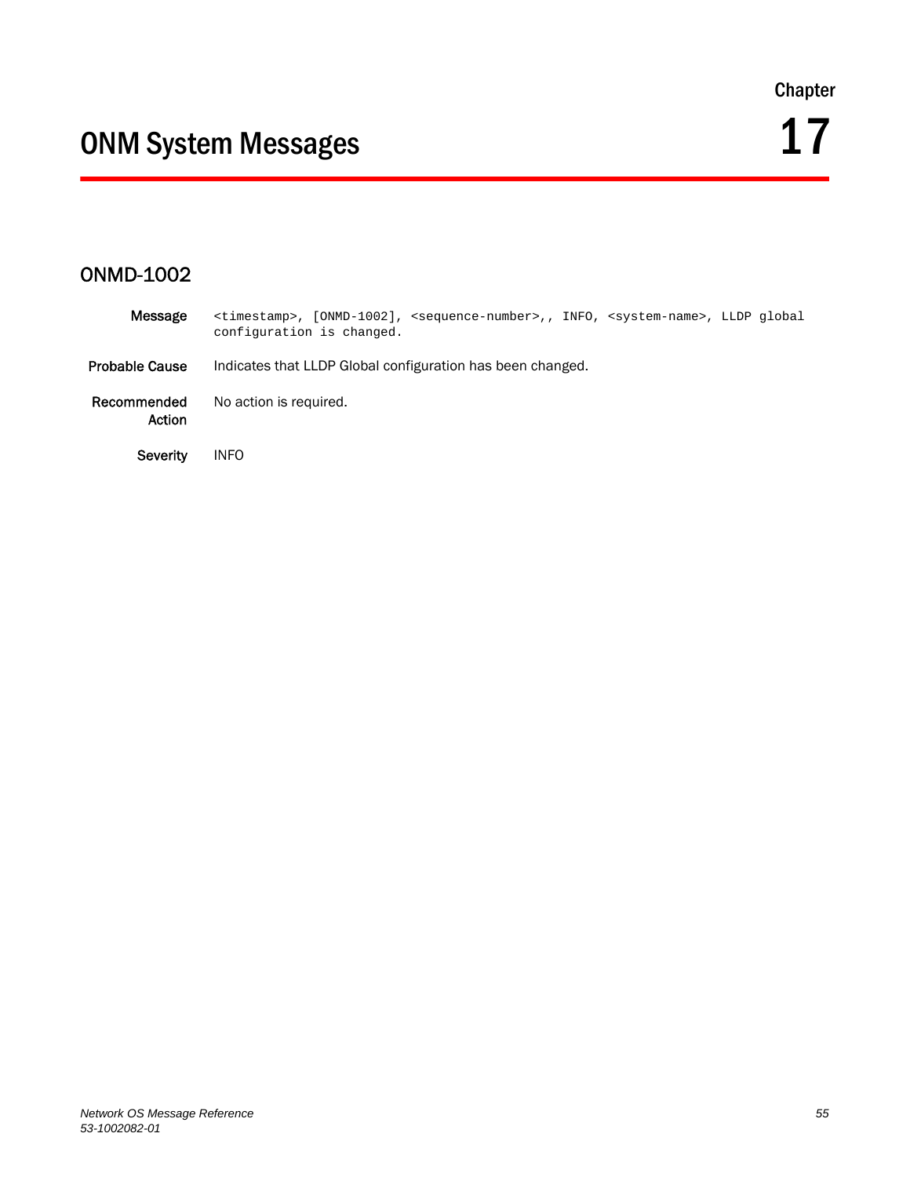Chapter

# ONM System Messages 17

## ONMD-1002

**Message**

```
<timestamp>, [ONMD-1002], <sequence-number>,, INFO, <system-name>, LLDP global
configuration is changed.
```

**Probable Cause** Indicates that LLDP Global configuration has been changed.

**Recommended Action** No action is required.

**Severity** INFO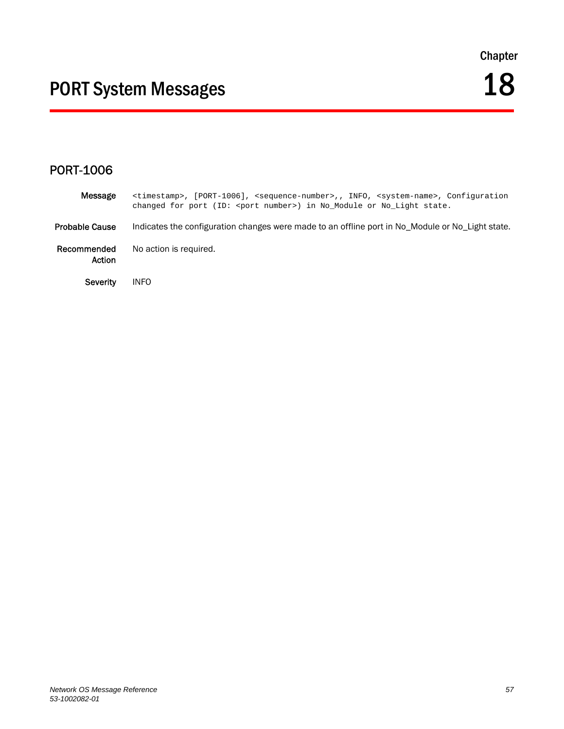# Chapter 18

# PORT System Messages

## PORT-1006

**Message** `<timestamp>, [PORT-1006], <sequence-number>,, INFO, <system-name>, Configuration changed for port (ID: <port number>) in No_Module or No_Light state.`

**Probable Cause** Indicates the configuration changes were made to an offline port in No_Module or No_Light state.

**Recommended Action** No action is required.

**Severity** INFO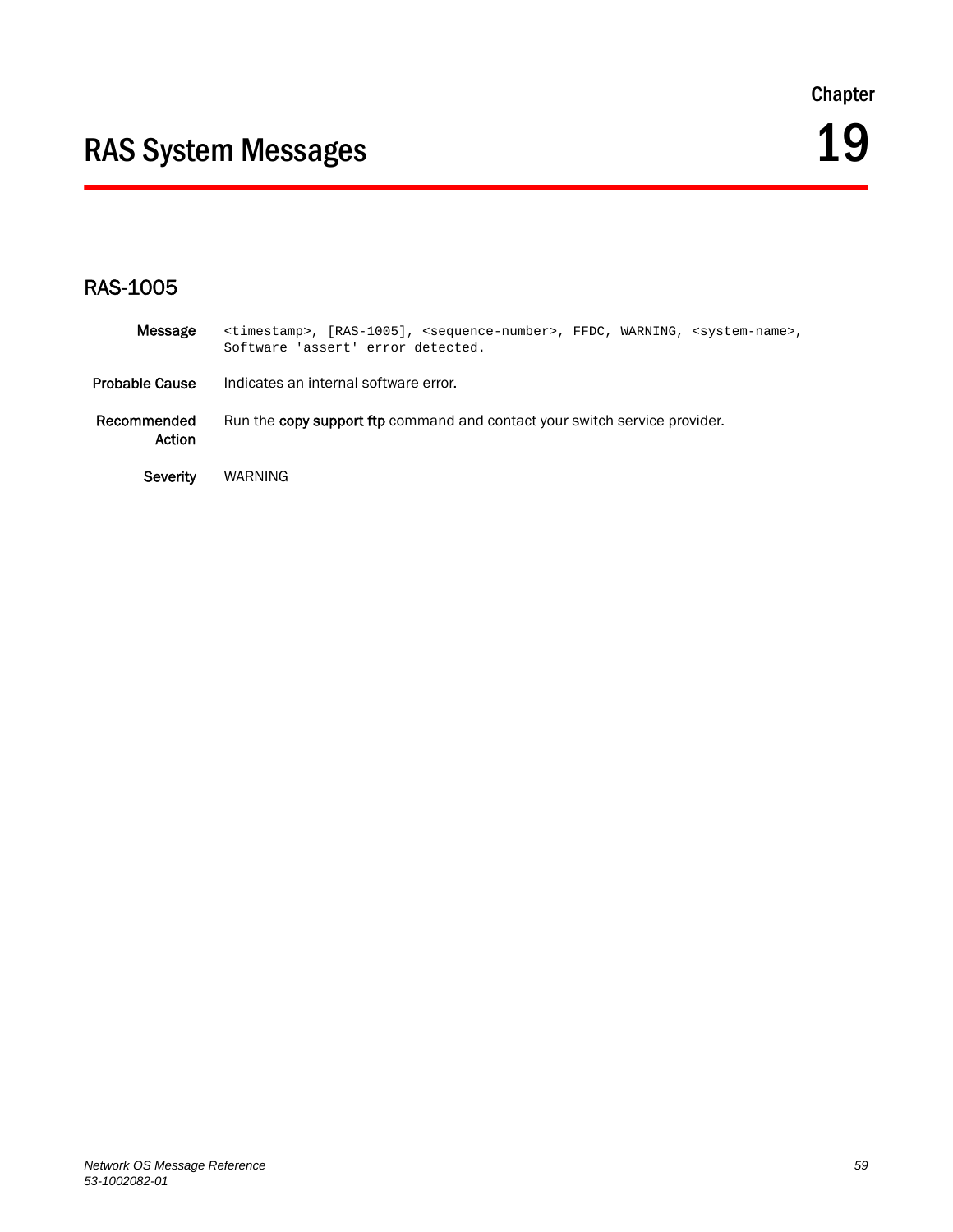Chapter

# RAS System Messages 19

## RAS-1005

**Message**

```
<timestamp>, [RAS-1005], <sequence-number>, FFDC, WARNING, <system-name>,
Software 'assert' error detected.
```

**Probable Cause** Indicates an internal software error.

**Recommended Action** Run the **copy support ftp** command and contact your switch service provider.

**Severity** WARNING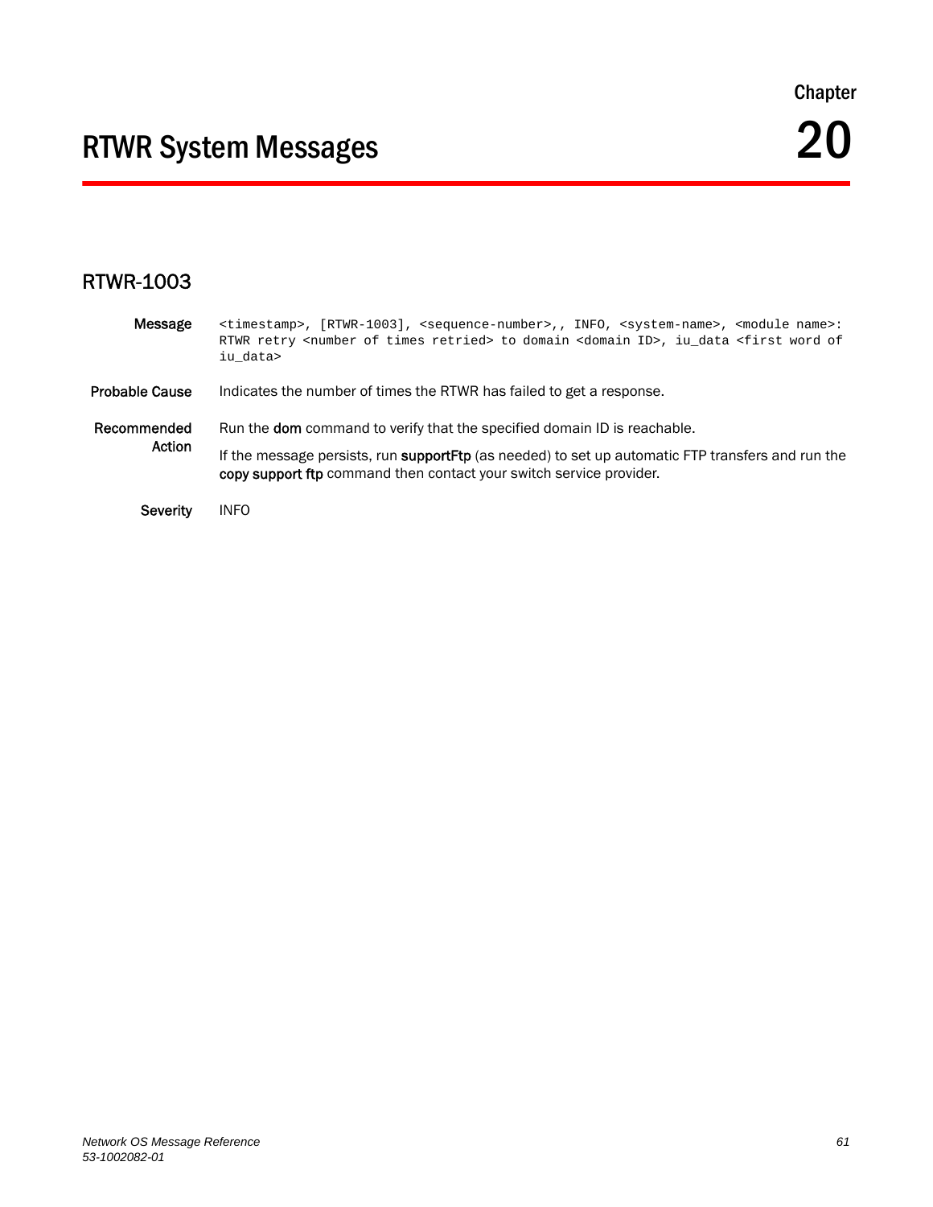Chapter

# RTWR System Messages 20

## RTWR-1003

**Message**

```
<timestamp>, [RTWR-1003], <sequence-number>,, INFO, <system-name>, <module name>:
RTWR retry <number of times retried> to domain <domain ID>, iu_data <first word of
iu_data>
```

**Probable Cause** Indicates the number of times the RTWR has failed to get a response.

**Recommended Action** Run the **dom** command to verify that the specified domain ID is reachable.

If the message persists, run **supportFtp** (as needed) to set up automatic FTP transfers and run the **copy support ftp** command then contact your switch service provider.

**Severity** INFO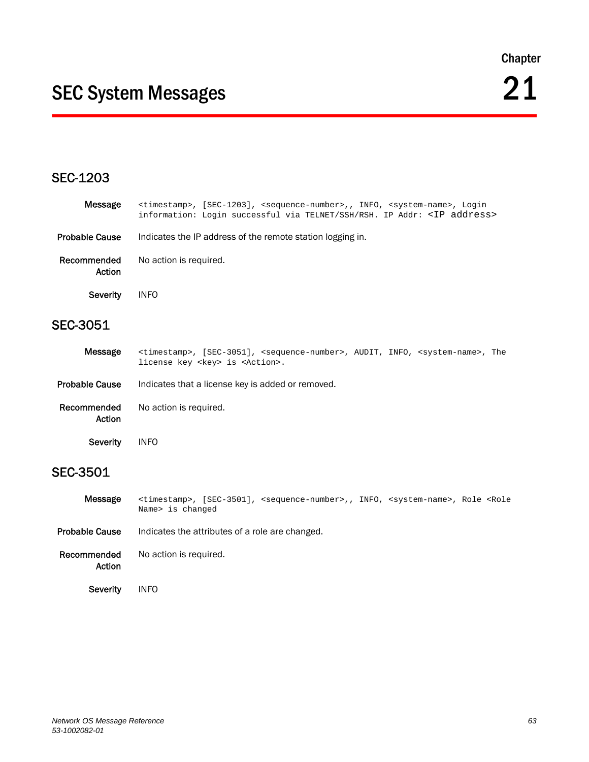# Chapter 21

# SEC System Messages

## SEC-1203

**Message** `<timestamp>, [SEC-1203], <sequence-number>,, INFO, <system-name>, Login information: Login successful via TELNET/SSH/RSH. IP Addr: <IP address>`

**Probable Cause** Indicates the IP address of the remote station logging in.

**Recommended Action** No action is required.

**Severity** INFO

## SEC-3051

**Message** `<timestamp>, [SEC-3051], <sequence-number>, AUDIT, INFO, <system-name>, The license key <key> is <Action>.`

**Probable Cause** Indicates that a license key is added or removed.

**Recommended Action** No action is required.

**Severity** INFO

## SEC-3501

**Message** `<timestamp>, [SEC-3501], <sequence-number>,, INFO, <system-name>, Role <Role Name> is changed`

**Probable Cause** Indicates the attributes of a role are changed.

**Recommended Action** No action is required.

**Severity** INFO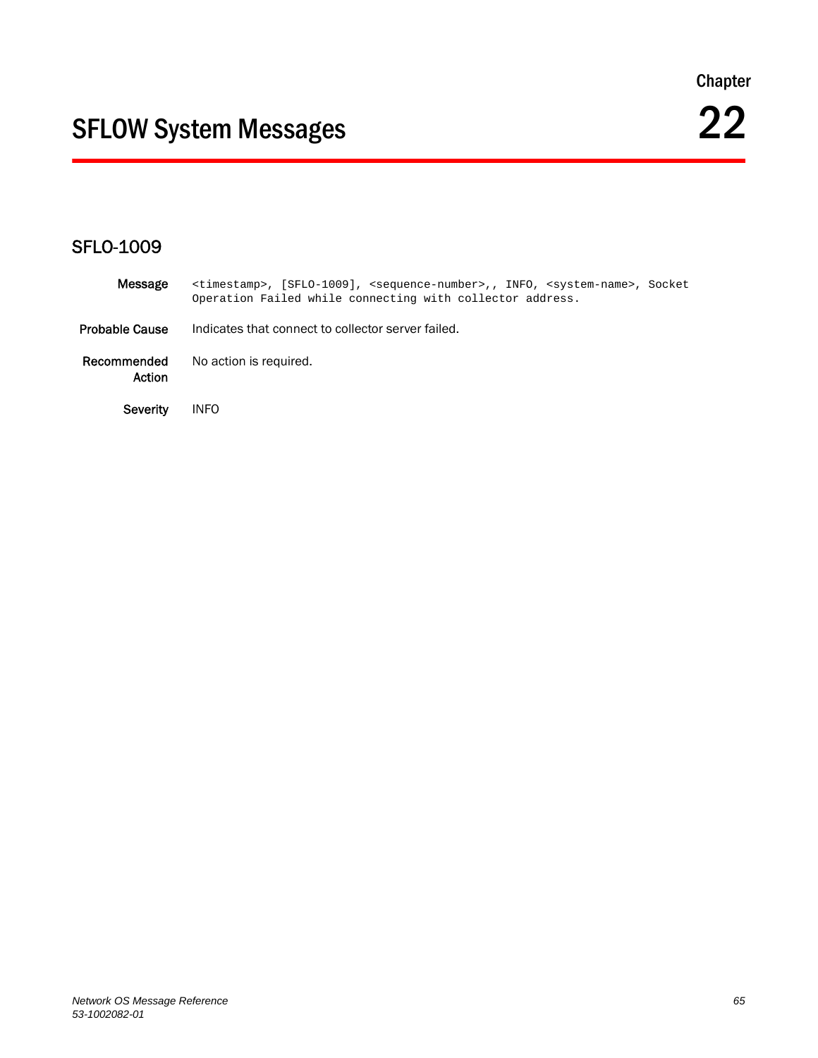Chapter 22

# SFLOW System Messages

## SFLO-1009

**Message** `<timestamp>, [SFLO-1009], <sequence-number>,, INFO, <system-name>, Socket Operation Failed while connecting with collector address.`

**Probable Cause** Indicates that connect to collector server failed.

**Recommended Action** No action is required.

**Severity** INFO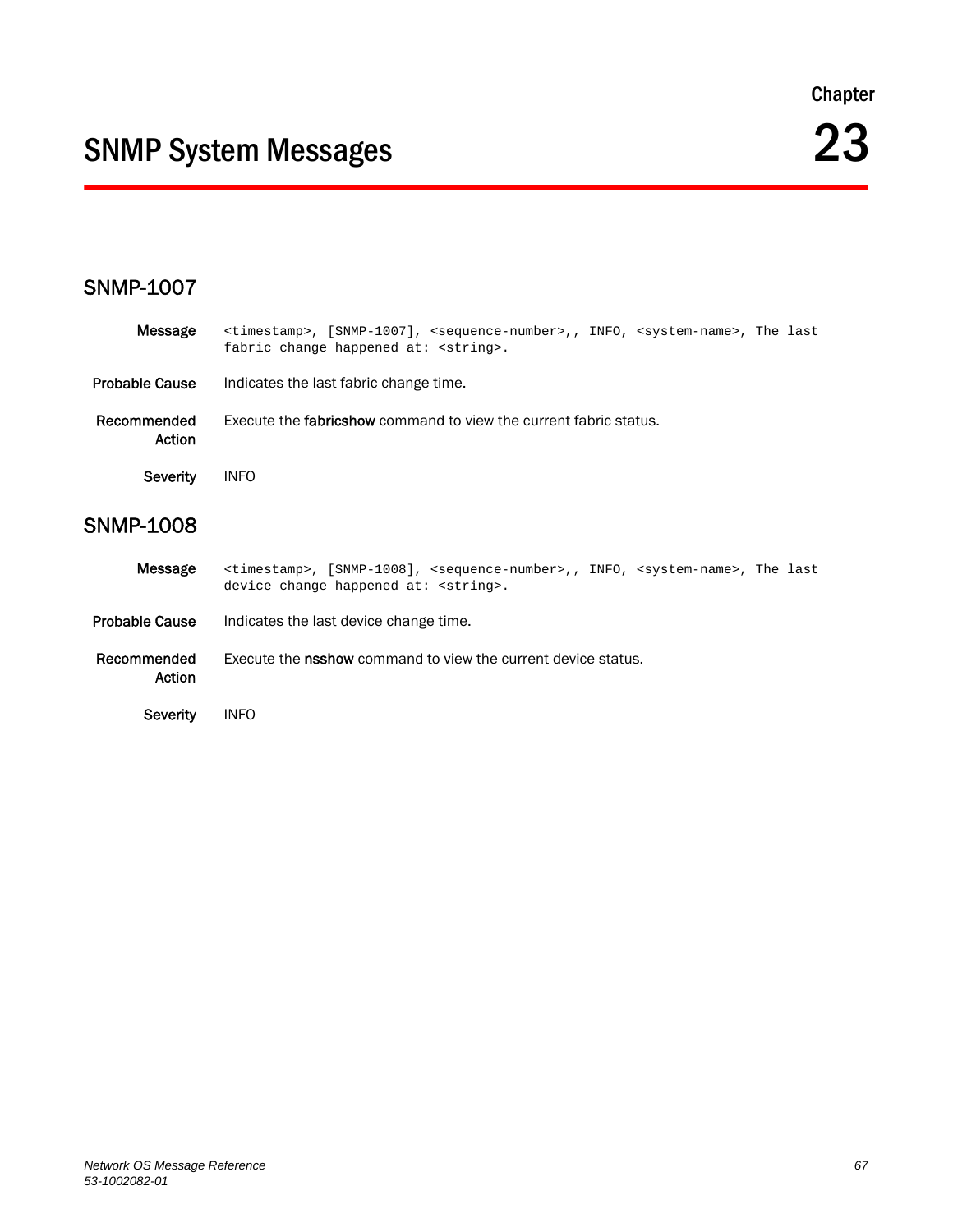Chapter

# 23 SNMP System Messages

## SNMP-1007

**Message** `<timestamp>, [SNMP-1007], <sequence-number>,, INFO, <system-name>, The last fabric change happened at: <string>.`

**Probable Cause** Indicates the last fabric change time.

**Recommended Action** Execute the **fabricshow** command to view the current fabric status.

**Severity** INFO

## SNMP-1008

**Message** `<timestamp>, [SNMP-1008], <sequence-number>,, INFO, <system-name>, The last device change happened at: <string>.`

**Probable Cause** Indicates the last device change time.

**Recommended Action** Execute the **nsshow** command to view the current device status.

**Severity** INFO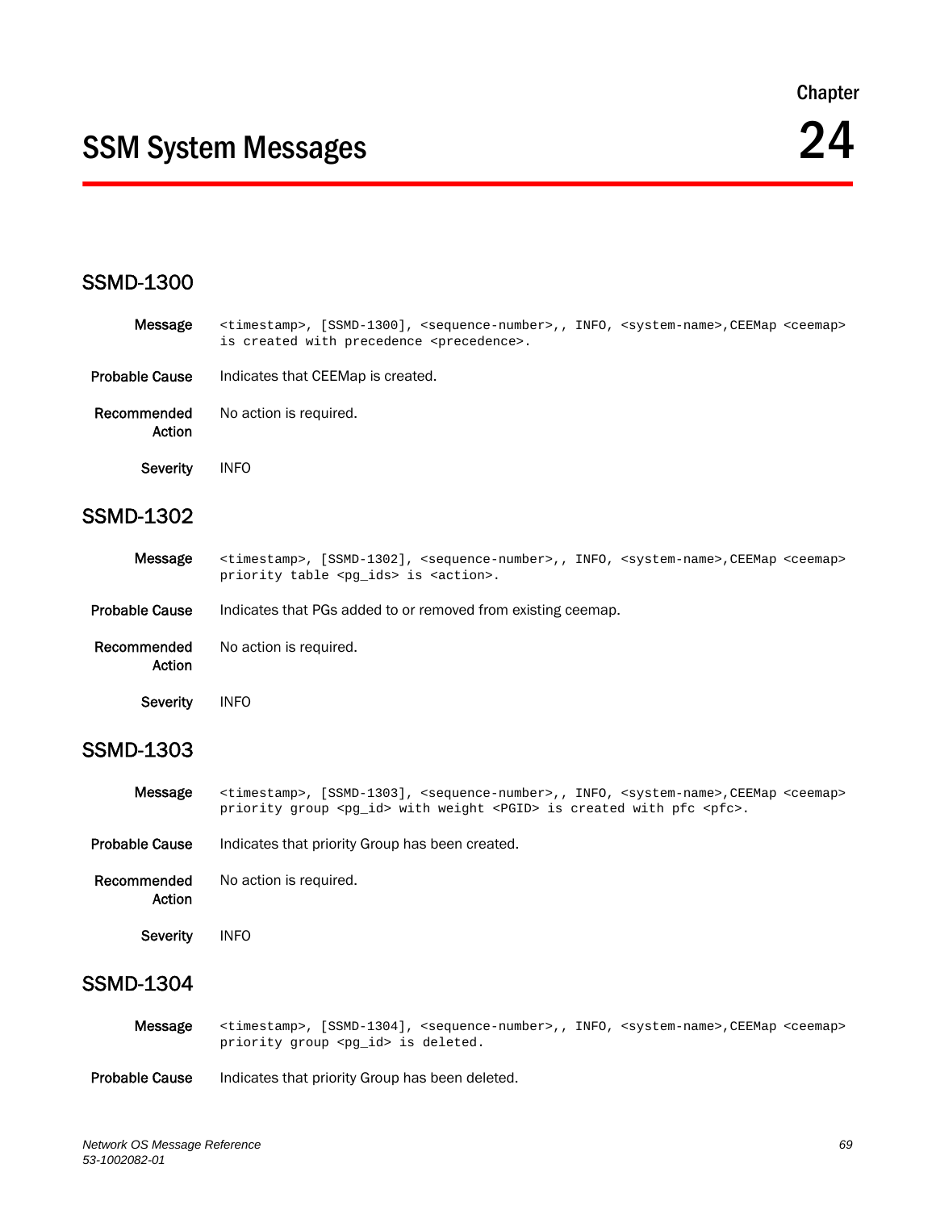Chapter

# SSM System Messages 24

## SSMD-1300

**Message** `<timestamp>, [SSMD-1300], <sequence-number>,, INFO, <system-name>,CEEMap <ceemap> is created with precedence <precedence>.`

**Probable Cause** Indicates that CEEMap is created.

**Recommended Action** No action is required.

**Severity** INFO

## SSMD-1302

**Message** `<timestamp>, [SSMD-1302], <sequence-number>,, INFO, <system-name>,CEEMap <ceemap> priority table <pg_ids> is <action>.`

**Probable Cause** Indicates that PGs added to or removed from existing ceemap.

**Recommended Action** No action is required.

**Severity** INFO

## SSMD-1303

**Message** `<timestamp>, [SSMD-1303], <sequence-number>,, INFO, <system-name>,CEEMap <ceemap> priority group <pg_id> with weight <PGID> is created with pfc <pfc>.`

**Probable Cause** Indicates that priority Group has been created.

**Recommended Action** No action is required.

**Severity** INFO

## SSMD-1304

**Message** `<timestamp>, [SSMD-1304], <sequence-number>,, INFO, <system-name>,CEEMap <ceemap> priority group <pg_id> is deleted.`

**Probable Cause** Indicates that priority Group has been deleted.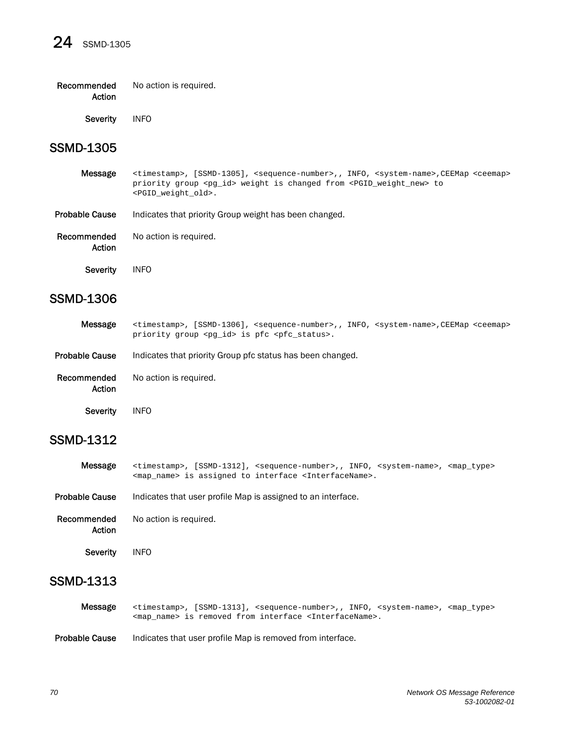**Recommended Action** No action is required.

**Severity** INFO

## SSMD-1305

**Message** `<timestamp>, [SSMD-1305], <sequence-number>,, INFO, <system-name>,CEEMap <ceemap> priority group <pg_id> weight is changed from <PGID_weight_new> to <PGID_weight_old>.`

**Probable Cause** Indicates that priority Group weight has been changed.

**Recommended Action** No action is required.

**Severity** INFO

## SSMD-1306

**Message** `<timestamp>, [SSMD-1306], <sequence-number>,, INFO, <system-name>,CEEMap <ceemap> priority group <pg_id> is pfc <pfc_status>.`

**Probable Cause** Indicates that priority Group pfc status has been changed.

**Recommended Action** No action is required.

**Severity** INFO

## SSMD-1312

**Message** `<timestamp>, [SSMD-1312], <sequence-number>,, INFO, <system-name>, <map_type> <map_name> is assigned to interface <InterfaceName>.`

**Probable Cause** Indicates that user profile Map is assigned to an interface.

**Recommended Action** No action is required.

**Severity** INFO

## SSMD-1313

**Message** `<timestamp>, [SSMD-1313], <sequence-number>,, INFO, <system-name>, <map_type> <map_name> is removed from interface <InterfaceName>.`

**Probable Cause** Indicates that user profile Map is removed from interface.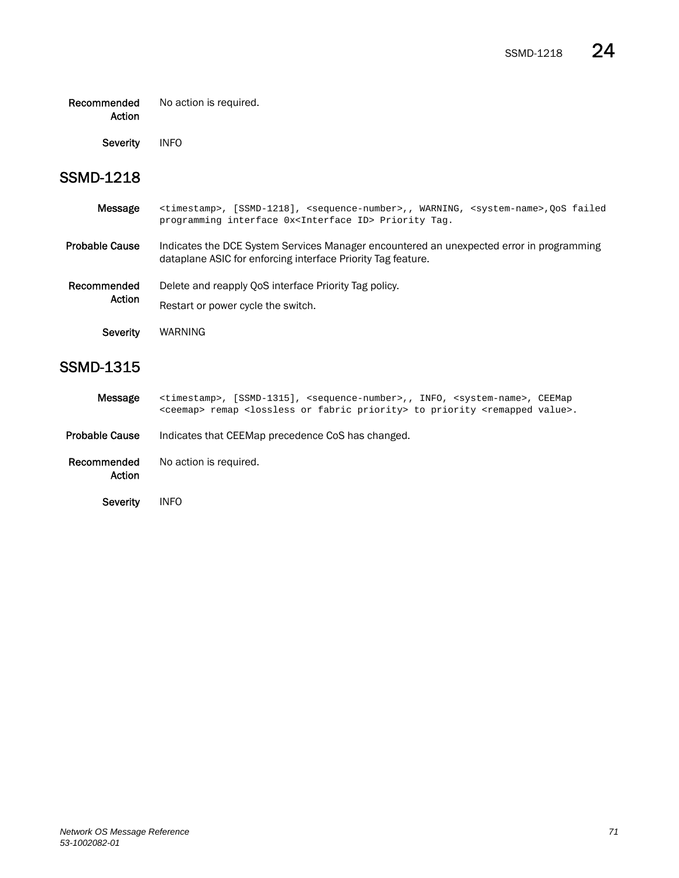Recommended Action  No action is required.

Severity  INFO

## SSMD-1218

**Message**
```
<timestamp>, [SSMD-1218], <sequence-number>,, WARNING, <system-name>,QoS failed
programming interface 0x<Interface ID> Priority Tag.
```

**Probable Cause**  Indicates the DCE System Services Manager encountered an unexpected error in programming dataplane ASIC for enforcing interface Priority Tag feature.

**Recommended Action**  Delete and reapply QoS interface Priority Tag policy.

Restart or power cycle the switch.

**Severity**  WARNING

## SSMD-1315

**Message**
```
<timestamp>, [SSMD-1315], <sequence-number>,, INFO, <system-name>, CEEMap
<ceemap> remap <lossless or fabric priority> to priority <remapped value>.
```

**Probable Cause**  Indicates that CEEMap precedence CoS has changed.

**Recommended Action**  No action is required.

**Severity**  INFO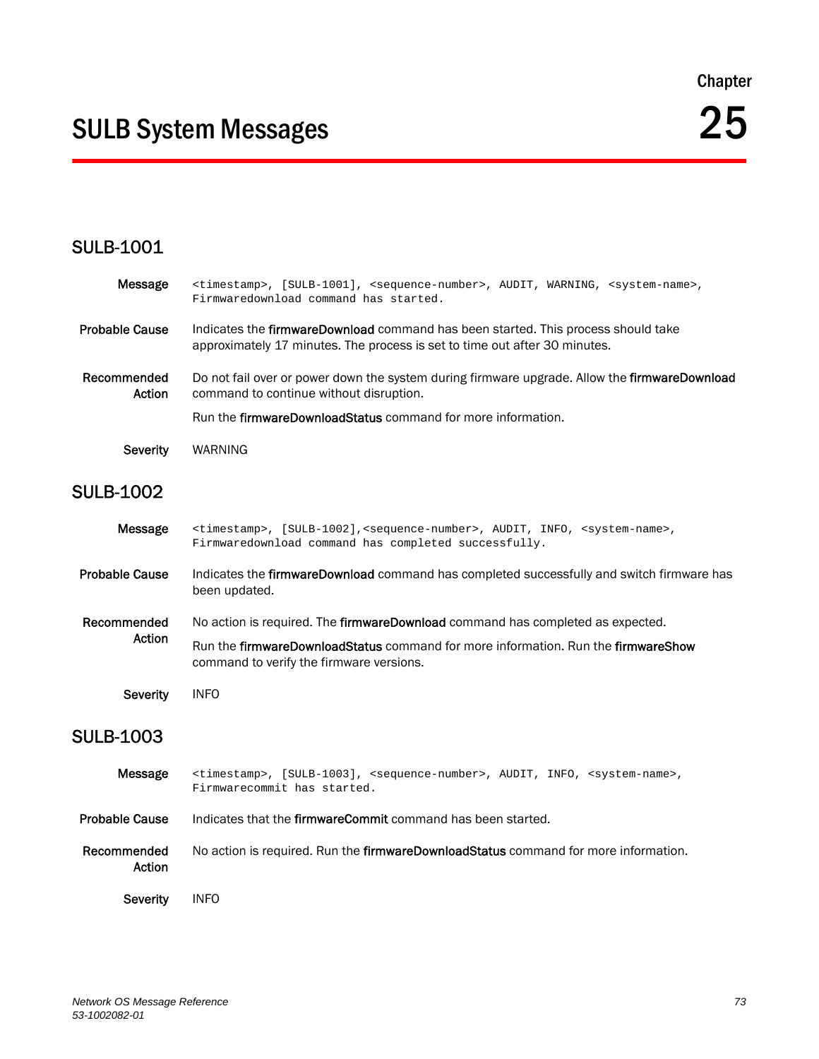Chapter

# SULB System Messages 25

## SULB-1001

**Message** `<timestamp>, [SULB-1001], <sequence-number>, AUDIT, WARNING, <system-name>, Firmwaredownload command has started.`

**Probable Cause** Indicates the **firmwareDownload** command has been started. This process should take approximately 17 minutes. The process is set to time out after 30 minutes.

**Recommended Action** Do not fail over or power down the system during firmware upgrade. Allow the **firmwareDownload** command to continue without disruption.

Run the **firmwareDownloadStatus** command for more information.

**Severity** WARNING

## SULB-1002

**Message** `<timestamp>, [SULB-1002],<sequence-number>, AUDIT, INFO, <system-name>, Firmwaredownload command has completed successfully.`

**Probable Cause** Indicates the **firmwareDownload** command has completed successfully and switch firmware has been updated.

**Recommended Action** No action is required. The **firmwareDownload** command has completed as expected.

Run the **firmwareDownloadStatus** command for more information. Run the **firmwareShow** command to verify the firmware versions.

**Severity** INFO

## SULB-1003

**Message** `<timestamp>, [SULB-1003], <sequence-number>, AUDIT, INFO, <system-name>, Firmwarecommit has started.`

**Probable Cause** Indicates that the **firmwareCommit** command has been started.

**Recommended Action** No action is required. Run the **firmwareDownloadStatus** command for more information.

**Severity** INFO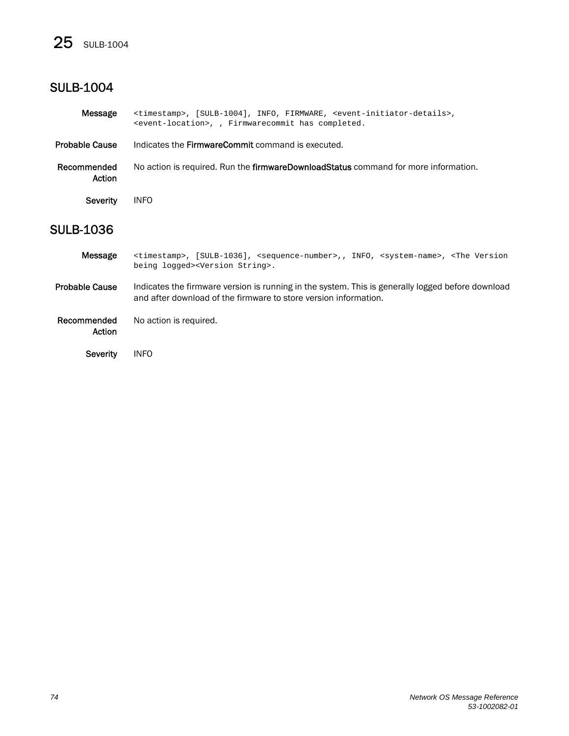## SULB-1004

**Message**

```
<timestamp>, [SULB-1004], INFO, FIRMWARE, <event-initiator-details>,
<event-location>, , Firmwarecommit has completed.
```

**Probable Cause** Indicates the **FirmwareCommit** command is executed.

**Recommended Action** No action is required. Run the **firmwareDownloadStatus** command for more information.

**Severity** INFO

## SULB-1036

**Message**

```
<timestamp>, [SULB-1036], <sequence-number>,, INFO, <system-name>, <The Version
being logged><Version String>.
```

**Probable Cause** Indicates the firmware version is running in the system. This is generally logged before download and after download of the firmware to store version information.

**Recommended Action** No action is required.

**Severity** INFO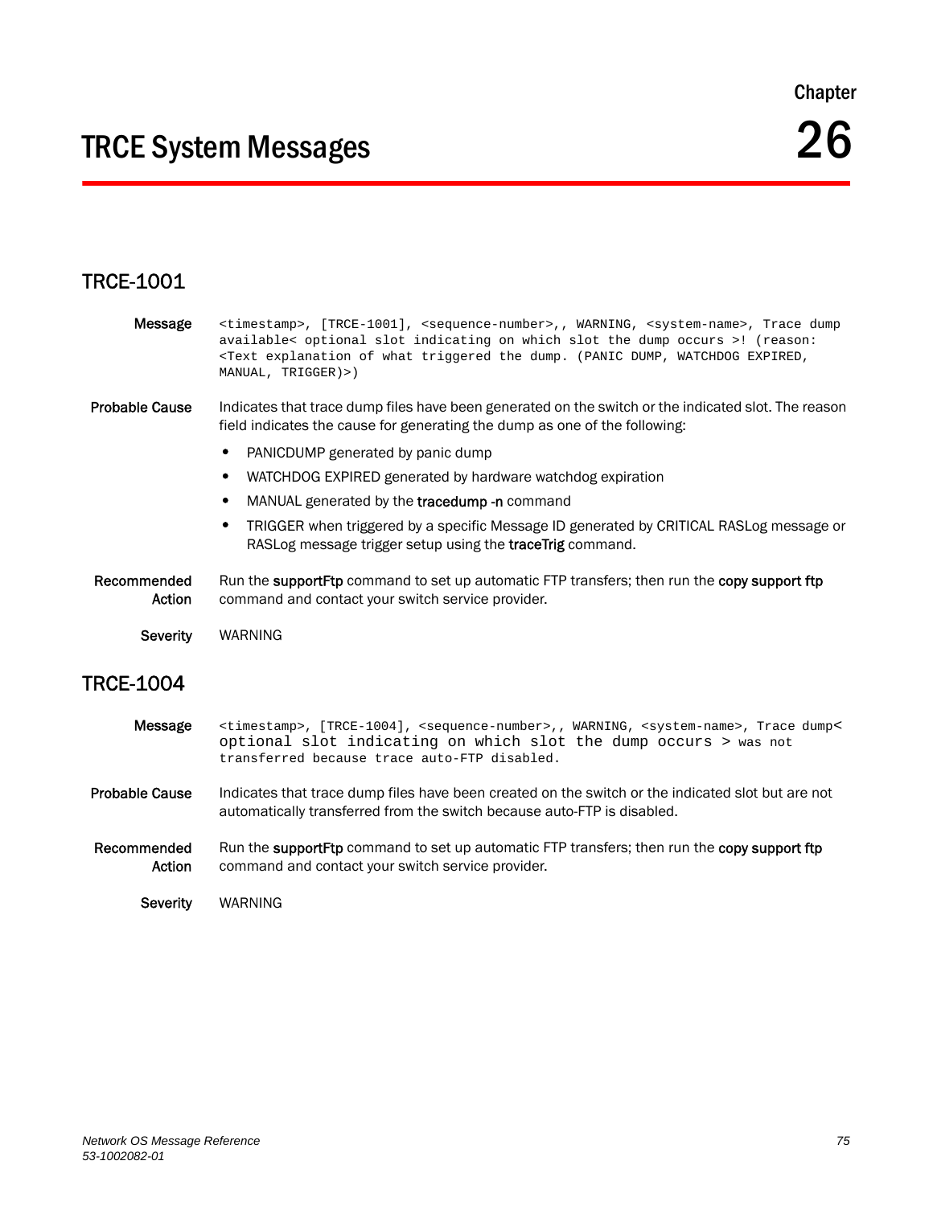Chapter

# TRCE System Messages 26

## TRCE-1001

**Message** `<timestamp>, [TRCE-1001], <sequence-number>,, WARNING, <system-name>, Trace dump available< optional slot indicating on which slot the dump occurs >! (reason: <Text explanation of what triggered the dump. (PANIC DUMP, WATCHDOG EXPIRED, MANUAL, TRIGGER)>)`

**Probable Cause** Indicates that trace dump files have been generated on the switch or the indicated slot. The reason field indicates the cause for generating the dump as one of the following:

- PANICDUMP generated by panic dump
- WATCHDOG EXPIRED generated by hardware watchdog expiration
- MANUAL generated by the **tracedump -n** command
- TRIGGER when triggered by a specific Message ID generated by CRITICAL RASLog message or RASLog message trigger setup using the **traceTrig** command.

**Recommended Action** Run the **supportFtp** command to set up automatic FTP transfers; then run the **copy support ftp** command and contact your switch service provider.

**Severity** WARNING

## TRCE-1004

**Message** `<timestamp>, [TRCE-1004], <sequence-number>,, WARNING, <system-name>, Trace dump< optional slot indicating on which slot the dump occurs > was not transferred because trace auto-FTP disabled.`

**Probable Cause** Indicates that trace dump files have been created on the switch or the indicated slot but are not automatically transferred from the switch because auto-FTP is disabled.

**Recommended Action** Run the **supportFtp** command to set up automatic FTP transfers; then run the **copy support ftp** command and contact your switch service provider.

**Severity** WARNING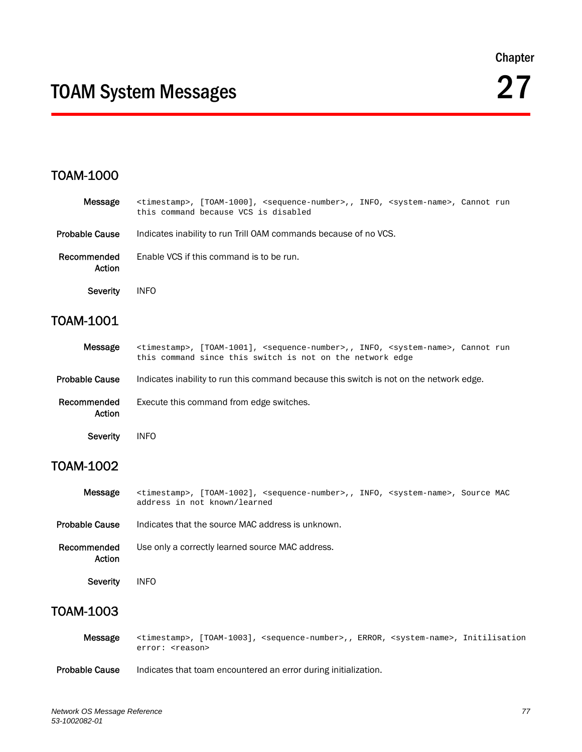Chapter

# TOAM System Messages

27

## TOAM-1000

**Message** `<timestamp>, [TOAM-1000], <sequence-number>,, INFO, <system-name>, Cannot run this command because VCS is disabled`

**Probable Cause** Indicates inability to run Trill OAM commands because of no VCS.

**Recommended Action** Enable VCS if this command is to be run.

**Severity** INFO

## TOAM-1001

**Message** `<timestamp>, [TOAM-1001], <sequence-number>,, INFO, <system-name>, Cannot run this command since this switch is not on the network edge`

**Probable Cause** Indicates inability to run this command because this switch is not on the network edge.

**Recommended Action** Execute this command from edge switches.

**Severity** INFO

## TOAM-1002

**Message** `<timestamp>, [TOAM-1002], <sequence-number>,, INFO, <system-name>, Source MAC address in not known/learned`

**Probable Cause** Indicates that the source MAC address is unknown.

**Recommended Action** Use only a correctly learned source MAC address.

**Severity** INFO

## TOAM-1003

**Message** `<timestamp>, [TOAM-1003], <sequence-number>,, ERROR, <system-name>, Initilisation error: <reason>`

**Probable Cause** Indicates that toam encountered an error during initialization.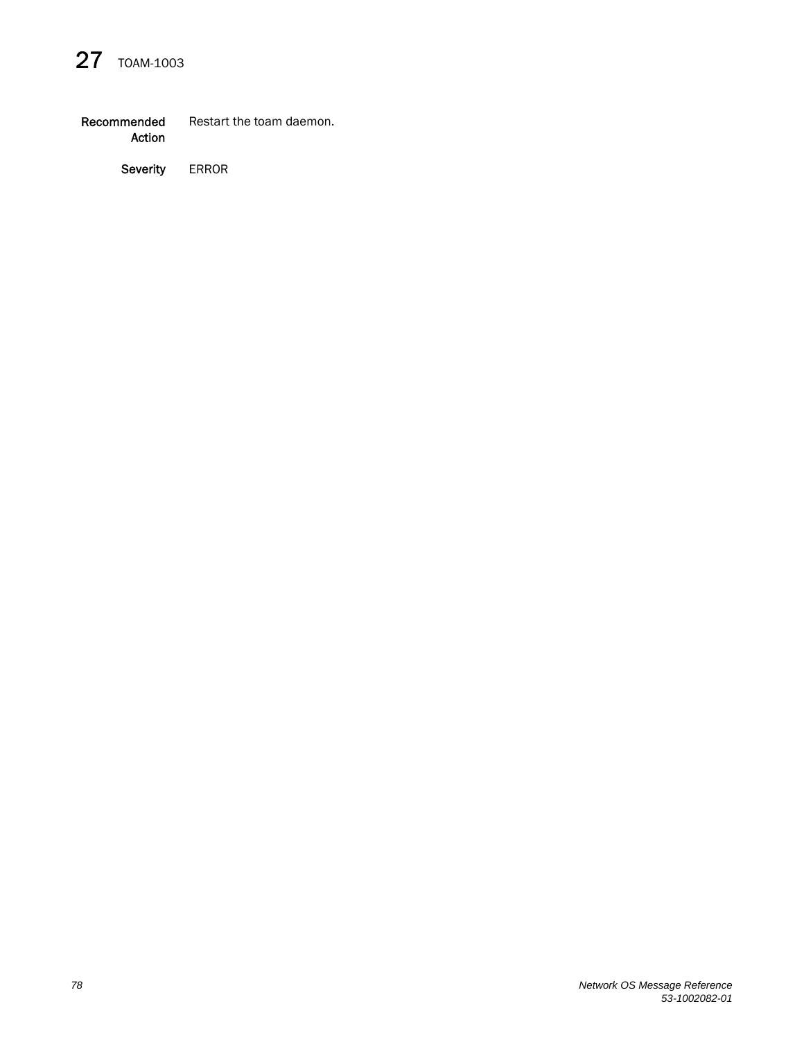**Recommended Action** Restart the toam daemon.

**Severity** ERROR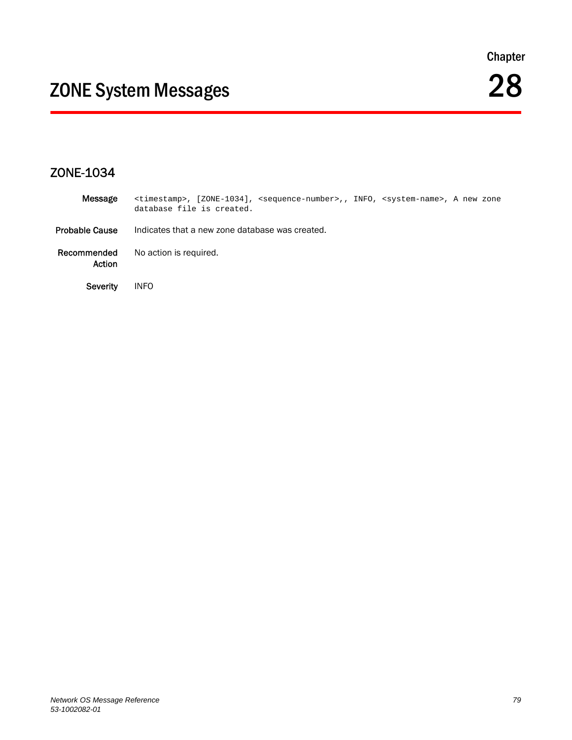Chapter

# ZONE System Messages 28

## ZONE-1034

**Message** `<timestamp>, [ZONE-1034], <sequence-number>,, INFO, <system-name>, A new zone database file is created.`

**Probable Cause** Indicates that a new zone database was created.

**Recommended Action** No action is required.

**Severity** INFO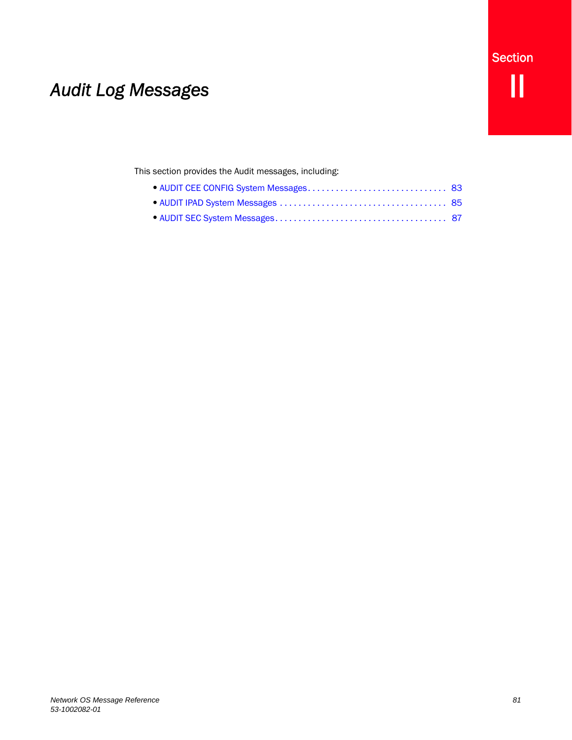Section II

# *Audit Log Messages*

This section provides the Audit messages, including:

- AUDIT CEE CONFIG System Messages . . . . . . . . . . . . . . . . . . . . . . . . . . . . . . 83
- AUDIT IPAD System Messages . . . . . . . . . . . . . . . . . . . . . . . . . . . . . . . . . . . . 85
- AUDIT SEC System Messages . . . . . . . . . . . . . . . . . . . . . . . . . . . . . . . . . . . . . 87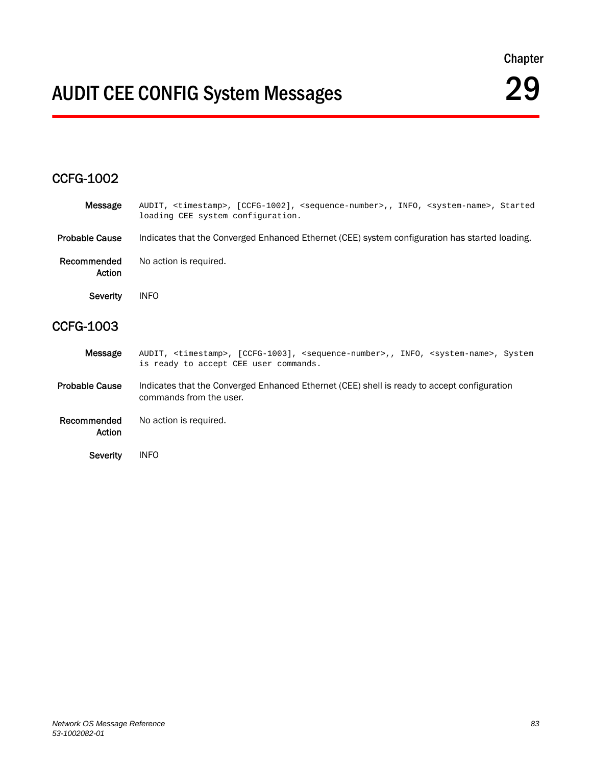Chapter

# 29 AUDIT CEE CONFIG System Messages

## CCFG-1002

**Message** AUDIT, <timestamp>, [CCFG-1002], <sequence-number>,, INFO, <system-name>, Started loading CEE system configuration.

**Probable Cause** Indicates that the Converged Enhanced Ethernet (CEE) system configuration has started loading.

**Recommended Action** No action is required.

**Severity** INFO

## CCFG-1003

**Message** AUDIT, <timestamp>, [CCFG-1003], <sequence-number>,, INFO, <system-name>, System is ready to accept CEE user commands.

**Probable Cause** Indicates that the Converged Enhanced Ethernet (CEE) shell is ready to accept configuration commands from the user.

**Recommended Action** No action is required.

**Severity** INFO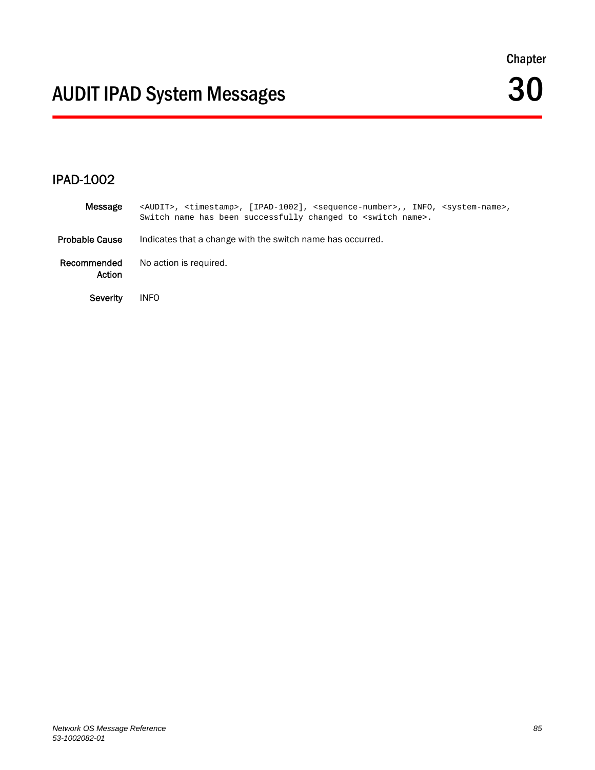Chapter

# 30 AUDIT IPAD System Messages

## IPAD-1002

**Message**

```
<AUDIT>, <timestamp>, [IPAD-1002], <sequence-number>,, INFO, <system-name>,
Switch name has been successfully changed to <switch name>.
```

**Probable Cause** Indicates that a change with the switch name has occurred.

**Recommended Action** No action is required.

**Severity** INFO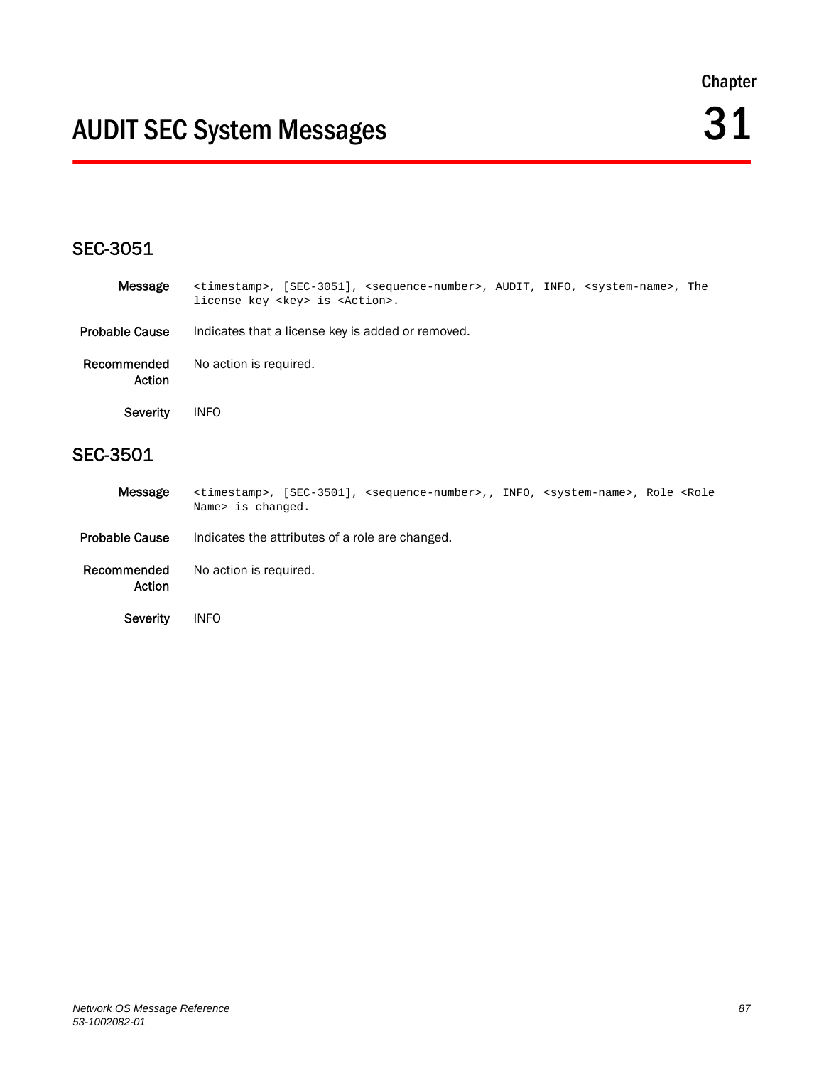Chapter

# AUDIT SEC System Messages 31

## SEC-3051

**Message** `<timestamp>, [SEC-3051], <sequence-number>, AUDIT, INFO, <system-name>, The license key <key> is <Action>.`

**Probable Cause** Indicates that a license key is added or removed.

**Recommended Action** No action is required.

**Severity** INFO

## SEC-3501

**Message** `<timestamp>, [SEC-3501], <sequence-number>,, INFO, <system-name>, Role <Role Name> is changed.`

**Probable Cause** Indicates the attributes of a role are changed.

**Recommended Action** No action is required.

**Severity** INFO